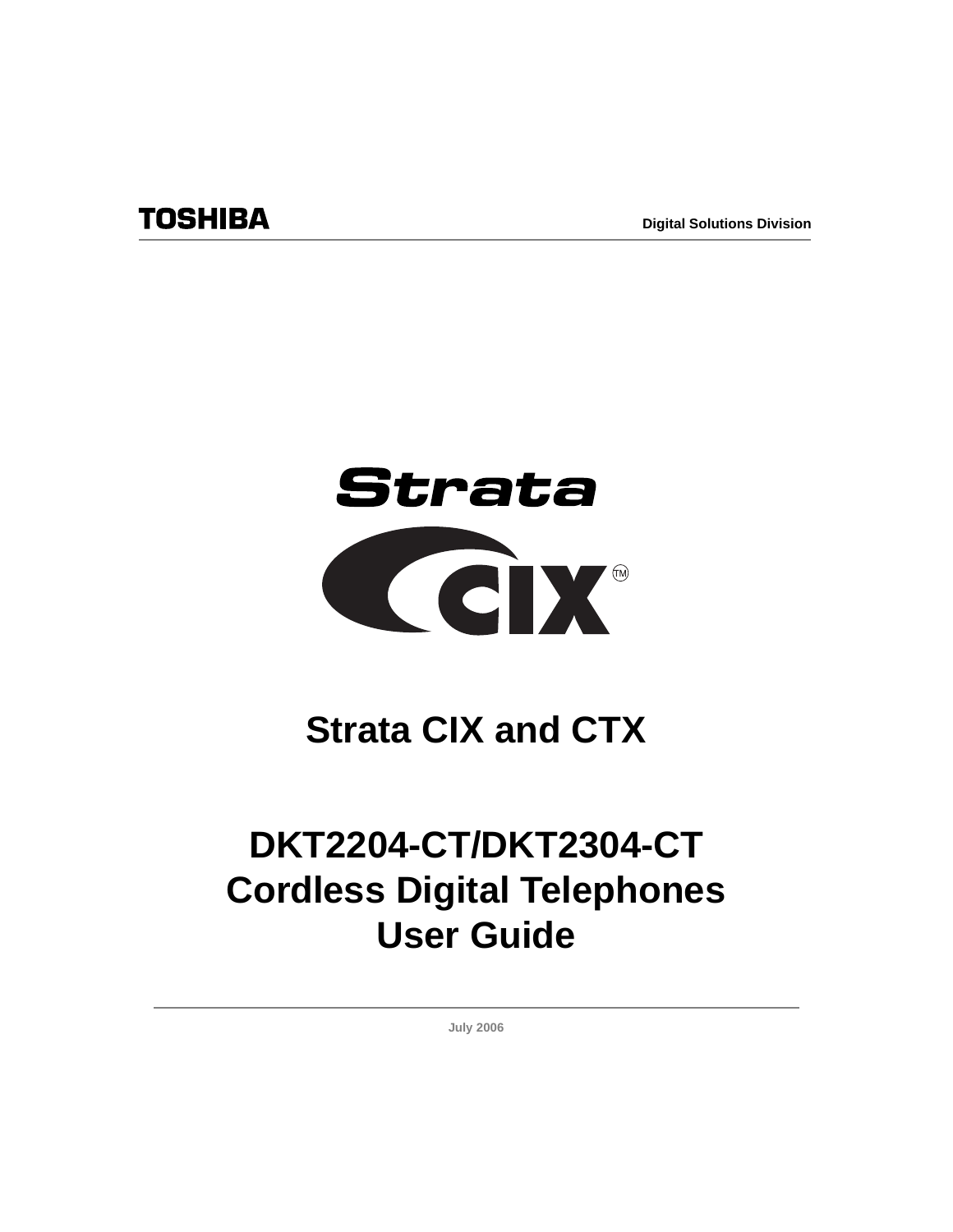TOSHIBA

Digital Solutions Division

Strata

CIX™

# Strata CIX and CTX

# DKT2204-CT/DKT2304-CT Cordless Digital Telephones User Guide

July 2006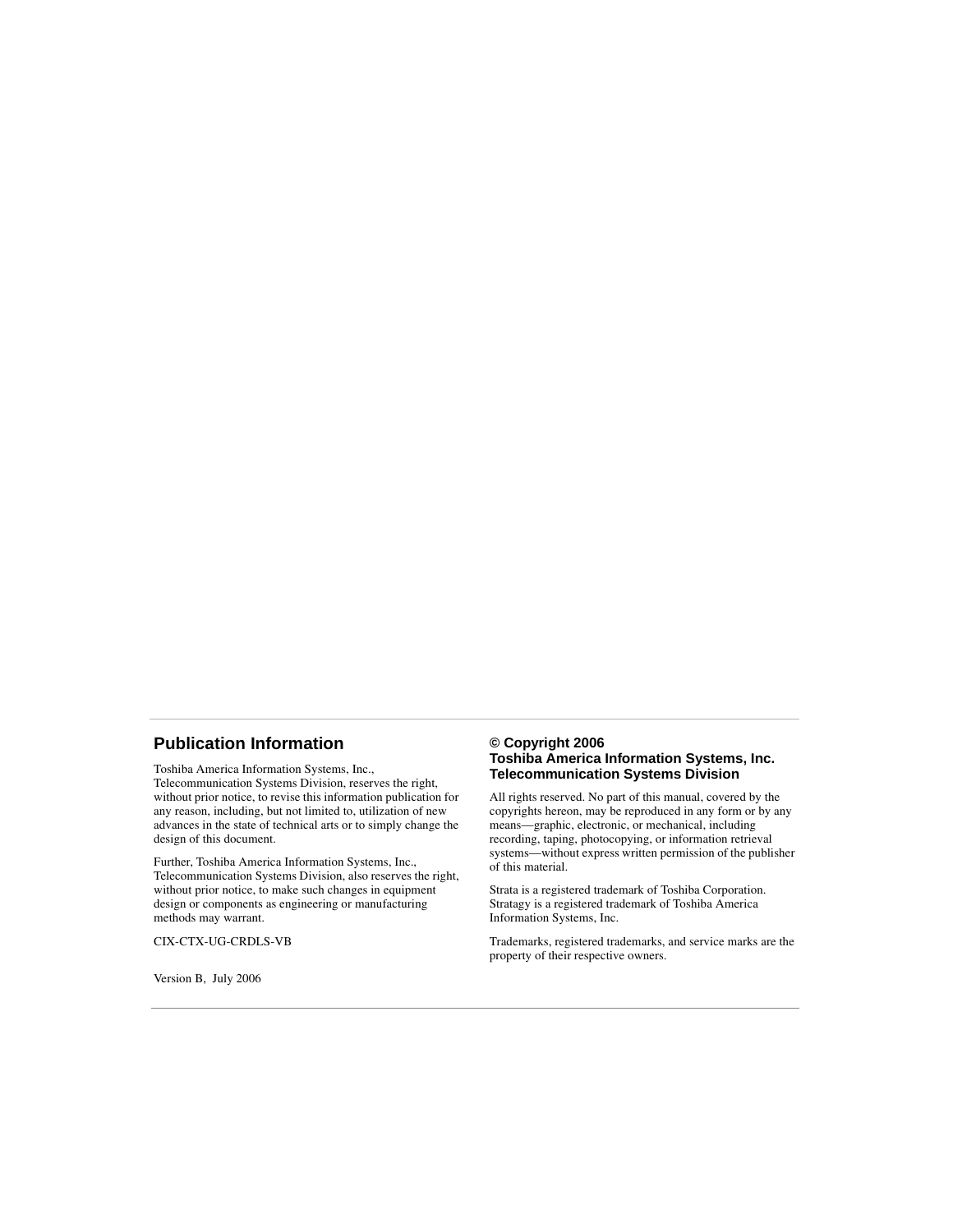## Publication Information

Toshiba America Information Systems, Inc., Telecommunication Systems Division, reserves the right, without prior notice, to revise this information publication for any reason, including, but not limited to, utilization of new advances in the state of technical arts or to simply change the design of this document.

Further, Toshiba America Information Systems, Inc., Telecommunication Systems Division, also reserves the right, without prior notice, to make such changes in equipment design or components as engineering or manufacturing methods may warrant.

CIX-CTX-UG-CRDLS-VB

Version B, July 2006

**© Copyright 2006**
**Toshiba America Information Systems, Inc.**
**Telecommunication Systems Division**

All rights reserved. No part of this manual, covered by the copyrights hereon, may be reproduced in any form or by any means—graphic, electronic, or mechanical, including recording, taping, photocopying, or information retrieval systems—without express written permission of the publisher of this material.

Strata is a registered trademark of Toshiba Corporation. Stratagy is a registered trademark of Toshiba America Information Systems, Inc.

Trademarks, registered trademarks, and service marks are the property of their respective owners.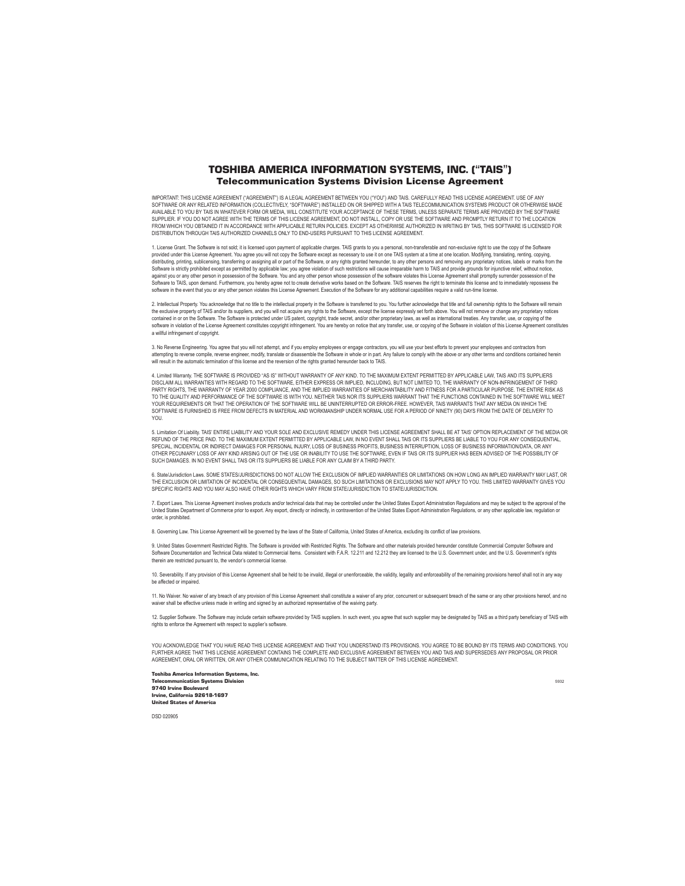# TOSHIBA AMERICA INFORMATION SYSTEMS, INC. ("TAIS")

## Telecommunication Systems Division License Agreement

IMPORTANT: THIS LICENSE AGREEMENT ("AGREEMENT") IS A LEGAL AGREEMENT BETWEEN YOU ("YOU") AND TAIS. CAREFULLY READ THIS LICENSE AGREEMENT. USE OF ANY SOFTWARE OR ANY RELATED INFORMATION (COLLECTIVELY, "SOFTWARE") INSTALLED ON OR SHIPPED WITH A TAIS TELECOMMUNICATION SYSTEMS PRODUCT OR OTHERWISE MADE AVAILABLE TO YOU BY TAIS IN WHATEVER FORM OR MEDIA, WILL CONSTITUTE YOUR ACCEPTANCE OF THESE TERMS, UNLESS SEPARATE TERMS ARE PROVIDED BY THE SOFTWARE SUPPLIER. IF YOU DO NOT AGREE WITH THE TERMS OF THIS LICENSE AGREEMENT, DO NOT INSTALL, COPY OR USE THE SOFTWARE AND PROMPTLY RETURN IT TO THE LOCATION FROM WHICH YOU OBTAINED IT IN ACCORDANCE WITH APPLICABLE RETURN POLICIES. EXCEPT AS OTHERWISE AUTHORIZED IN WRITING BY TAIS, THIS SOFTWARE IS LICENSED FOR DISTRIBUTION THROUGH TAIS AUTHORIZED CHANNELS ONLY TO END-USERS PURSUANT TO THIS LICENSE AGREEMENT.

1. License Grant. The Software is not sold; it is licensed upon payment of applicable charges. TAIS grants to you a personal, non-transferable and non-exclusive right to use the copy of the Software provided under this License Agreement. You agree you will not copy the Software except as necessary to use it on one TAIS system at a time at one location. Modifying, translating, renting, copying, distributing, printing, sublicensing, transferring or assigning all or part of the Software, or any rights granted hereunder, to any other persons and removing any proprietary notices, labels or marks from the Software is strictly prohibited except as permitted by applicable law; you agree violation of such restrictions will cause irreparable harm to TAIS and provide grounds for injunctive relief, without notice, against you or any other person in possession of the Software. You and any other person whose possession of the software violates this License Agreement shall promptly surrender possession of the Software to TAIS, upon demand. Furthermore, you hereby agree not to create derivative works based on the Software. TAIS reserves the right to terminate this license and to immediately repossess the software in the event that you or any other person violates this License Agreement. Execution of the Software for any additional capabilities require a valid run-time license.

2. Intellectual Property. You acknowledge that no title to the intellectual property in the Software is transferred to you. You further acknowledge that title and full ownership rights to the Software will remain the exclusive property of TAIS and/or its suppliers, and you will not acquire any rights to the Software, except the license expressly set forth above. You will not remove or change any proprietary notices contained in or on the Software. The Software is protected under US patent, copyright, trade secret, and/or other proprietary laws, as well as international treaties. Any transfer, use, or copying of the software in violation of the License Agreement constitutes copyright infringement. You are hereby on notice that any transfer, use, or copying of the Software in violation of this License Agreement constitutes a willful infringement of copyright.

3. No Reverse Engineering. You agree that you will not attempt, and if you employ employees or engage contractors, you will use your best efforts to prevent your employees and contractors from attempting to reverse compile, reverse engineer, modify, translate or disassemble the Software in whole or in part. Any failure to comply with the above or any other terms and conditions contained herein will result in the automatic termination of this license and the reversion of the rights granted hereunder back to TAIS.

4. Limited Warranty. THE SOFTWARE IS PROVIDED "AS IS" WITHOUT WARRANTY OF ANY KIND. TO THE MAXIMUM EXTENT PERMITTED BY APPLICABLE LAW, TAIS AND ITS SUPPLIERS DISCLAIM ALL WARRANTIES WITH REGARD TO THE SOFTWARE, EITHER EXPRESS OR IMPLIED, INCLUDING, BUT NOT LIMITED TO, THE WARRANTY OF NON-INFRINGEMENT OF THIRD PARTY RIGHTS, THE WARRANTY OF YEAR 2000 COMPLIANCE, AND THE IMPLIED WARRANTIES OF MERCHANTABILITY AND FITNESS FOR A PARTICULAR PURPOSE. THE ENTIRE RISK AS TO THE QUALITY AND PERFORMANCE OF THE SOFTWARE IS WITH YOU. NEITHER TAIS NOR ITS SUPPLIERS WARRANT THAT THE FUNCTIONS CONTAINED IN THE SOFTWARE WILL MEET YOUR REQUIREMENTS OR THAT THE OPERATION OF THE SOFTWARE WILL BE UNINTERRUPTED OR ERROR-FREE. HOWEVER, TAIS WARRANTS THAT ANY MEDIA ON WHICH THE SOFTWARE IS FURNISHED IS FREE FROM DEFECTS IN MATERIAL AND WORKMANSHIP UNDER NORMAL USE FOR A PERIOD OF NINETY (90) DAYS FROM THE DATE OF DELIVERY TO YOU.

5. Limitation Of Liability. TAIS' ENTIRE LIABILITY AND YOUR SOLE AND EXCLUSIVE REMEDY UNDER THIS LICENSE AGREEMENT SHALL BE AT TAIS' OPTION REPLACEMENT OF THE MEDIA OR REFUND OF THE PRICE PAID. TO THE MAXIMUM EXTENT PERMITTED BY APPLICABLE LAW, IN NO EVENT SHALL TAIS OR ITS SUPPLIERS BE LIABLE TO YOU FOR ANY CONSEQUENTIAL, SPECIAL, INCIDENTAL OR INDIRECT DAMAGES FOR PERSONAL INJURY, LOSS OF BUSINESS PROFITS, BUSINESS INTERRUPTION, LOSS OF BUSINESS INFORMATION/DATA, OR ANY OTHER PECUNIARY LOSS OF ANY KIND ARISING OUT OF THE USE OR INABILITY TO USE THE SOFTWARE, EVEN IF TAIS OR ITS SUPPLIER HAS BEEN ADVISED OF THE POSSIBILITY OF SUCH DAMAGES. IN NO EVENT SHALL TAIS OR ITS SUPPLIERS BE LIABLE FOR ANY CLAIM BY A THIRD PARTY.

6. State/Jurisdiction Laws. SOME STATES/JURISDICTIONS DO NOT ALLOW THE EXCLUSION OF IMPLIED WARRANTIES OR LIMITATIONS ON HOW LONG AN IMPLIED WARRANTY MAY LAST, OR THE EXCLUSION OR LIMITATION OF INCIDENTAL OR CONSEQUENTIAL DAMAGES, SO SUCH LIMITATIONS OR EXCLUSIONS MAY NOT APPLY TO YOU. THIS LIMITED WARRANTY GIVES YOU SPECIFIC RIGHTS AND YOU MAY ALSO HAVE OTHER RIGHTS WHICH VARY FROM STATE/JURISDICTION TO STATE/JURISDICTION.

7. Export Laws. This License Agreement involves products and/or technical data that may be controlled under the United States Export Administration Regulations and may be subject to the approval of the United States Department of Commerce prior to export. Any export, directly or indirectly, in contravention of the United States Export Administration Regulations, or any other applicable law, regulation or order, is prohibited.

8. Governing Law. This License Agreement will be governed by the laws of the State of California, United States of America, excluding its conflict of law provisions.

9. United States Government Restricted Rights. The Software is provided with Restricted Rights. The Software and other materials provided hereunder constitute Commercial Computer Software and Software Documentation and Technical Data related to Commercial Items. Consistent with F.A.R. 12.211 and 12.212 they are licensed to the U.S. Government under, and the U.S. Government's rights therein are restricted pursuant to, the vendor's commercial license.

10. Severability. If any provision of this License Agreement shall be held to be invalid, illegal or unenforceable, the validity, legality and enforceability of the remaining provisions hereof shall not in any way be affected or impaired.

11. No Waiver. No waiver of any breach of any provision of this License Agreement shall constitute a waiver of any prior, concurrent or subsequent breach of the same or any other provisions hereof, and no waiver shall be effective unless made in writing and signed by an authorized representative of the waiving party.

12. Supplier Software. The Software may include certain software provided by TAIS suppliers. In such event, you agree that such supplier may be designated by TAIS as a third party beneficiary of TAIS with rights to enforce the Agreement with respect to supplier's software.

YOU ACKNOWLEDGE THAT YOU HAVE READ THIS LICENSE AGREEMENT AND THAT YOU UNDERSTAND ITS PROVISIONS. YOU AGREE TO BE BOUND BY ITS TERMS AND CONDITIONS. YOU FURTHER AGREE THAT THIS LICENSE AGREEMENT CONTAINS THE COMPLETE AND EXCLUSIVE AGREEMENT BETWEEN YOU AND TAIS AND SUPERSEDES ANY PROPOSAL OR PRIOR AGREEMENT, ORAL OR WRITTEN, OR ANY OTHER COMMUNICATION RELATING TO THE SUBJECT MATTER OF THIS LICENSE AGREEMENT.

**Toshiba America Information Systems, Inc.**
**Telecommunication Systems Division**
**9740 Irvine Boulevard**
**Irvine, California 92618-1697**
**United States of America**

5932

DSD 020905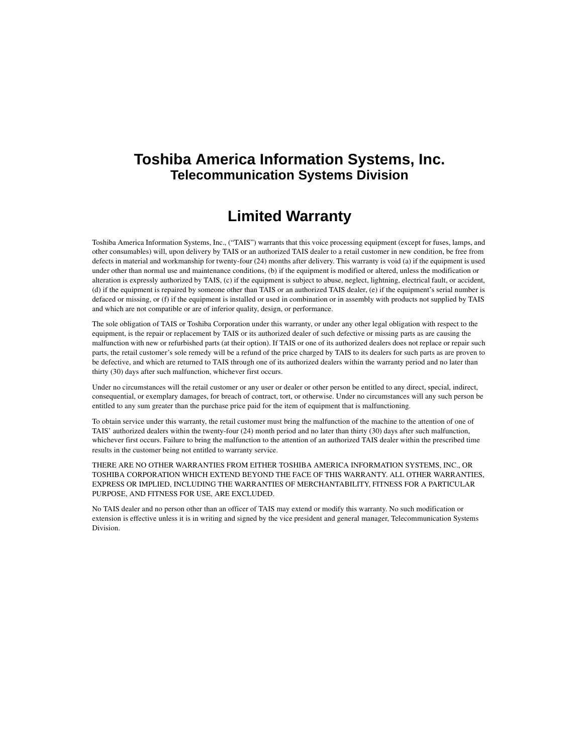# Toshiba America Information Systems, Inc.
## Telecommunication Systems Division

# Limited Warranty

Toshiba America Information Systems, Inc., ("TAIS") warrants that this voice processing equipment (except for fuses, lamps, and other consumables) will, upon delivery by TAIS or an authorized TAIS dealer to a retail customer in new condition, be free from defects in material and workmanship for twenty-four (24) months after delivery. This warranty is void (a) if the equipment is used under other than normal use and maintenance conditions, (b) if the equipment is modified or altered, unless the modification or alteration is expressly authorized by TAIS, (c) if the equipment is subject to abuse, neglect, lightning, electrical fault, or accident, (d) if the equipment is repaired by someone other than TAIS or an authorized TAIS dealer, (e) if the equipment's serial number is defaced or missing, or (f) if the equipment is installed or used in combination or in assembly with products not supplied by TAIS and which are not compatible or are of inferior quality, design, or performance.

The sole obligation of TAIS or Toshiba Corporation under this warranty, or under any other legal obligation with respect to the equipment, is the repair or replacement by TAIS or its authorized dealer of such defective or missing parts as are causing the malfunction with new or refurbished parts (at their option). If TAIS or one of its authorized dealers does not replace or repair such parts, the retail customer's sole remedy will be a refund of the price charged by TAIS to its dealers for such parts as are proven to be defective, and which are returned to TAIS through one of its authorized dealers within the warranty period and no later than thirty (30) days after such malfunction, whichever first occurs.

Under no circumstances will the retail customer or any user or dealer or other person be entitled to any direct, special, indirect, consequential, or exemplary damages, for breach of contract, tort, or otherwise. Under no circumstances will any such person be entitled to any sum greater than the purchase price paid for the item of equipment that is malfunctioning.

To obtain service under this warranty, the retail customer must bring the malfunction of the machine to the attention of one of TAIS' authorized dealers within the twenty-four (24) month period and no later than thirty (30) days after such malfunction, whichever first occurs. Failure to bring the malfunction to the attention of an authorized TAIS dealer within the prescribed time results in the customer being not entitled to warranty service.

THERE ARE NO OTHER WARRANTIES FROM EITHER TOSHIBA AMERICA INFORMATION SYSTEMS, INC., OR TOSHIBA CORPORATION WHICH EXTEND BEYOND THE FACE OF THIS WARRANTY. ALL OTHER WARRANTIES, EXPRESS OR IMPLIED, INCLUDING THE WARRANTIES OF MERCHANTABILITY, FITNESS FOR A PARTICULAR PURPOSE, AND FITNESS FOR USE, ARE EXCLUDED.

No TAIS dealer and no person other than an officer of TAIS may extend or modify this warranty. No such modification or extension is effective unless it is in writing and signed by the vice president and general manager, Telecommunication Systems Division.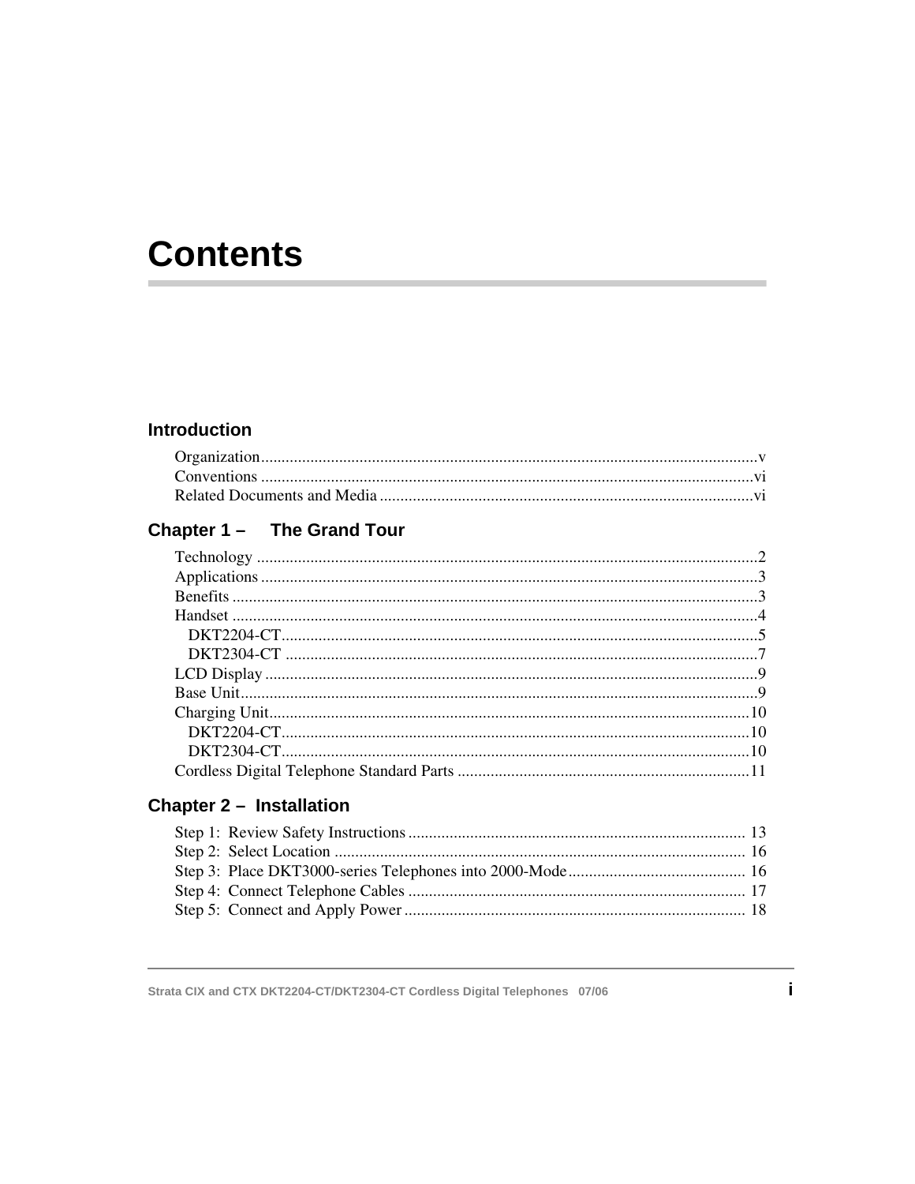# Contents

## Introduction

Organization ........................................................................................................................v
Conventions .......................................................................................................................vi
Related Documents and Media ..........................................................................................vi

## Chapter 1 – The Grand Tour

Technology .........................................................................................................................2
Applications ........................................................................................................................3
Benefits ...............................................................................................................................3
Handset ...............................................................................................................................4
  DKT2204-CT...................................................................................................................5
  DKT2304-CT ..................................................................................................................7
LCD Display .......................................................................................................................9
Base Unit.............................................................................................................................9
Charging Unit.....................................................................................................................10
  DKT2204-CT.................................................................................................................10
  DKT2304-CT.................................................................................................................10
Cordless Digital Telephone Standard Parts .......................................................................11

## Chapter 2 – Installation

Step 1: Review Safety Instructions ................................................................................. 13
Step 2: Select Location ................................................................................................... 16
Step 3: Place DKT3000-series Telephones into 2000-Mode........................................... 16
Step 4: Connect Telephone Cables ................................................................................. 17
Step 5: Connect and Apply Power .................................................................................. 18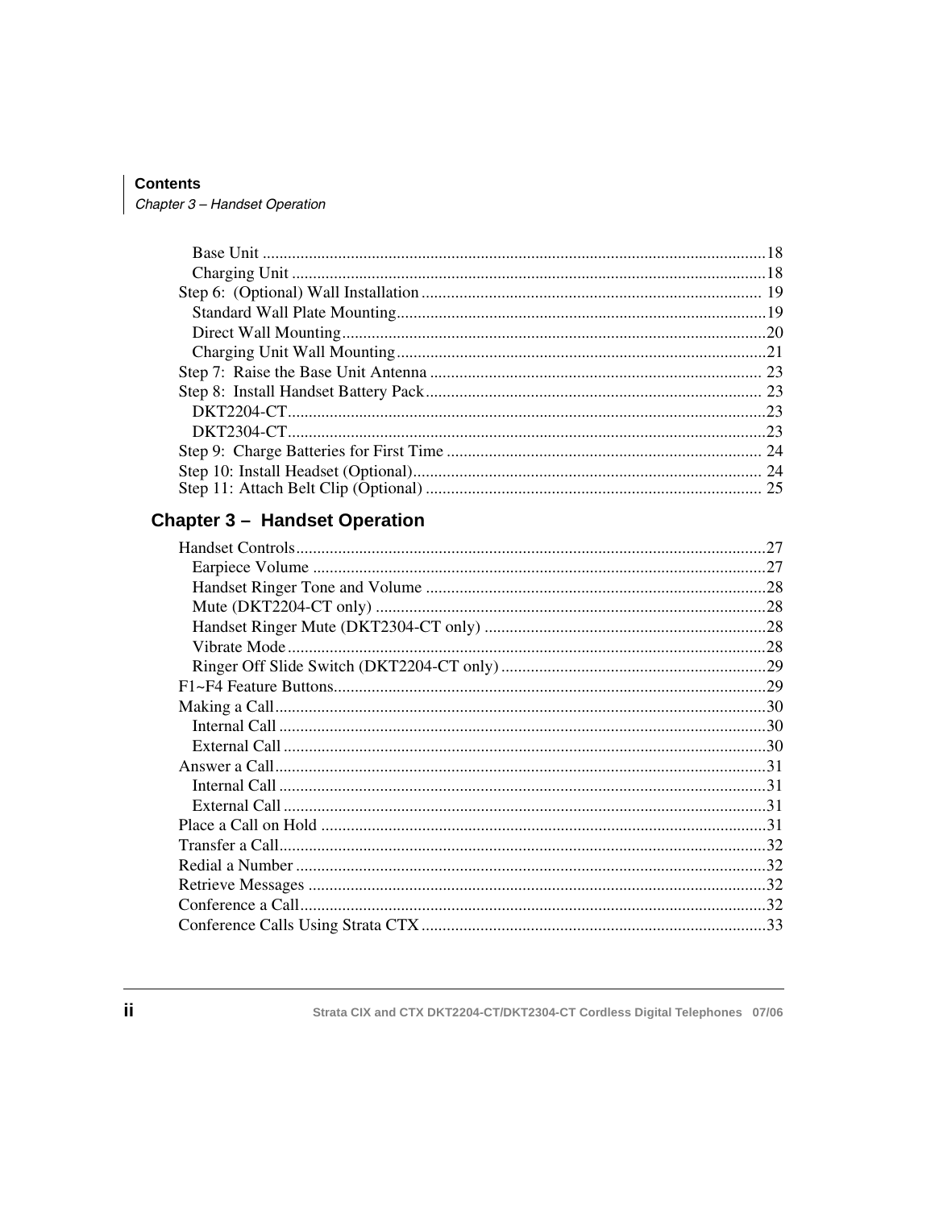Base Unit .......................................................................................................18
Charging Unit ................................................................................................18
Step 6: (Optional) Wall Installation ................................................................................ 19
Standard Wall Plate Mounting.......................................................................................19
Direct Wall Mounting....................................................................................................20
Charging Unit Wall Mounting.......................................................................................21
Step 7: Raise the Base Unit Antenna .............................................................................. 23
Step 8: Install Handset Battery Pack................................................................................ 23
DKT2204-CT.................................................................................................................23
DKT2304-CT.................................................................................................................23
Step 9: Charge Batteries for First Time ........................................................................... 24
Step 10: Install Headset (Optional).................................................................................. 24
Step 11: Attach Belt Clip (Optional) ............................................................................... 25

## Chapter 3 – Handset Operation

Handset Controls...............................................................................................................27
Earpiece Volume ...........................................................................................................27
Handset Ringer Tone and Volume ................................................................................28
Mute (DKT2204-CT only) ............................................................................................28
Handset Ringer Mute (DKT2304-CT only) ..................................................................28
Vibrate Mode.................................................................................................................28
Ringer Off Slide Switch (DKT2204-CT only)..............................................................29
F1~F4 Feature Buttons......................................................................................................29
Making a Call....................................................................................................................30
Internal Call ...................................................................................................................30
External Call ..................................................................................................................30
Answer a Call....................................................................................................................31
Internal Call ...................................................................................................................31
External Call ..................................................................................................................31
Place a Call on Hold .........................................................................................................31
Transfer a Call...................................................................................................................32
Redial a Number ...............................................................................................................32
Retrieve Messages ............................................................................................................32
Conference a Call..............................................................................................................32
Conference Calls Using Strata CTX.................................................................................33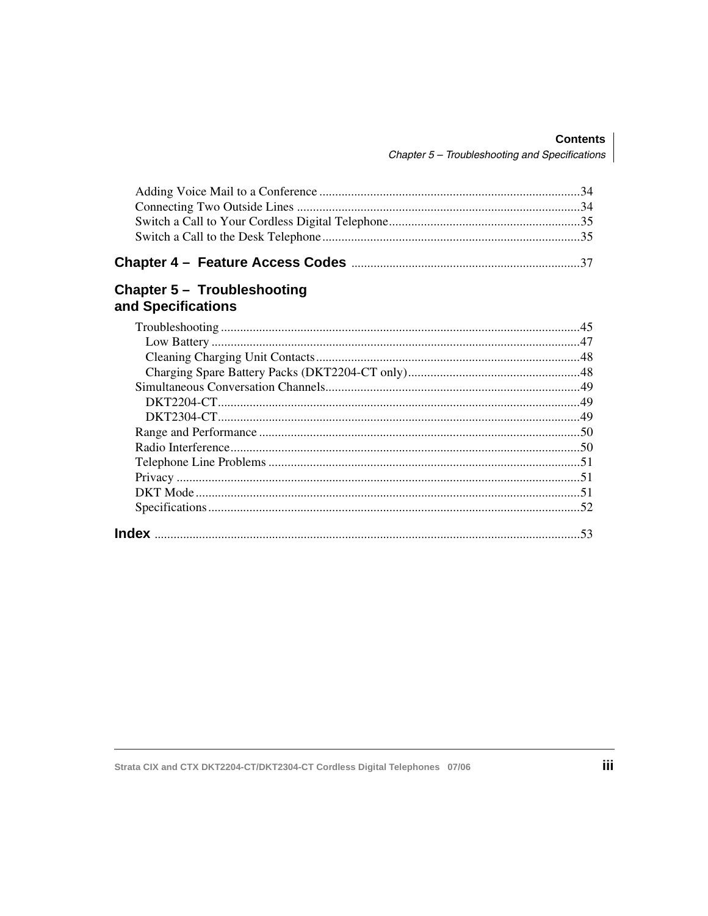Adding Voice Mail to a Conference ....................................................................................34
Connecting Two Outside Lines .........................................................................................34
Switch a Call to Your Cordless Digital Telephone............................................................35
Switch a Call to the Desk Telephone .................................................................................35

## Chapter 4 – Feature Access Codes ........................................................................37

## Chapter 5 – Troubleshooting and Specifications

Troubleshooting .................................................................................................................45
  Low Battery ...................................................................................................................47
  Cleaning Charging Unit Contacts ...................................................................................48
  Charging Spare Battery Packs (DKT2204-CT only) .......................................................48
Simultaneous Conversation Channels.................................................................................49
  DKT2204-CT..................................................................................................................49
  DKT2304-CT..................................................................................................................49
Range and Performance .....................................................................................................50
Radio Interference..............................................................................................................50
Telephone Line Problems ..................................................................................................51
Privacy ..............................................................................................................................51
DKT Mode .........................................................................................................................51
Specifications.....................................................................................................................52

## Index .......................................................................................................................53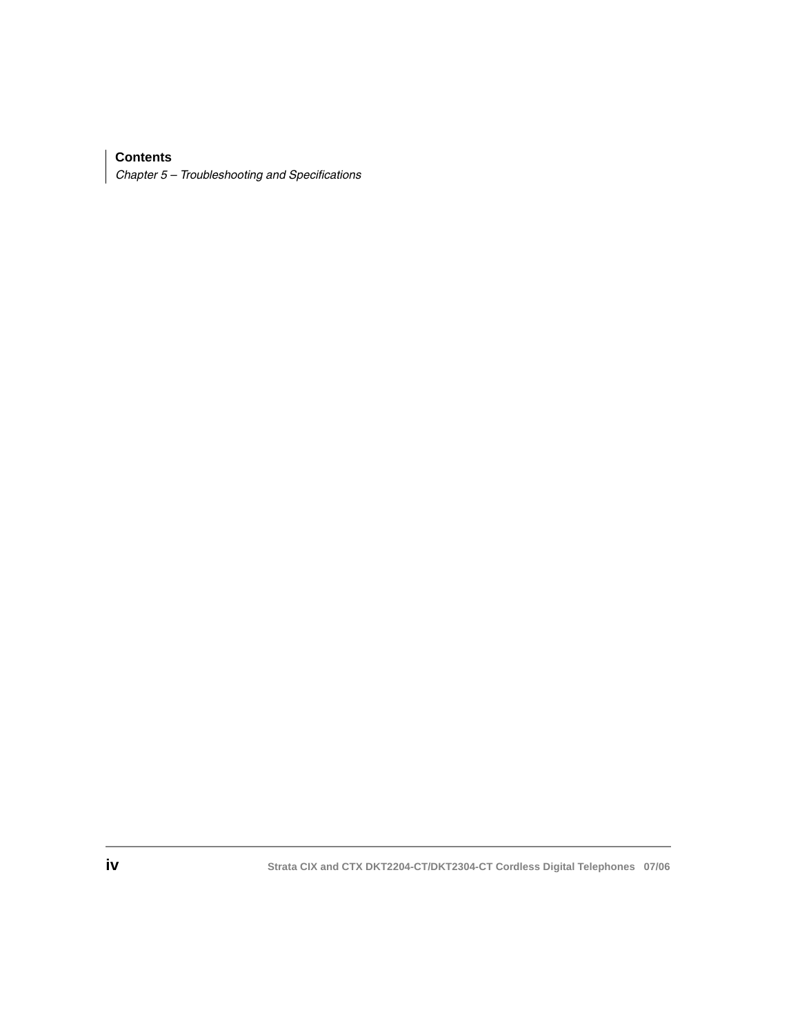**Contents**

*Chapter 5 – Troubleshooting and Specifications*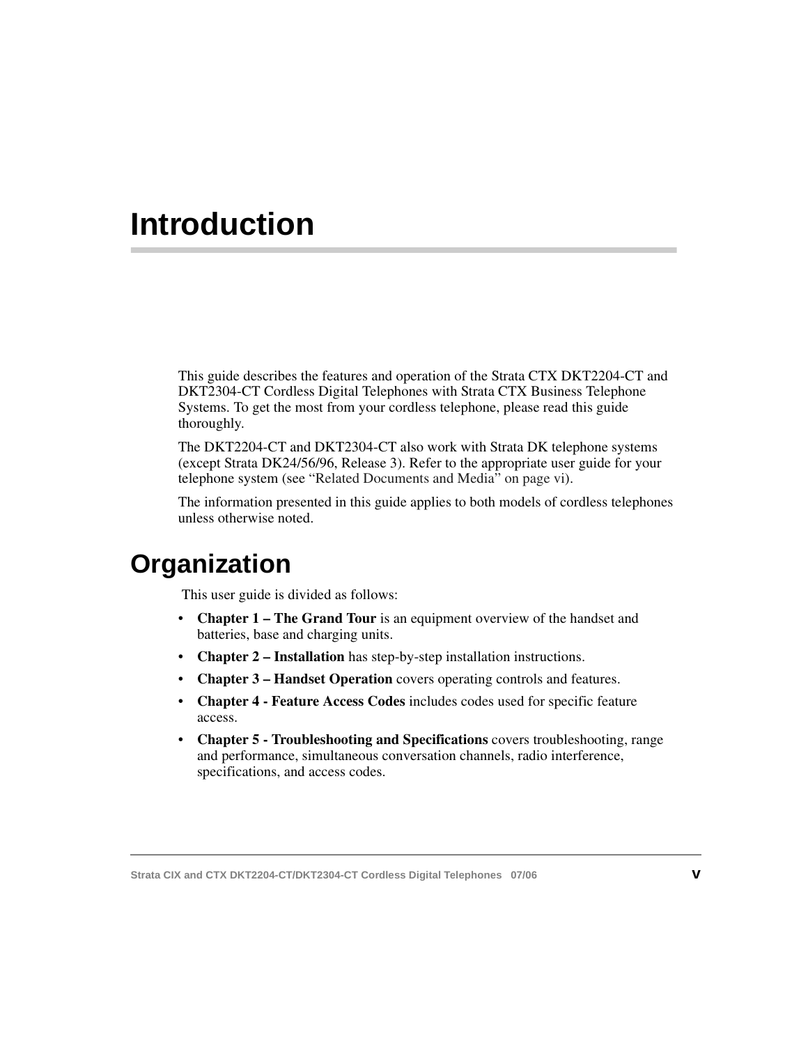# Introduction

This guide describes the features and operation of the Strata CTX DKT2204-CT and DKT2304-CT Cordless Digital Telephones with Strata CTX Business Telephone Systems. To get the most from your cordless telephone, please read this guide thoroughly.

The DKT2204-CT and DKT2304-CT also work with Strata DK telephone systems (except Strata DK24/56/96, Release 3). Refer to the appropriate user guide for your telephone system (see "Related Documents and Media" on page vi).

The information presented in this guide applies to both models of cordless telephones unless otherwise noted.

## Organization

This user guide is divided as follows:

- **Chapter 1 – The Grand Tour** is an equipment overview of the handset and batteries, base and charging units.
- **Chapter 2 – Installation** has step-by-step installation instructions.
- **Chapter 3 – Handset Operation** covers operating controls and features.
- **Chapter 4 - Feature Access Codes** includes codes used for specific feature access.
- **Chapter 5 - Troubleshooting and Specifications** covers troubleshooting, range and performance, simultaneous conversation channels, radio interference, specifications, and access codes.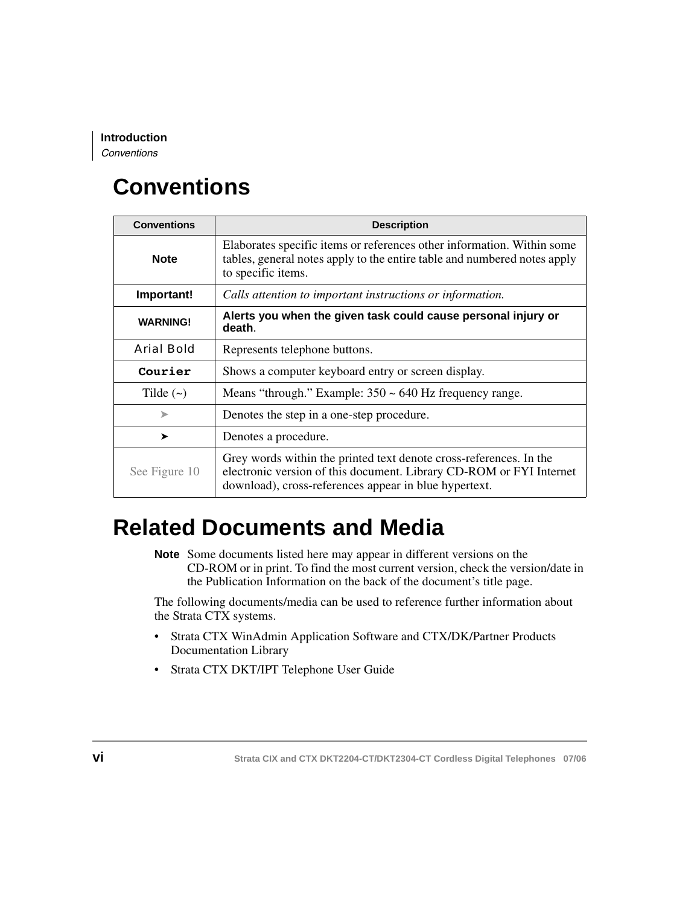# Conventions

| Conventions | Description |
|---|---|
| **Note** | Elaborates specific items or references other information. Within some tables, general notes apply to the entire table and numbered notes apply to specific items. |
| **Important!** | *Calls attention to important instructions or information.* |
| **WARNING!** | **Alerts you when the given task could cause personal injury or death**. |
| Arial Bold | Represents telephone buttons. |
| **`Courier`** | Shows a computer keyboard entry or screen display. |
| Tilde (~) | Means "through." Example: 350 ~ 640 Hz frequency range. |
| ➤ | Denotes the step in a one-step procedure. |
| ➤ | Denotes a procedure. |
| See Figure 10 | Grey words within the printed text denote cross-references. In the electronic version of this document. Library CD-ROM or FYI Internet download), cross-references appear in blue hypertext. |

# Related Documents and Media

**Note** Some documents listed here may appear in different versions on the CD-ROM or in print. To find the most current version, check the version/date in the Publication Information on the back of the document's title page.

The following documents/media can be used to reference further information about the Strata CTX systems.

- Strata CTX WinAdmin Application Software and CTX/DK/Partner Products Documentation Library
- Strata CTX DKT/IPT Telephone User Guide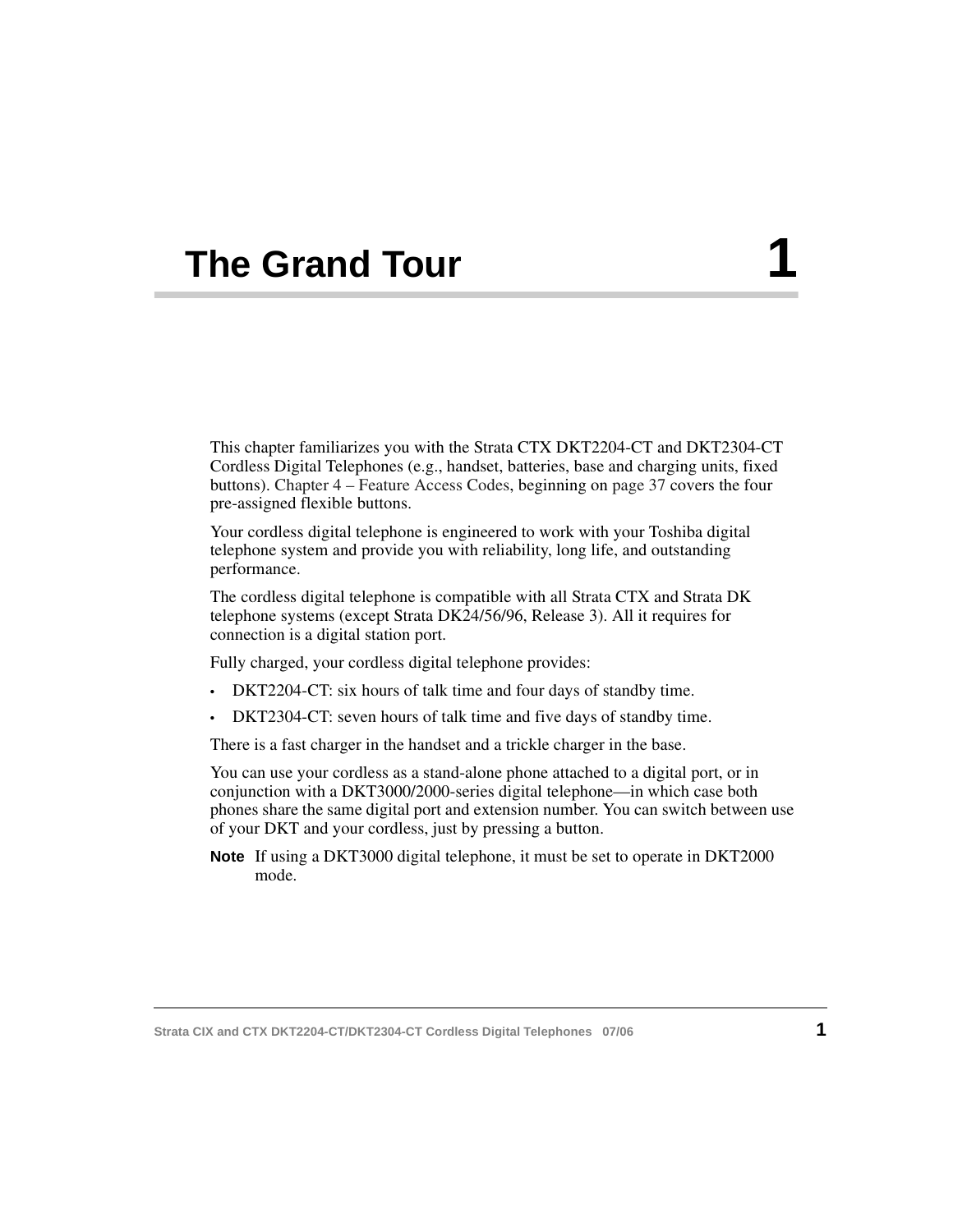# The Grand Tour 1

This chapter familiarizes you with the Strata CTX DKT2204-CT and DKT2304-CT Cordless Digital Telephones (e.g., handset, batteries, base and charging units, fixed buttons). Chapter 4 – Feature Access Codes, beginning on page 37 covers the four pre-assigned flexible buttons.

Your cordless digital telephone is engineered to work with your Toshiba digital telephone system and provide you with reliability, long life, and outstanding performance.

The cordless digital telephone is compatible with all Strata CTX and Strata DK telephone systems (except Strata DK24/56/96, Release 3). All it requires for connection is a digital station port.

Fully charged, your cordless digital telephone provides:

- DKT2204-CT: six hours of talk time and four days of standby time.
- DKT2304-CT: seven hours of talk time and five days of standby time.

There is a fast charger in the handset and a trickle charger in the base.

You can use your cordless as a stand-alone phone attached to a digital port, or in conjunction with a DKT3000/2000-series digital telephone—in which case both phones share the same digital port and extension number. You can switch between use of your DKT and your cordless, just by pressing a button.

**Note** If using a DKT3000 digital telephone, it must be set to operate in DKT2000 mode.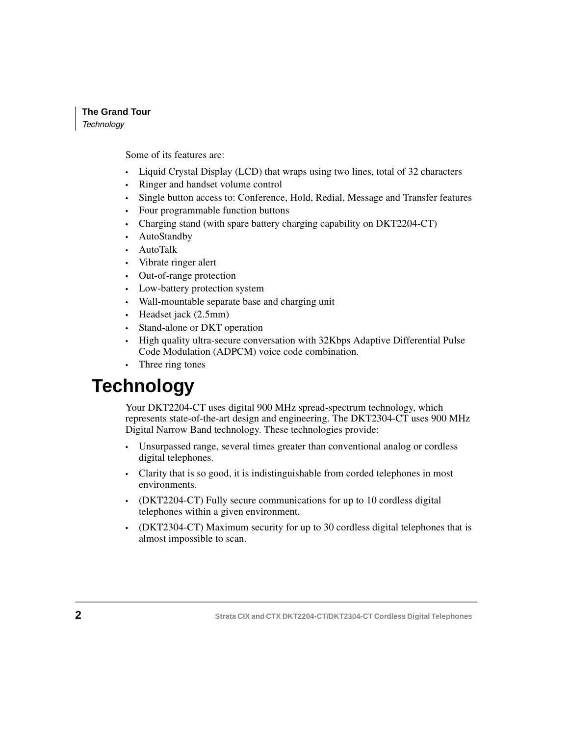Some of its features are:

- Liquid Crystal Display (LCD) that wraps using two lines, total of 32 characters
- Ringer and handset volume control
- Single button access to: Conference, Hold, Redial, Message and Transfer features
- Four programmable function buttons
- Charging stand (with spare battery charging capability on DKT2204-CT)
- AutoStandby
- AutoTalk
- Vibrate ringer alert
- Out-of-range protection
- Low-battery protection system
- Wall-mountable separate base and charging unit
- Headset jack (2.5mm)
- Stand-alone or DKT operation
- High quality ultra-secure conversation with 32Kbps Adaptive Differential Pulse Code Modulation (ADPCM) voice code combination.
- Three ring tones

# Technology

Your DKT2204-CT uses digital 900 MHz spread-spectrum technology, which represents state-of-the-art design and engineering. The DKT2304-CT uses 900 MHz Digital Narrow Band technology. These technologies provide:

- Unsurpassed range, several times greater than conventional analog or cordless digital telephones.
- Clarity that is so good, it is indistinguishable from corded telephones in most environments.
- (DKT2204-CT) Fully secure communications for up to 10 cordless digital telephones within a given environment.
- (DKT2304-CT) Maximum security for up to 30 cordless digital telephones that is almost impossible to scan.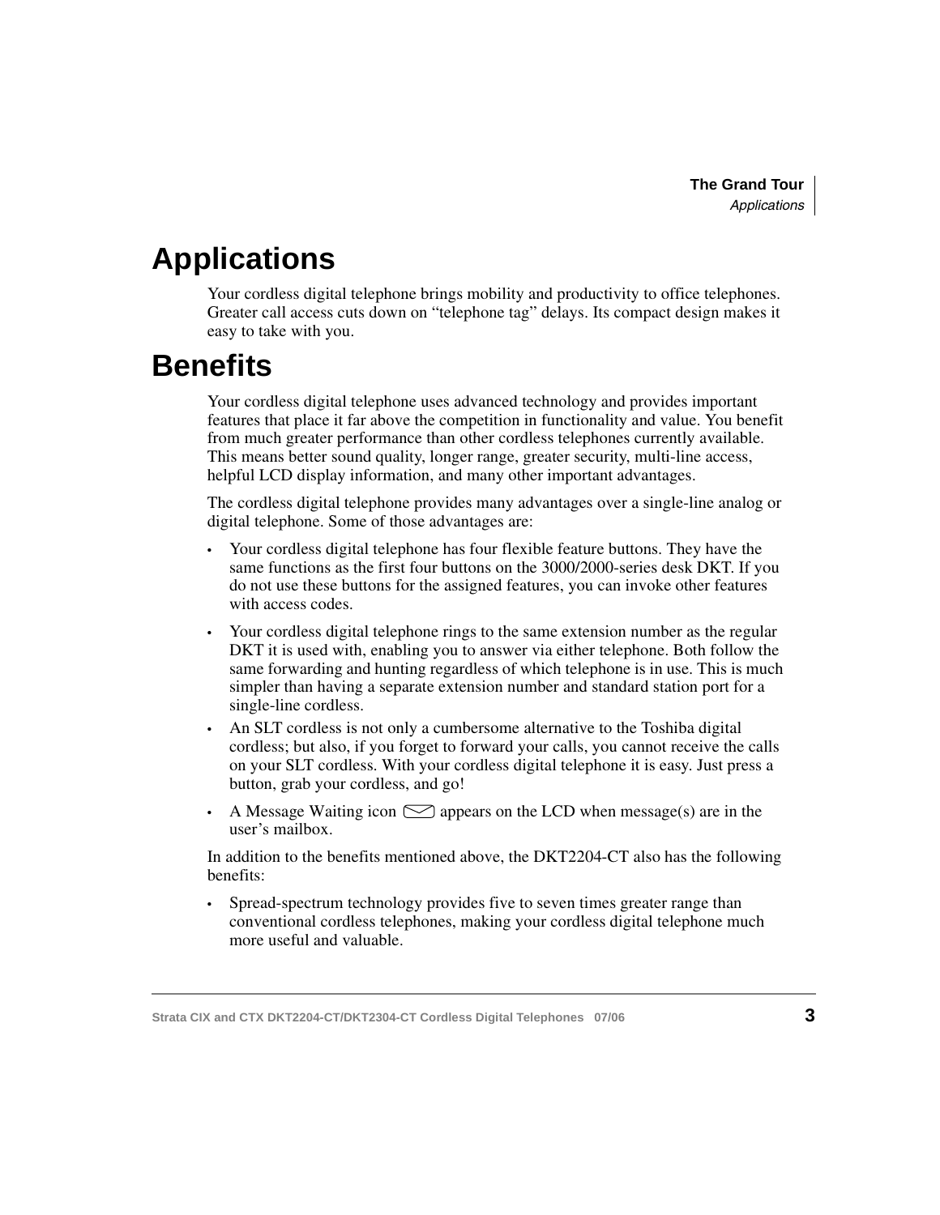# Applications

Your cordless digital telephone brings mobility and productivity to office telephones. Greater call access cuts down on "telephone tag" delays. Its compact design makes it easy to take with you.

# Benefits

Your cordless digital telephone uses advanced technology and provides important features that place it far above the competition in functionality and value. You benefit from much greater performance than other cordless telephones currently available. This means better sound quality, longer range, greater security, multi-line access, helpful LCD display information, and many other important advantages.

The cordless digital telephone provides many advantages over a single-line analog or digital telephone. Some of those advantages are:

- Your cordless digital telephone has four flexible feature buttons. They have the same functions as the first four buttons on the 3000/2000-series desk DKT. If you do not use these buttons for the assigned features, you can invoke other features with access codes.
- Your cordless digital telephone rings to the same extension number as the regular DKT it is used with, enabling you to answer via either telephone. Both follow the same forwarding and hunting regardless of which telephone is in use. This is much simpler than having a separate extension number and standard station port for a single-line cordless.
- An SLT cordless is not only a cumbersome alternative to the Toshiba digital cordless; but also, if you forget to forward your calls, you cannot receive the calls on your SLT cordless. With your cordless digital telephone it is easy. Just press a button, grab your cordless, and go!
- A Message Waiting icon ✉ appears on the LCD when message(s) are in the user's mailbox.

In addition to the benefits mentioned above, the DKT2204-CT also has the following benefits:

- Spread-spectrum technology provides five to seven times greater range than conventional cordless telephones, making your cordless digital telephone much more useful and valuable.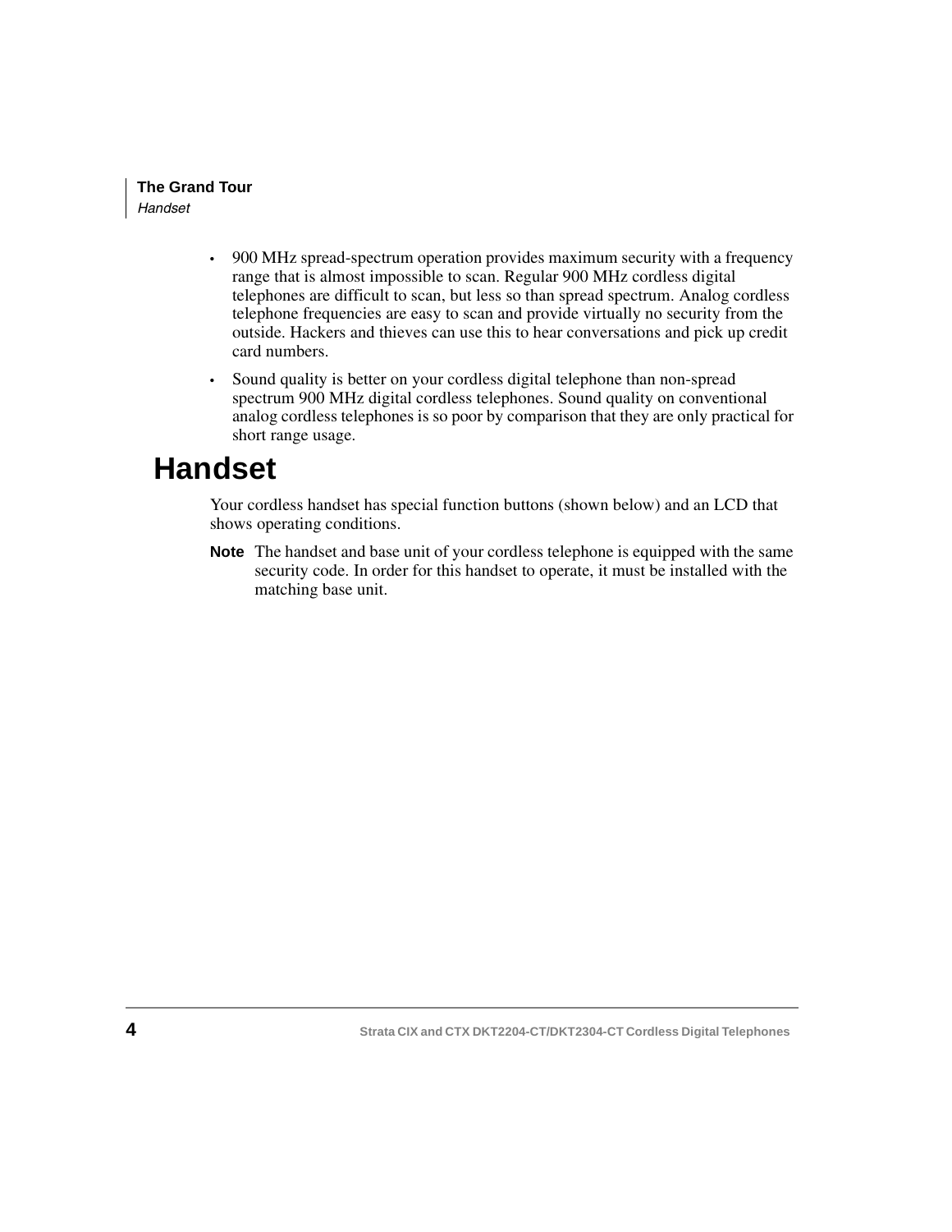- 900 MHz spread-spectrum operation provides maximum security with a frequency range that is almost impossible to scan. Regular 900 MHz cordless digital telephones are difficult to scan, but less so than spread spectrum. Analog cordless telephone frequencies are easy to scan and provide virtually no security from the outside. Hackers and thieves can use this to hear conversations and pick up credit card numbers.
- Sound quality is better on your cordless digital telephone than non-spread spectrum 900 MHz digital cordless telephones. Sound quality on conventional analog cordless telephones is so poor by comparison that they are only practical for short range usage.

# Handset

Your cordless handset has special function buttons (shown below) and an LCD that shows operating conditions.

**Note** The handset and base unit of your cordless telephone is equipped with the same security code. In order for this handset to operate, it must be installed with the matching base unit.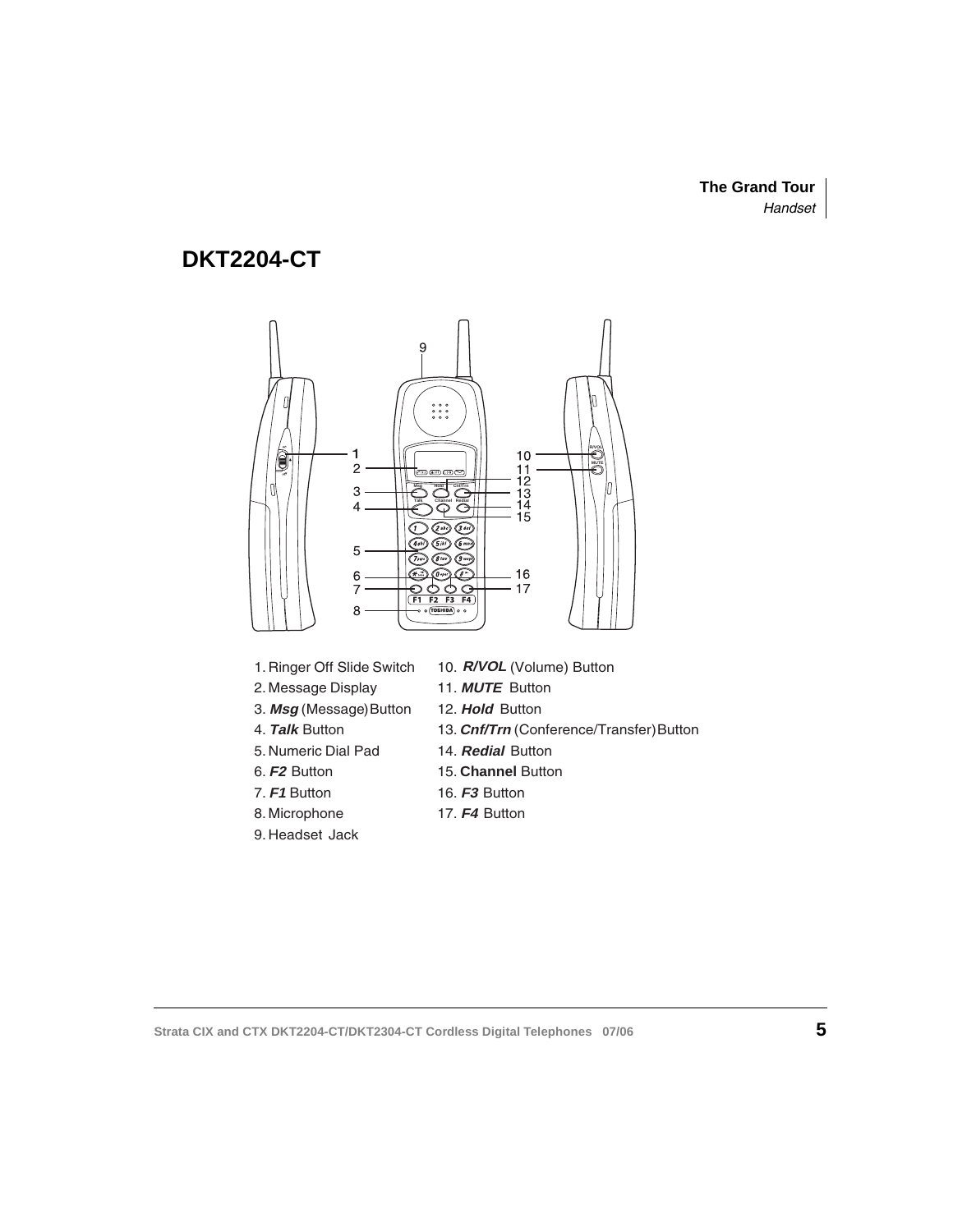## DKT2204-CT

1. Ringer Off Slide Switch
2. Message Display
3. ***Msg*** (Message) Button
4. ***Talk*** Button
5. Numeric Dial Pad
6. ***F2*** Button
7. ***F1*** Button
8. Microphone
9. Headset Jack
10. ***R/VOL*** (Volume) Button
11. ***MUTE*** Button
12. ***Hold*** Button
13. ***Cnf/Trn*** (Conference/Transfer) Button
14. ***Redial*** Button
15. **Channel** Button
16. ***F3*** Button
17. ***F4*** Button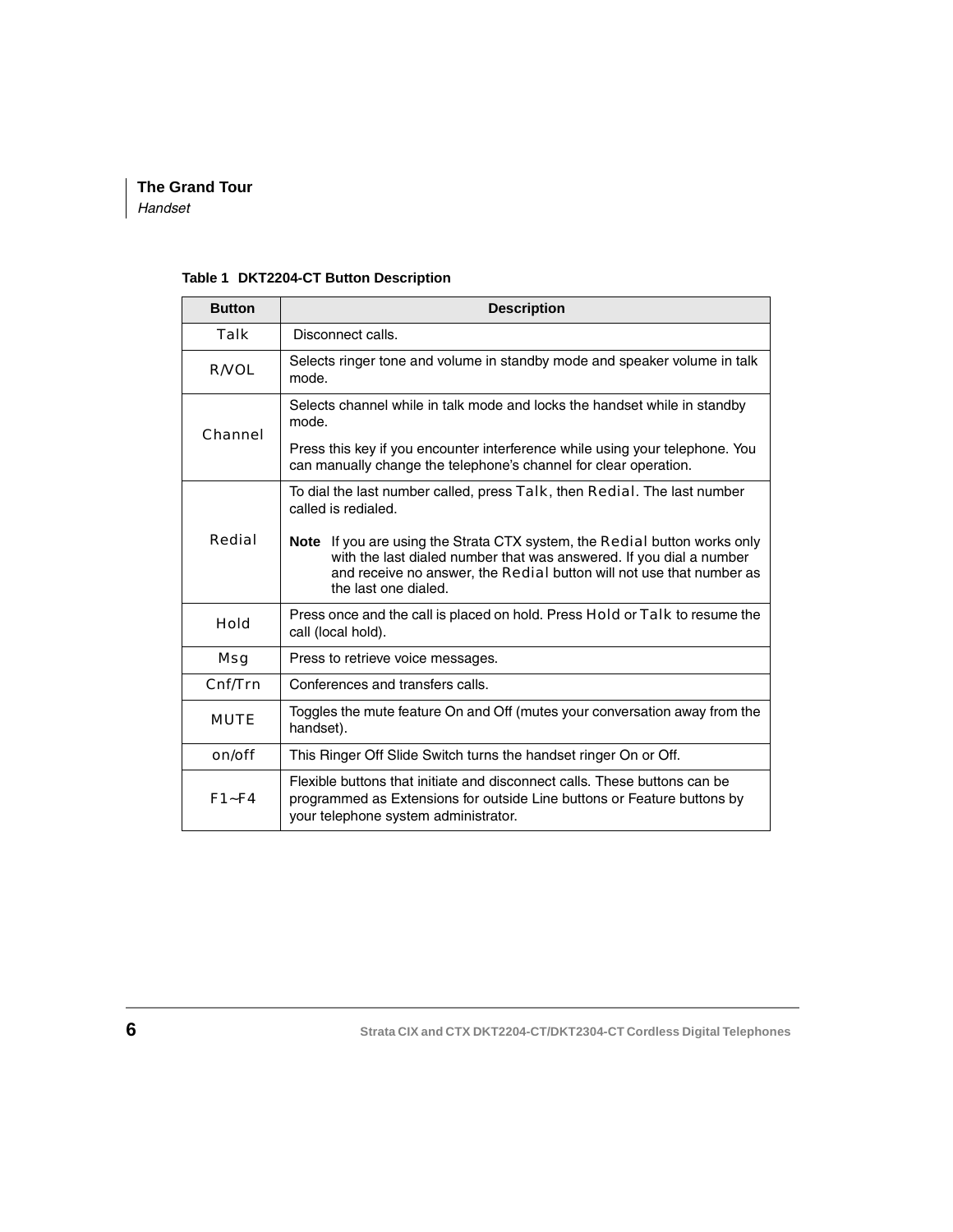**Table 1 DKT2204-CT Button Description**

| Button | Description |
|---|---|
| Talk | Disconnect calls. |
| R/VOL | Selects ringer tone and volume in standby mode and speaker volume in talk mode. |
| Channel | Selects channel while in talk mode and locks the handset while in standby mode.<br><br>Press this key if you encounter interference while using your telephone. You can manually change the telephone's channel for clear operation. |
| Redial | To dial the last number called, press Talk, then Redial. The last number called is redialed.<br><br>**Note** If you are using the Strata CTX system, the Redial button works only with the last dialed number that was answered. If you dial a number and receive no answer, the Redial button will not use that number as the last one dialed. |
| Hold | Press once and the call is placed on hold. Press Hold or Talk to resume the call (local hold). |
| Msg | Press to retrieve voice messages. |
| Cnf/Trn | Conferences and transfers calls. |
| MUTE | Toggles the mute feature On and Off (mutes your conversation away from the handset). |
| on/off | This Ringer Off Slide Switch turns the handset ringer On or Off. |
| F1~F4 | Flexible buttons that initiate and disconnect calls. These buttons can be programmed as Extensions for outside Line buttons or Feature buttons by your telephone system administrator. |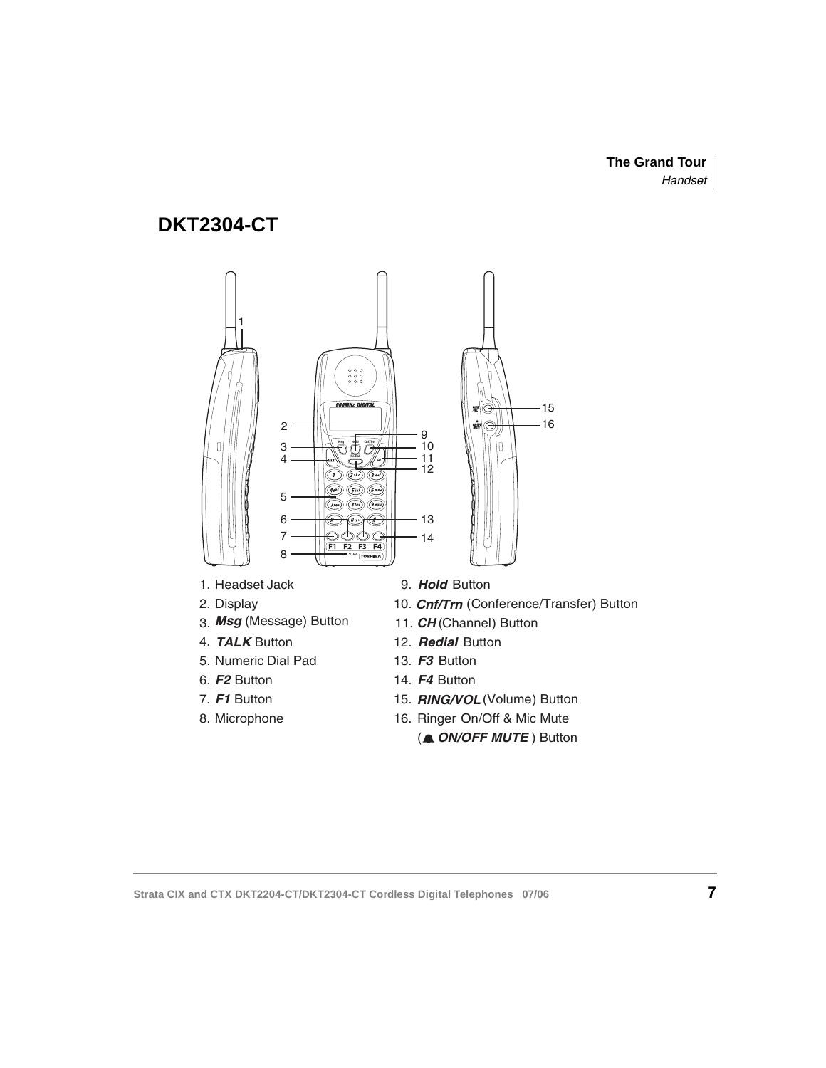## DKT2304-CT

1. Headset Jack
2. Display
3. ***Msg*** (Message) Button
4. ***TALK*** Button
5. Numeric Dial Pad
6. ***F2*** Button
7. ***F1*** Button
8. Microphone
9. ***Hold*** Button
10. ***Cnf/Trn*** (Conference/Transfer) Button
11. ***CH*** (Channel) Button
12. ***Redial*** Button
13. ***F3*** Button
14. ***F4*** Button
15. ***RING/VOL*** (Volume) Button
16. Ringer On/Off & Mic Mute ( ***ON/OFF MUTE*** ) Button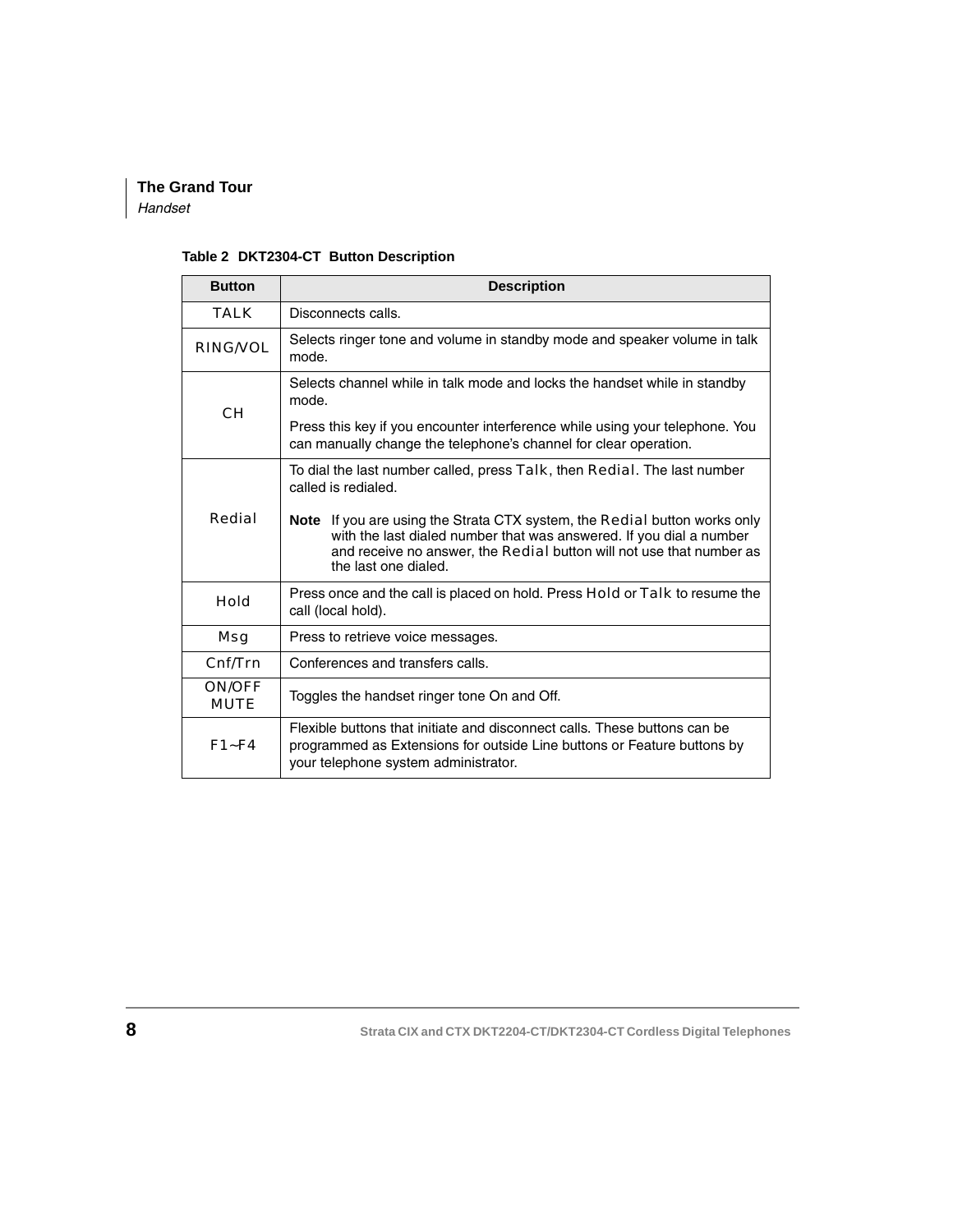**Table 2 DKT2304-CT Button Description**

| Button | Description |
|---|---|
| TALK | Disconnects calls. |
| RING/VOL | Selects ringer tone and volume in standby mode and speaker volume in talk mode. |
| CH | Selects channel while in talk mode and locks the handset while in standby mode.<br><br>Press this key if you encounter interference while using your telephone. You can manually change the telephone's channel for clear operation. |
| Redial | To dial the last number called, press Talk, then Redial. The last number called is redialed.<br><br>**Note** If you are using the Strata CTX system, the Redial button works only with the last dialed number that was answered. If you dial a number and receive no answer, the Redial button will not use that number as the last one dialed. |
| Hold | Press once and the call is placed on hold. Press Hold or Talk to resume the call (local hold). |
| Msg | Press to retrieve voice messages. |
| Cnf/Trn | Conferences and transfers calls. |
| ON/OFF MUTE | Toggles the handset ringer tone On and Off. |
| F1~F4 | Flexible buttons that initiate and disconnect calls. These buttons can be programmed as Extensions for outside Line buttons or Feature buttons by your telephone system administrator. |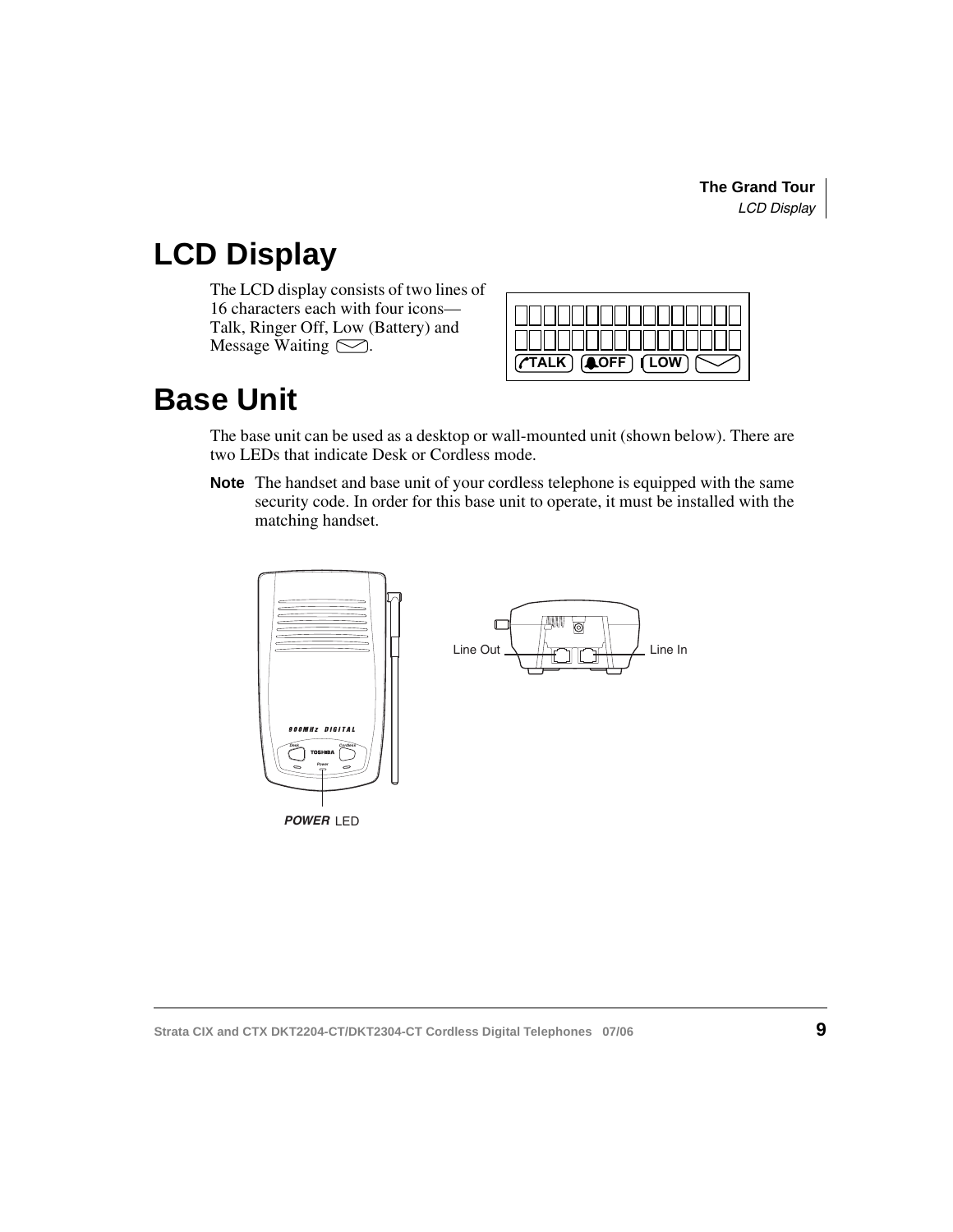# LCD Display

The LCD display consists of two lines of 16 characters each with four icons—Talk, Ringer Off, Low (Battery) and Message Waiting.

# Base Unit

The base unit can be used as a desktop or wall-mounted unit (shown below). There are two LEDs that indicate Desk or Cordless mode.

**Note** The handset and base unit of your cordless telephone is equipped with the same security code. In order for this base unit to operate, it must be installed with the matching handset.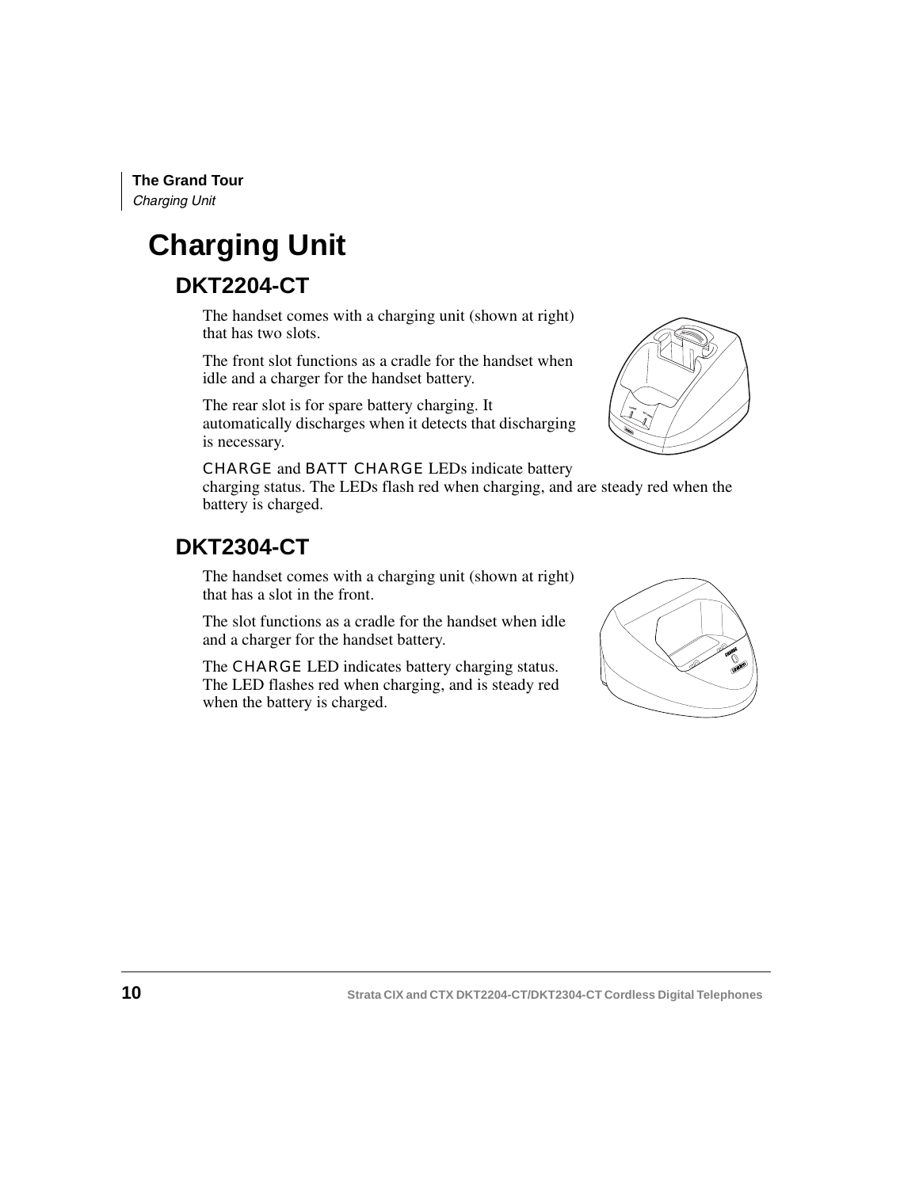# Charging Unit

## DKT2204-CT

The handset comes with a charging unit (shown at right) that has two slots.

The front slot functions as a cradle for the handset when idle and a charger for the handset battery.

The rear slot is for spare battery charging. It automatically discharges when it detects that discharging is necessary.

CHARGE and BATT CHARGE LEDs indicate battery charging status. The LEDs flash red when charging, and are steady red when the battery is charged.

## DKT2304-CT

The handset comes with a charging unit (shown at right) that has a slot in the front.

The slot functions as a cradle for the handset when idle and a charger for the handset battery.

The CHARGE LED indicates battery charging status. The LED flashes red when charging, and is steady red when the battery is charged.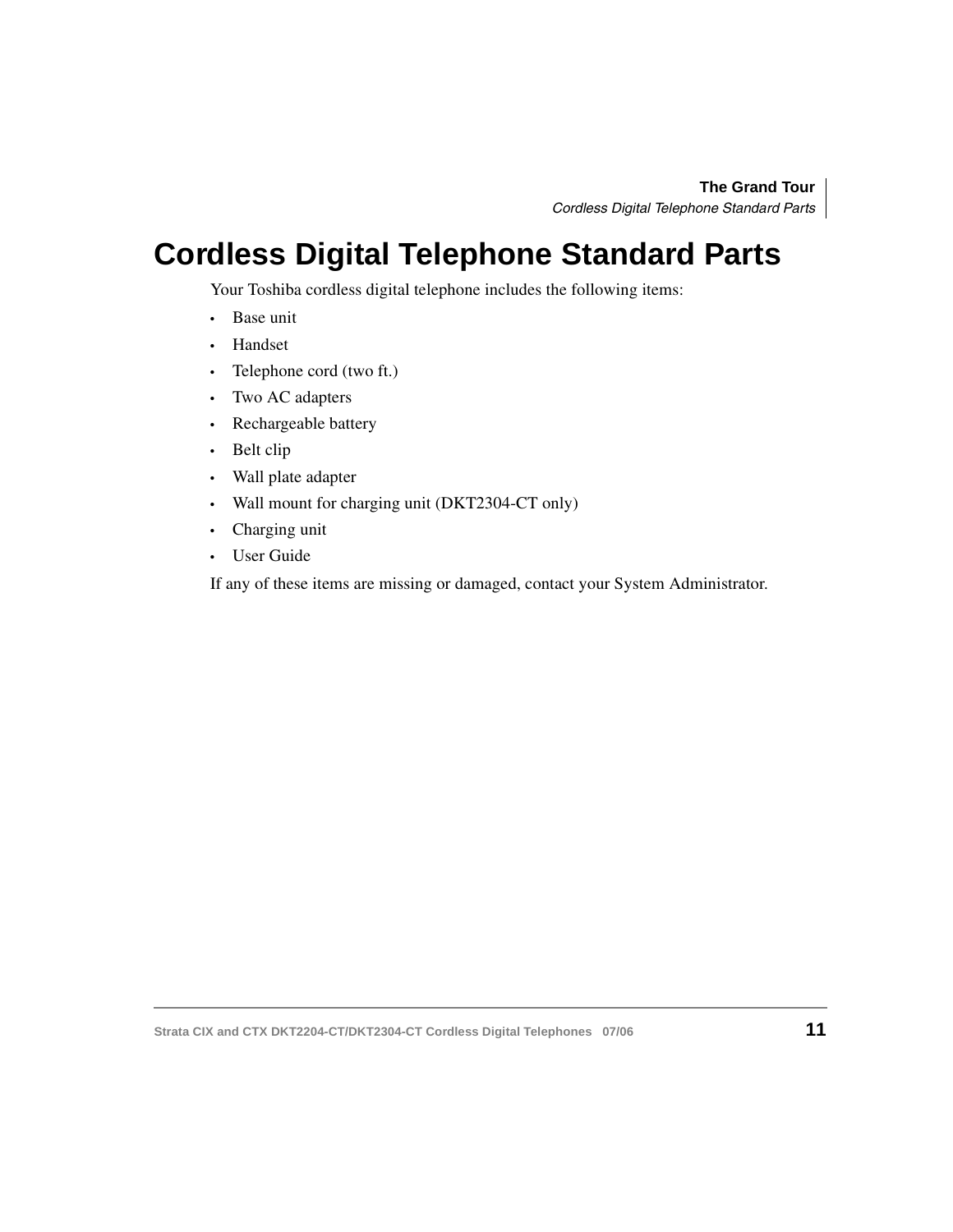# Cordless Digital Telephone Standard Parts

Your Toshiba cordless digital telephone includes the following items:

- Base unit
- Handset
- Telephone cord (two ft.)
- Two AC adapters
- Rechargeable battery
- Belt clip
- Wall plate adapter
- Wall mount for charging unit (DKT2304-CT only)
- Charging unit
- User Guide

If any of these items are missing or damaged, contact your System Administrator.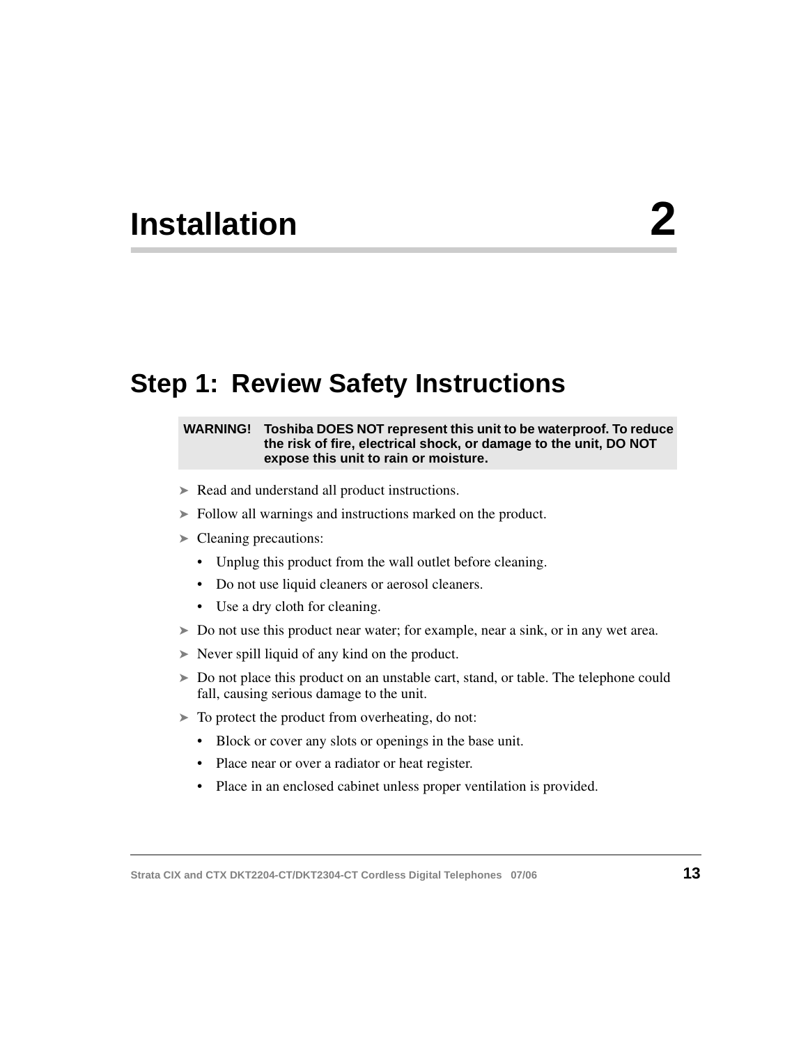# Installation 2

## Step 1: Review Safety Instructions

**WARNING! Toshiba DOES NOT represent this unit to be waterproof. To reduce the risk of fire, electrical shock, or damage to the unit, DO NOT expose this unit to rain or moisture.**

- ➤ Read and understand all product instructions.
- ➤ Follow all warnings and instructions marked on the product.
- ➤ Cleaning precautions:
  - Unplug this product from the wall outlet before cleaning.
  - Do not use liquid cleaners or aerosol cleaners.
  - Use a dry cloth for cleaning.
- ➤ Do not use this product near water; for example, near a sink, or in any wet area.
- ➤ Never spill liquid of any kind on the product.
- ➤ Do not place this product on an unstable cart, stand, or table. The telephone could fall, causing serious damage to the unit.
- ➤ To protect the product from overheating, do not:
  - Block or cover any slots or openings in the base unit.
  - Place near or over a radiator or heat register.
  - Place in an enclosed cabinet unless proper ventilation is provided.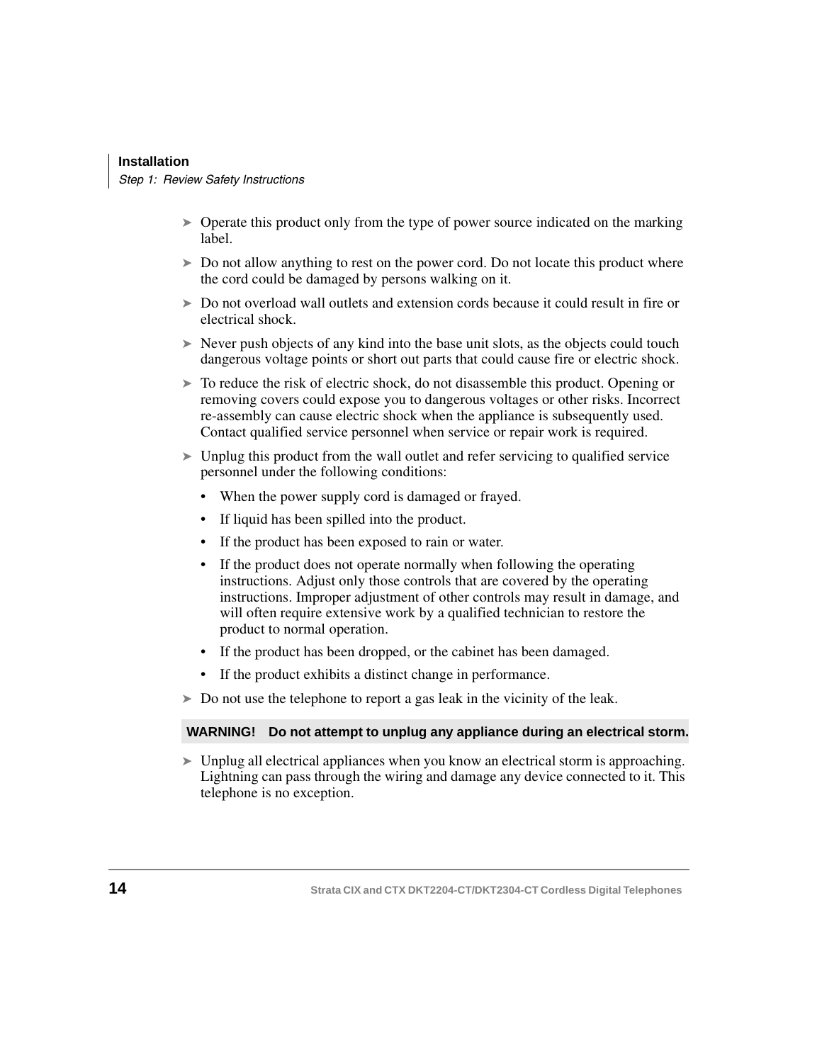- Operate this product only from the type of power source indicated on the marking label.
- Do not allow anything to rest on the power cord. Do not locate this product where the cord could be damaged by persons walking on it.
- Do not overload wall outlets and extension cords because it could result in fire or electrical shock.
- Never push objects of any kind into the base unit slots, as the objects could touch dangerous voltage points or short out parts that could cause fire or electric shock.
- To reduce the risk of electric shock, do not disassemble this product. Opening or removing covers could expose you to dangerous voltages or other risks. Incorrect re-assembly can cause electric shock when the appliance is subsequently used. Contact qualified service personnel when service or repair work is required.
- Unplug this product from the wall outlet and refer servicing to qualified service personnel under the following conditions:
  - When the power supply cord is damaged or frayed.
  - If liquid has been spilled into the product.
  - If the product has been exposed to rain or water.
  - If the product does not operate normally when following the operating instructions. Adjust only those controls that are covered by the operating instructions. Improper adjustment of other controls may result in damage, and will often require extensive work by a qualified technician to restore the product to normal operation.
  - If the product has been dropped, or the cabinet has been damaged.
  - If the product exhibits a distinct change in performance.
- Do not use the telephone to report a gas leak in the vicinity of the leak.

**WARNING! Do not attempt to unplug any appliance during an electrical storm.**

- Unplug all electrical appliances when you know an electrical storm is approaching. Lightning can pass through the wiring and damage any device connected to it. This telephone is no exception.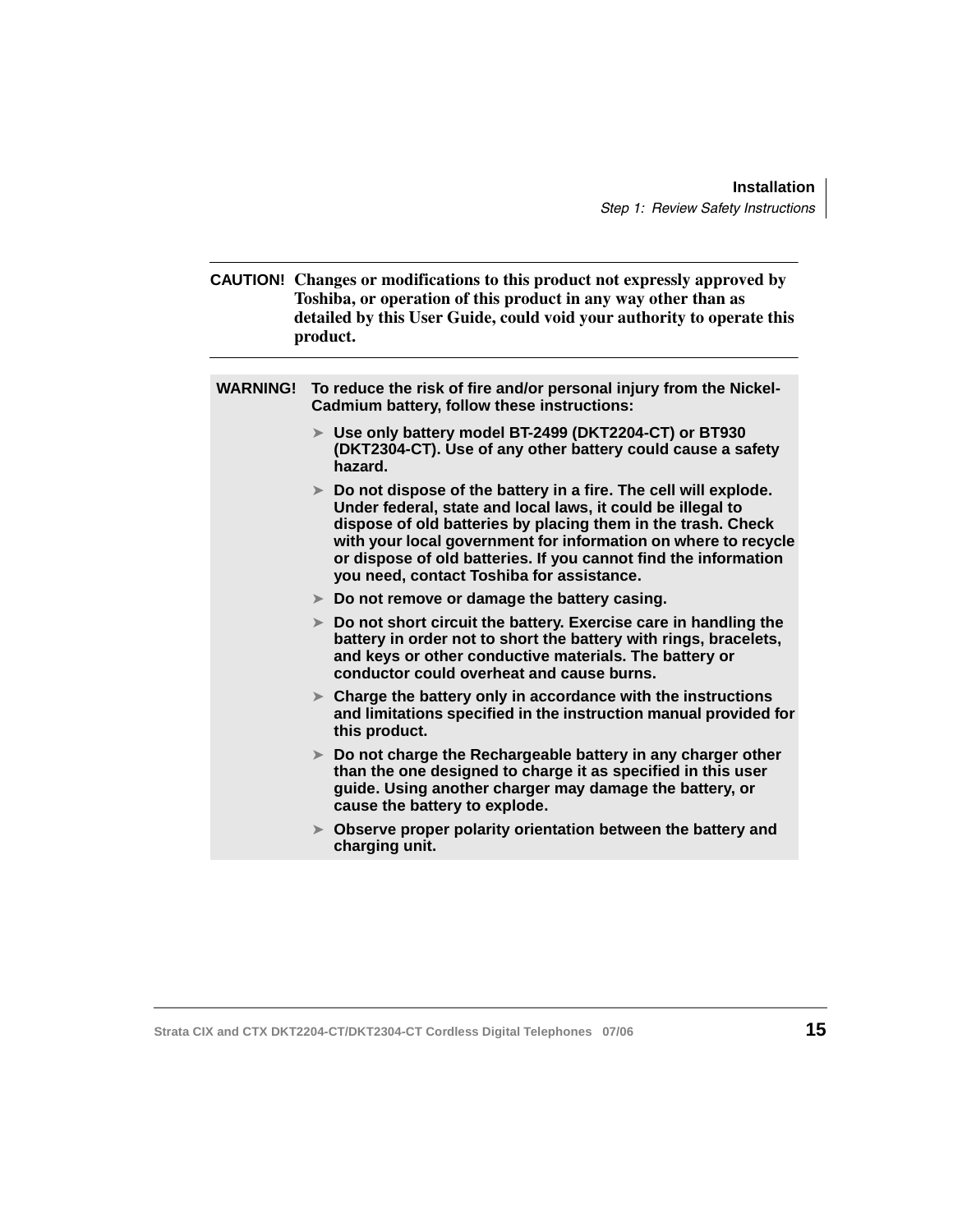**CAUTION!** **Changes or modifications to this product not expressly approved by Toshiba, or operation of this product in any way other than as detailed by this User Guide, could void your authority to operate this product.**

---

**WARNING!** **To reduce the risk of fire and/or personal injury from the Nickel-Cadmium battery, follow these instructions:**

- **Use only battery model BT-2499 (DKT2204-CT) or BT930 (DKT2304-CT). Use of any other battery could cause a safety hazard.**
- **Do not dispose of the battery in a fire. The cell will explode. Under federal, state and local laws, it could be illegal to dispose of old batteries by placing them in the trash. Check with your local government for information on where to recycle or dispose of old batteries. If you cannot find the information you need, contact Toshiba for assistance.**
- **Do not remove or damage the battery casing.**
- **Do not short circuit the battery. Exercise care in handling the battery in order not to short the battery with rings, bracelets, and keys or other conductive materials. The battery or conductor could overheat and cause burns.**
- **Charge the battery only in accordance with the instructions and limitations specified in the instruction manual provided for this product.**
- **Do not charge the Rechargeable battery in any charger other than the one designed to charge it as specified in this user guide. Using another charger may damage the battery, or cause the battery to explode.**
- **Observe proper polarity orientation between the battery and charging unit.**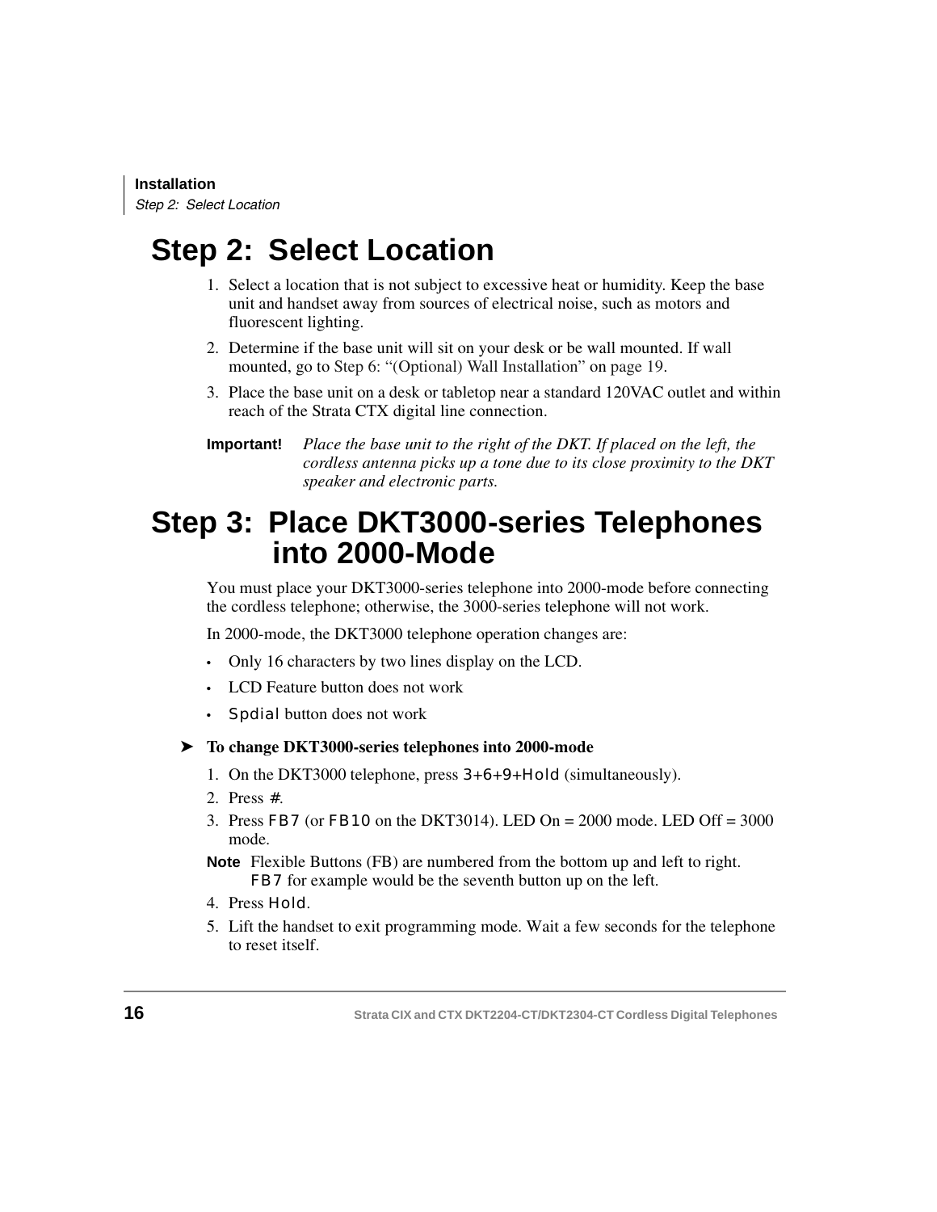## Step 2: Select Location

1. Select a location that is not subject to excessive heat or humidity. Keep the base unit and handset away from sources of electrical noise, such as motors and fluorescent lighting.
2. Determine if the base unit will sit on your desk or be wall mounted. If wall mounted, go to Step 6: "(Optional) Wall Installation" on page 19.
3. Place the base unit on a desk or tabletop near a standard 120VAC outlet and within reach of the Strata CTX digital line connection.

**Important!** *Place the base unit to the right of the DKT. If placed on the left, the cordless antenna picks up a tone due to its close proximity to the DKT speaker and electronic parts.*

## Step 3: Place DKT3000-series Telephones into 2000-Mode

You must place your DKT3000-series telephone into 2000-mode before connecting the cordless telephone; otherwise, the 3000-series telephone will not work.

In 2000-mode, the DKT3000 telephone operation changes are:

- Only 16 characters by two lines display on the LCD.
- LCD Feature button does not work
- Spdial button does not work

➤ **To change DKT3000-series telephones into 2000-mode**

1. On the DKT3000 telephone, press 3+6+9+Hold (simultaneously).
2. Press #.
3. Press FB7 (or FB10 on the DKT3014). LED On = 2000 mode. LED Off = 3000 mode.

**Note** Flexible Buttons (FB) are numbered from the bottom up and left to right. FB7 for example would be the seventh button up on the left.

4. Press Hold.
5. Lift the handset to exit programming mode. Wait a few seconds for the telephone to reset itself.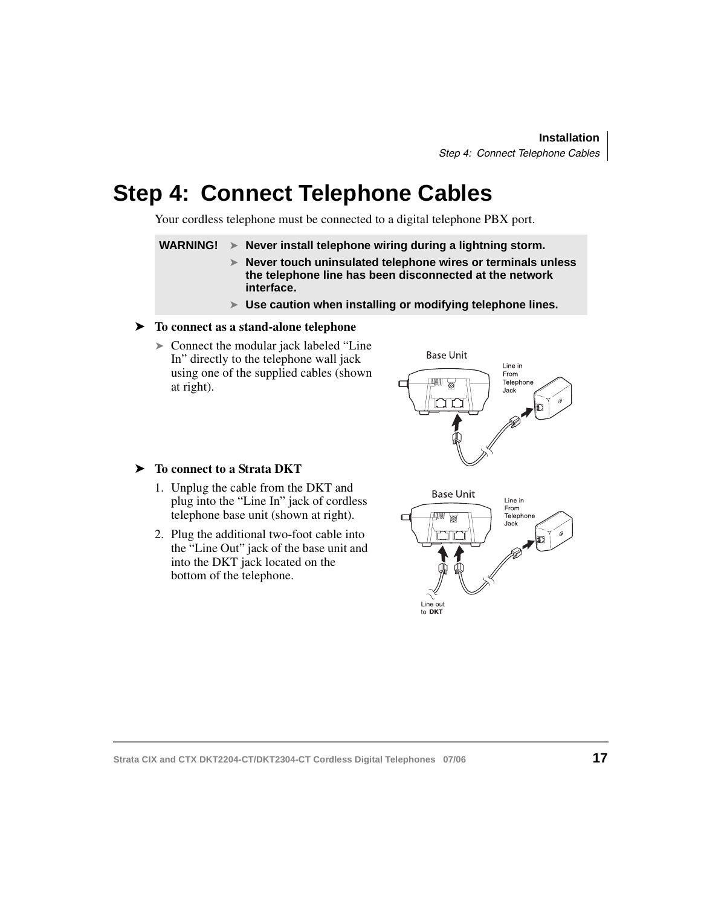# Step 4: Connect Telephone Cables

Your cordless telephone must be connected to a digital telephone PBX port.

**WARNING!**
- **Never install telephone wiring during a lightning storm.**
- **Never touch uninsulated telephone wires or terminals unless the telephone line has been disconnected at the network interface.**
- **Use caution when installing or modifying telephone lines.**

➤ **To connect as a stand-alone telephone**

- Connect the modular jack labeled “Line In” directly to the telephone wall jack using one of the supplied cables (shown at right).

➤ **To connect to a Strata DKT**

1. Unplug the cable from the DKT and plug into the “Line In” jack of cordless telephone base unit (shown at right).
2. Plug the additional two-foot cable into the “Line Out” jack of the base unit and into the DKT jack located on the bottom of the telephone.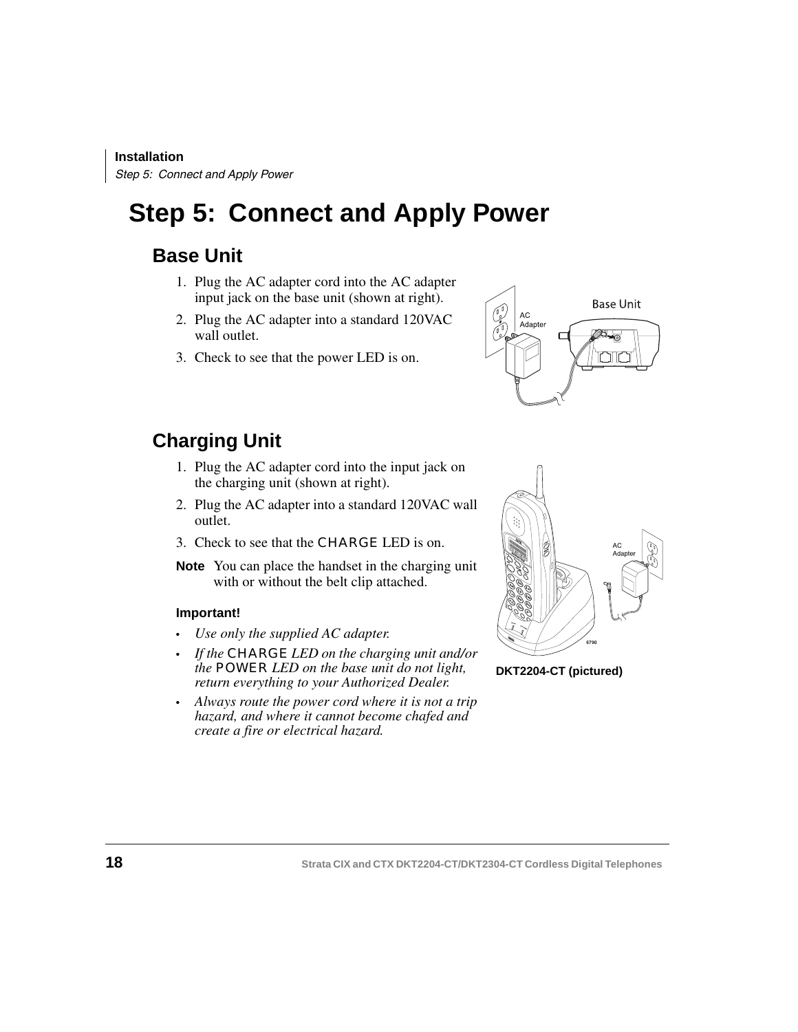# Step 5: Connect and Apply Power

## Base Unit

1. Plug the AC adapter cord into the AC adapter input jack on the base unit (shown at right).
2. Plug the AC adapter into a standard 120VAC wall outlet.
3. Check to see that the power LED is on.

## Charging Unit

1. Plug the AC adapter cord into the input jack on the charging unit (shown at right).
2. Plug the AC adapter into a standard 120VAC wall outlet.
3. Check to see that the CHARGE LED is on.

**Note** You can place the handset in the charging unit with or without the belt clip attached.

**Important!**

- *Use only the supplied AC adapter.*
- *If the* CHARGE *LED on the charging unit and/or the* POWER *LED on the base unit do not light, return everything to your Authorized Dealer.*
- *Always route the power cord where it is not a trip hazard, and where it cannot become chafed and create a fire or electrical hazard.*

**DKT2204-CT (pictured)**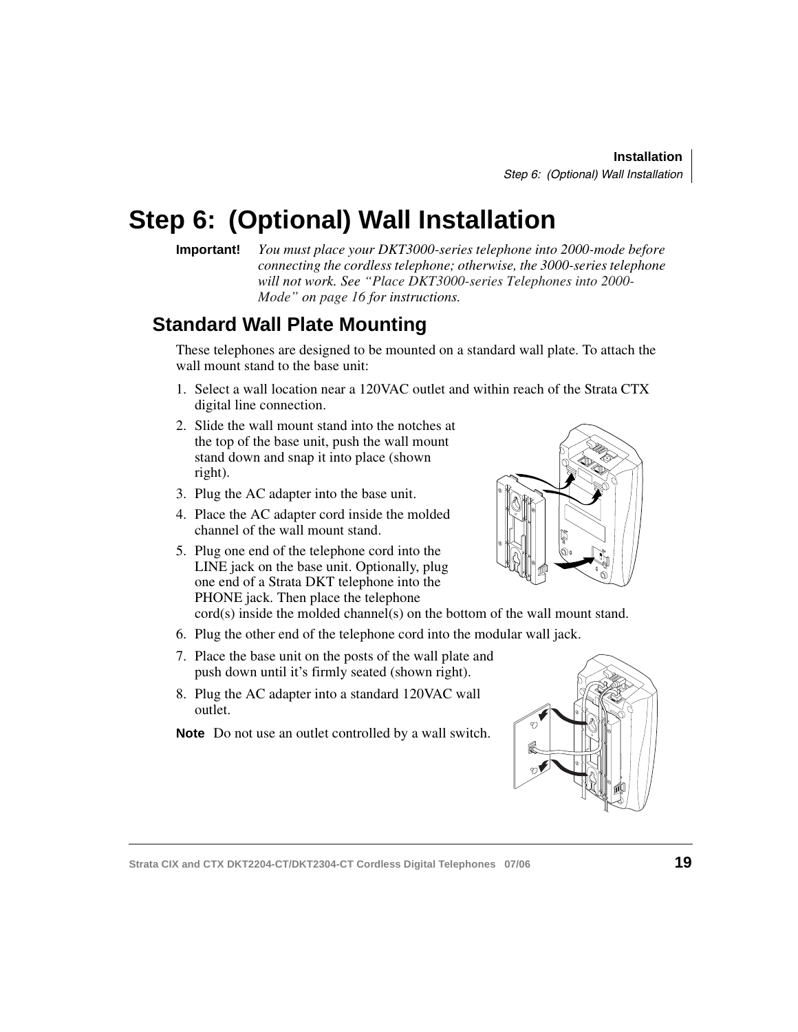# Step 6: (Optional) Wall Installation

**Important!** *You must place your DKT3000-series telephone into 2000-mode before connecting the cordless telephone; otherwise, the 3000-series telephone will not work. See "Place DKT3000-series Telephones into 2000-Mode" on page 16 for instructions.*

## Standard Wall Plate Mounting

These telephones are designed to be mounted on a standard wall plate. To attach the wall mount stand to the base unit:

1. Select a wall location near a 120VAC outlet and within reach of the Strata CTX digital line connection.
2. Slide the wall mount stand into the notches at the top of the base unit, push the wall mount stand down and snap it into place (shown right).
3. Plug the AC adapter into the base unit.
4. Place the AC adapter cord inside the molded channel of the wall mount stand.
5. Plug one end of the telephone cord into the LINE jack on the base unit. Optionally, plug one end of a Strata DKT telephone into the PHONE jack. Then place the telephone cord(s) inside the molded channel(s) on the bottom of the wall mount stand.
6. Plug the other end of the telephone cord into the modular wall jack.
7. Place the base unit on the posts of the wall plate and push down until it's firmly seated (shown right).
8. Plug the AC adapter into a standard 120VAC wall outlet.

**Note** Do not use an outlet controlled by a wall switch.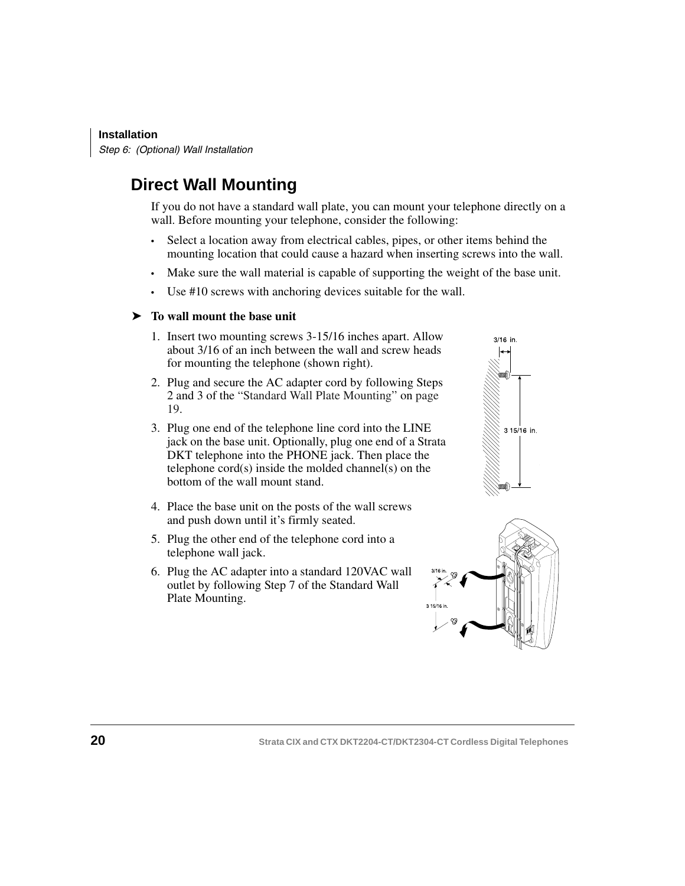## Direct Wall Mounting

If you do not have a standard wall plate, you can mount your telephone directly on a wall. Before mounting your telephone, consider the following:

- Select a location away from electrical cables, pipes, or other items behind the mounting location that could cause a hazard when inserting screws into the wall.
- Make sure the wall material is capable of supporting the weight of the base unit.
- Use #10 screws with anchoring devices suitable for the wall.

➤ **To wall mount the base unit**

1. Insert two mounting screws 3-15/16 inches apart. Allow about 3/16 of an inch between the wall and screw heads for mounting the telephone (shown right).
2. Plug and secure the AC adapter cord by following Steps 2 and 3 of the "Standard Wall Plate Mounting" on page 19.
3. Plug one end of the telephone line cord into the LINE jack on the base unit. Optionally, plug one end of a Strata DKT telephone into the PHONE jack. Then place the telephone cord(s) inside the molded channel(s) on the bottom of the wall mount stand.
4. Place the base unit on the posts of the wall screws and push down until it's firmly seated.
5. Plug the other end of the telephone cord into a telephone wall jack.
6. Plug the AC adapter into a standard 120VAC wall outlet by following Step 7 of the Standard Wall Plate Mounting.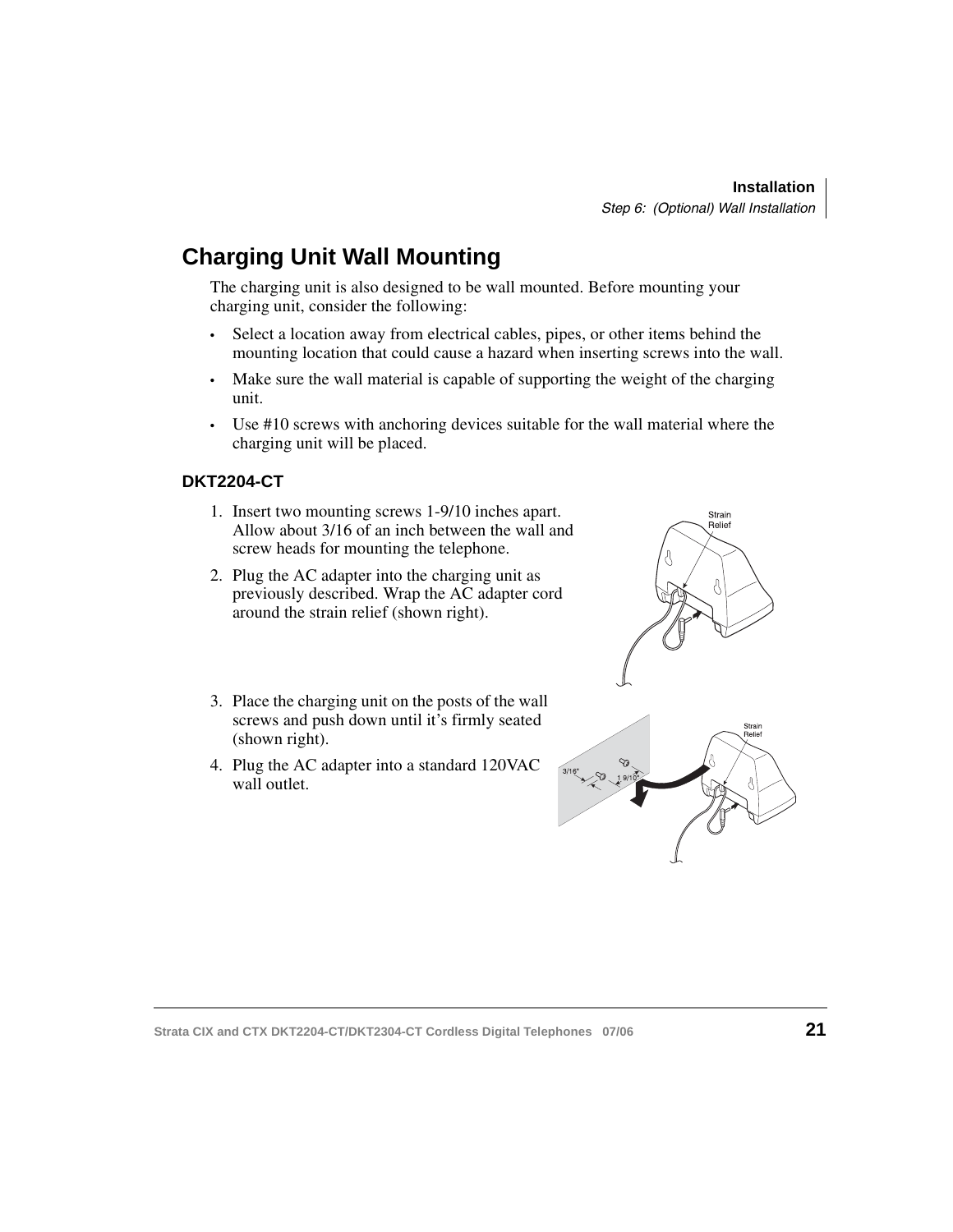## Charging Unit Wall Mounting

The charging unit is also designed to be wall mounted. Before mounting your charging unit, consider the following:

- Select a location away from electrical cables, pipes, or other items behind the mounting location that could cause a hazard when inserting screws into the wall.
- Make sure the wall material is capable of supporting the weight of the charging unit.
- Use #10 screws with anchoring devices suitable for the wall material where the charging unit will be placed.

### DKT2204-CT

1. Insert two mounting screws 1-9/10 inches apart. Allow about 3/16 of an inch between the wall and screw heads for mounting the telephone.
2. Plug the AC adapter into the charging unit as previously described. Wrap the AC adapter cord around the strain relief (shown right).
3. Place the charging unit on the posts of the wall screws and push down until it's firmly seated (shown right).
4. Plug the AC adapter into a standard 120VAC wall outlet.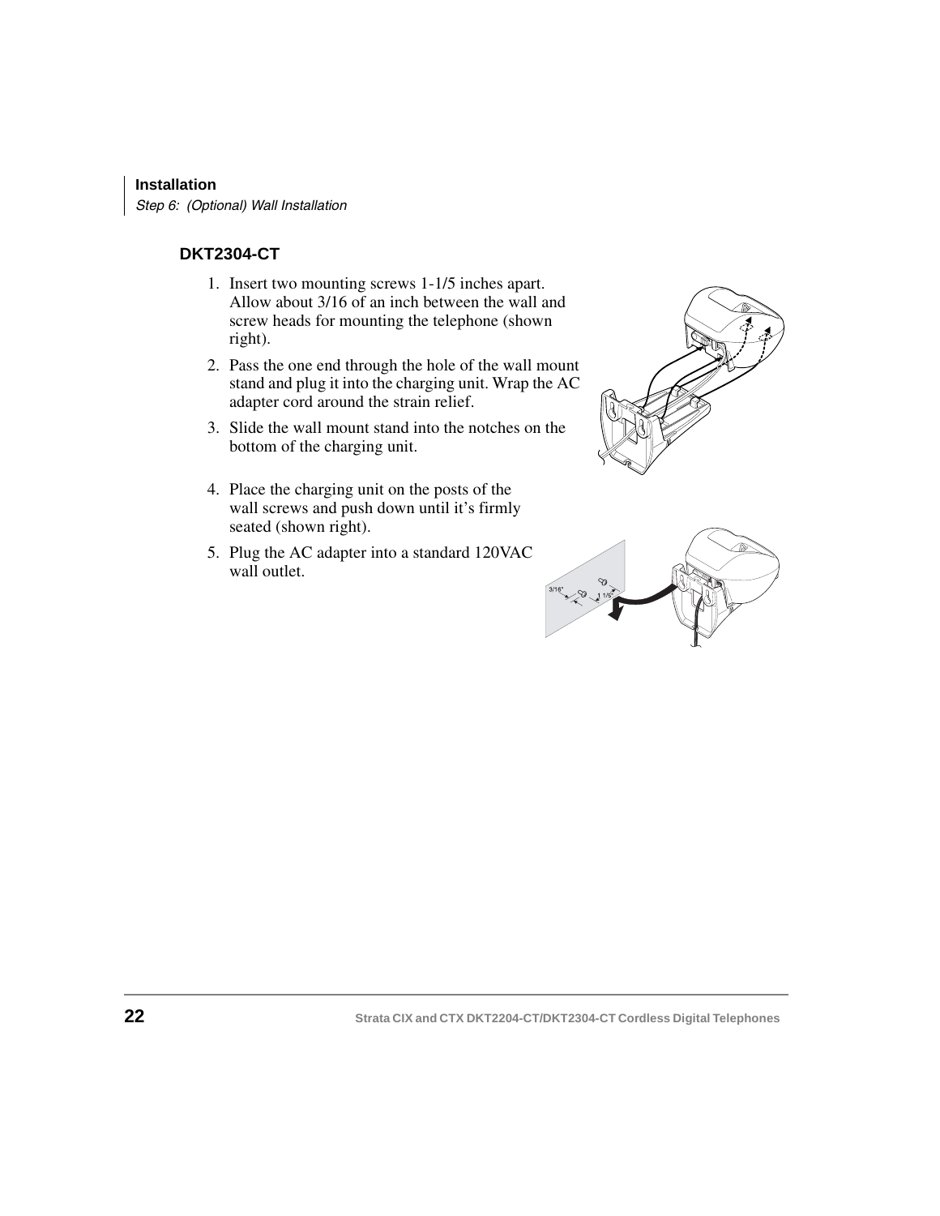## DKT2304-CT

1. Insert two mounting screws 1-1/5 inches apart. Allow about 3/16 of an inch between the wall and screw heads for mounting the telephone (shown right).
2. Pass the one end through the hole of the wall mount stand and plug it into the charging unit. Wrap the AC adapter cord around the strain relief.
3. Slide the wall mount stand into the notches on the bottom of the charging unit.
4. Place the charging unit on the posts of the wall screws and push down until it's firmly seated (shown right).
5. Plug the AC adapter into a standard 120VAC wall outlet.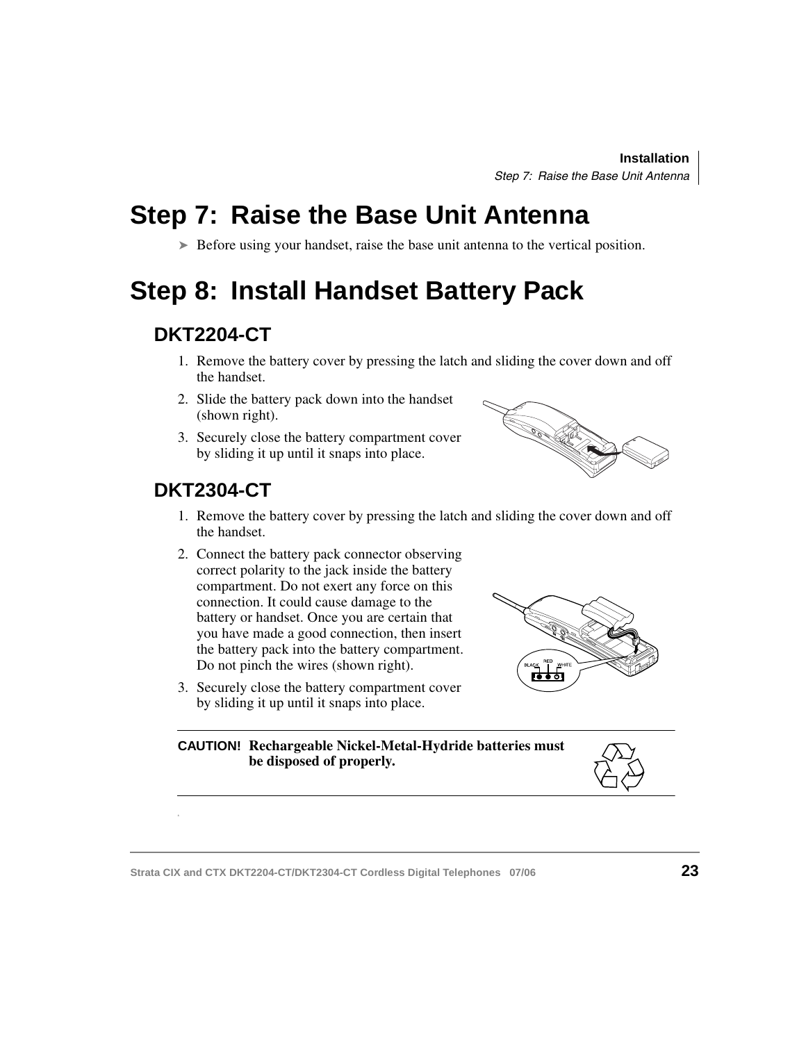# Step 7: Raise the Base Unit Antenna

➤ Before using your handset, raise the base unit antenna to the vertical position.

# Step 8: Install Handset Battery Pack

## DKT2204-CT

1. Remove the battery cover by pressing the latch and sliding the cover down and off the handset.
2. Slide the battery pack down into the handset (shown right).
3. Securely close the battery compartment cover by sliding it up until it snaps into place.

## DKT2304-CT

1. Remove the battery cover by pressing the latch and sliding the cover down and off the handset.
2. Connect the battery pack connector observing correct polarity to the jack inside the battery compartment. Do not exert any force on this connection. It could cause damage to the battery or handset. Once you are certain that you have made a good connection, then insert the battery pack into the battery compartment. Do not pinch the wires (shown right).
3. Securely close the battery compartment cover by sliding it up until it snaps into place.

---

**CAUTION! Rechargeable Nickel-Metal-Hydride batteries must be disposed of properly.**

---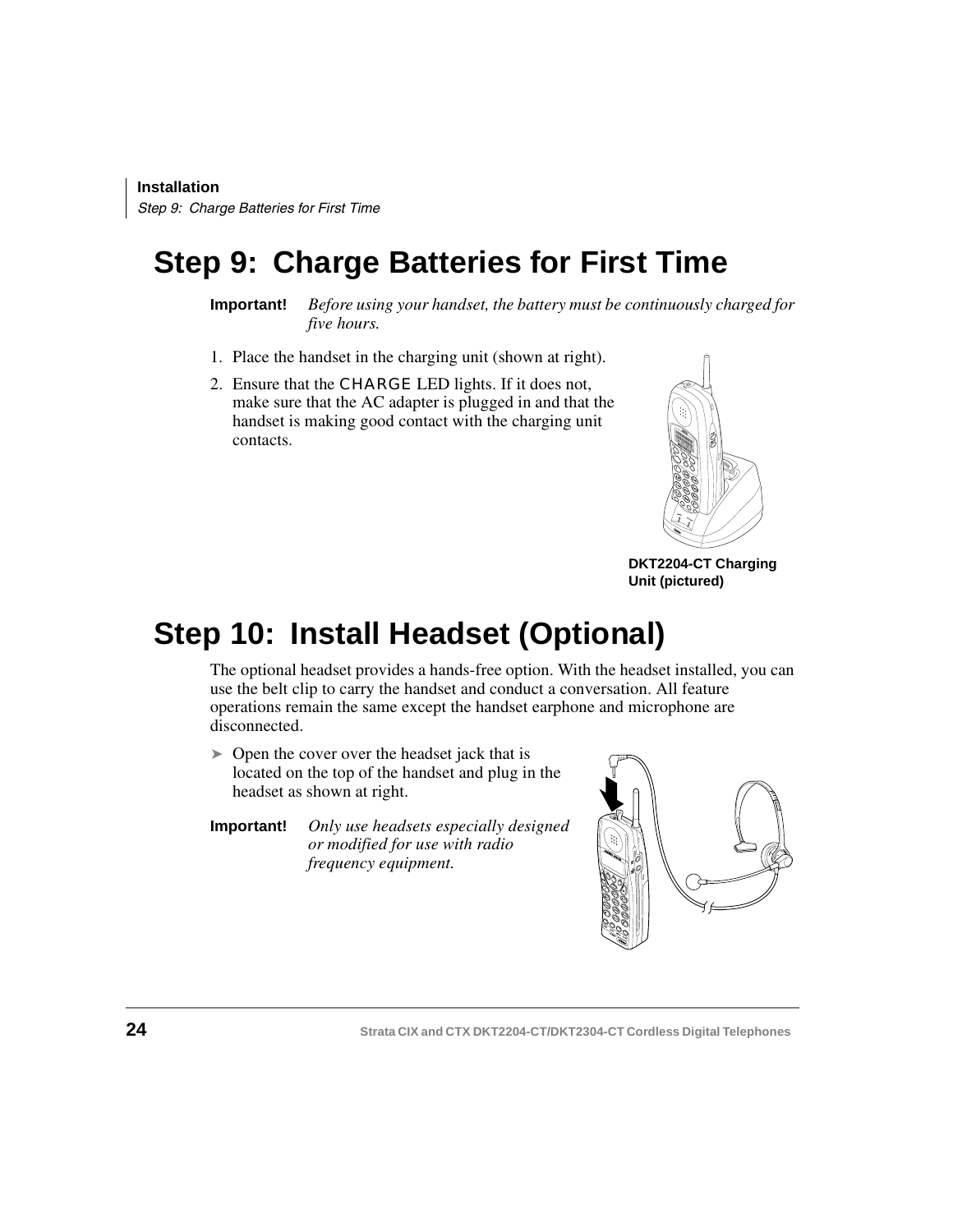# Step 9: Charge Batteries for First Time

**Important!** *Before using your handset, the battery must be continuously charged for five hours.*

1. Place the handset in the charging unit (shown at right).
2. Ensure that the CHARGE LED lights. If it does not, make sure that the AC adapter is plugged in and that the handset is making good contact with the charging unit contacts.

**DKT2204-CT Charging Unit (pictured)**

# Step 10: Install Headset (Optional)

The optional headset provides a hands-free option. With the headset installed, you can use the belt clip to carry the handset and conduct a conversation. All feature operations remain the same except the handset earphone and microphone are disconnected.

➤ Open the cover over the headset jack that is located on the top of the handset and plug in the headset as shown at right.

**Important!** *Only use headsets especially designed or modified for use with radio frequency equipment.*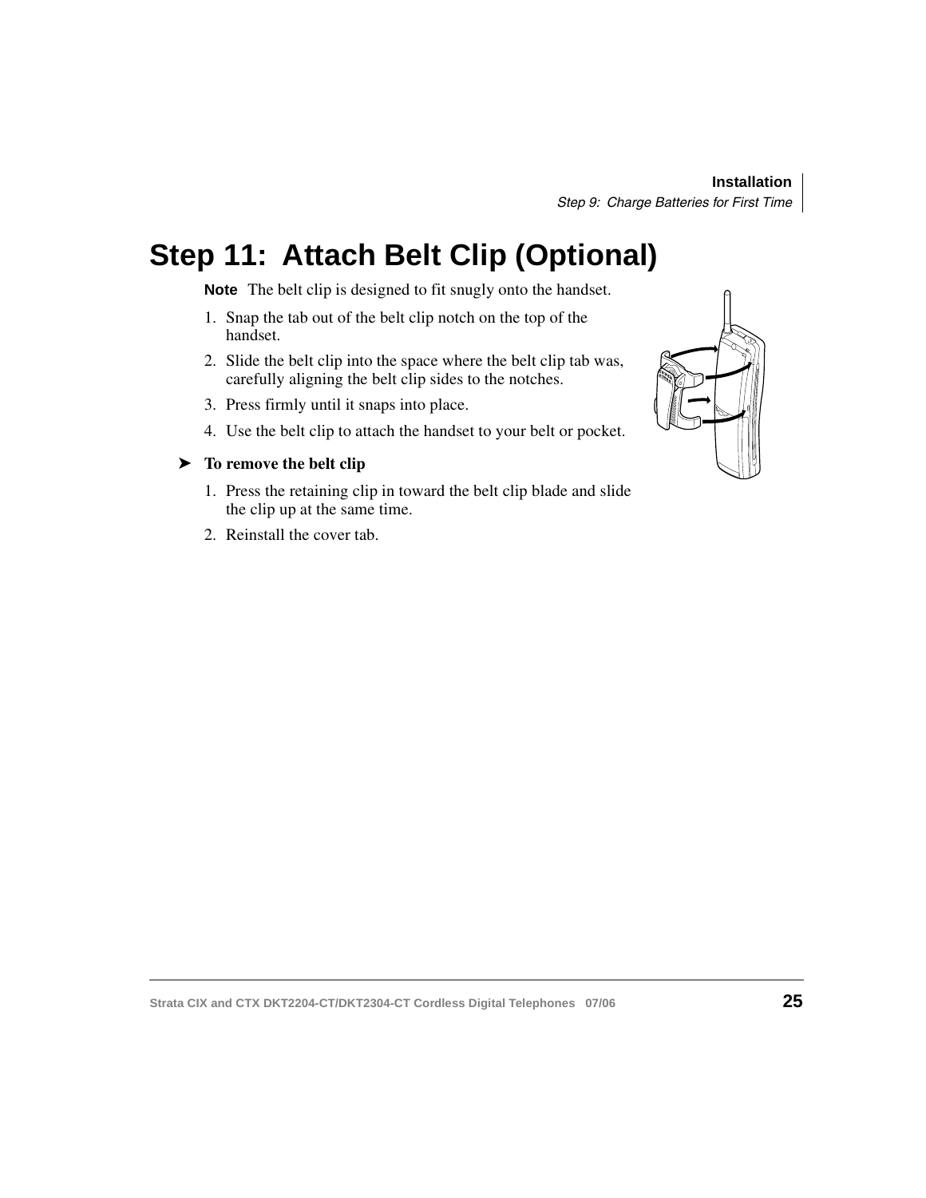# Step 11: Attach Belt Clip (Optional)

**Note** The belt clip is designed to fit snugly onto the handset.

1. Snap the tab out of the belt clip notch on the top of the handset.
2. Slide the belt clip into the space where the belt clip tab was, carefully aligning the belt clip sides to the notches.
3. Press firmly until it snaps into place.
4. Use the belt clip to attach the handset to your belt or pocket.

➤ **To remove the belt clip**

1. Press the retaining clip in toward the belt clip blade and slide the clip up at the same time.
2. Reinstall the cover tab.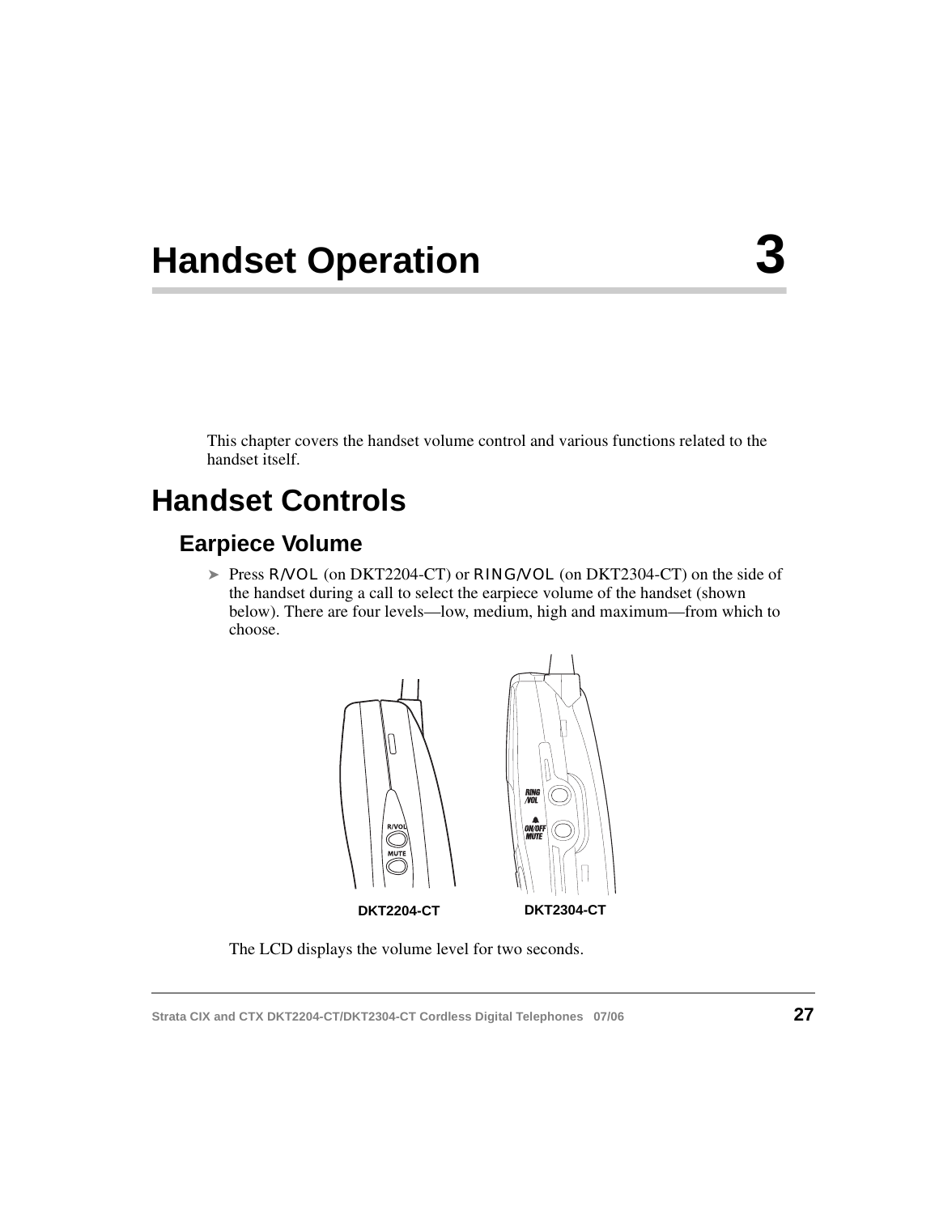# Handset Operation 3

This chapter covers the handset volume control and various functions related to the handset itself.

## Handset Controls

### Earpiece Volume

➤ Press R/VOL (on DKT2204-CT) or RING/VOL (on DKT2304-CT) on the side of the handset during a call to select the earpiece volume of the handset (shown below). There are four levels—low, medium, high and maximum—from which to choose.

DKT2204-CT DKT2304-CT

The LCD displays the volume level for two seconds.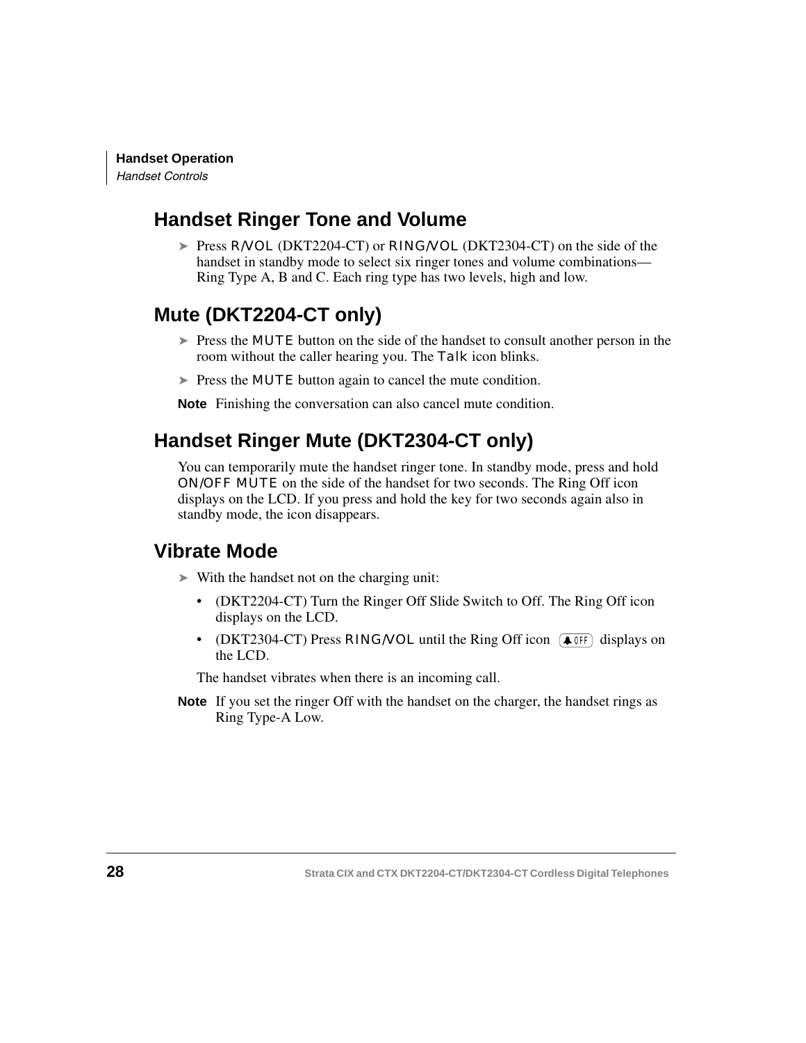## Handset Ringer Tone and Volume

➤ Press R/VOL (DKT2204-CT) or RING/VOL (DKT2304-CT) on the side of the handset in standby mode to select six ringer tones and volume combinations—Ring Type A, B and C. Each ring type has two levels, high and low.

## Mute (DKT2204-CT only)

➤ Press the MUTE button on the side of the handset to consult another person in the room without the caller hearing you. The Talk icon blinks.

➤ Press the MUTE button again to cancel the mute condition.

**Note** Finishing the conversation can also cancel mute condition.

## Handset Ringer Mute (DKT2304-CT only)

You can temporarily mute the handset ringer tone. In standby mode, press and hold ON/OFF MUTE on the side of the handset for two seconds. The Ring Off icon displays on the LCD. If you press and hold the key for two seconds again also in standby mode, the icon disappears.

## Vibrate Mode

➤ With the handset not on the charging unit:

- (DKT2204-CT) Turn the Ringer Off Slide Switch to Off. The Ring Off icon displays on the LCD.
- (DKT2304-CT) Press RING/VOL until the Ring Off icon OFF displays on the LCD.

The handset vibrates when there is an incoming call.

**Note** If you set the ringer Off with the handset on the charger, the handset rings as Ring Type-A Low.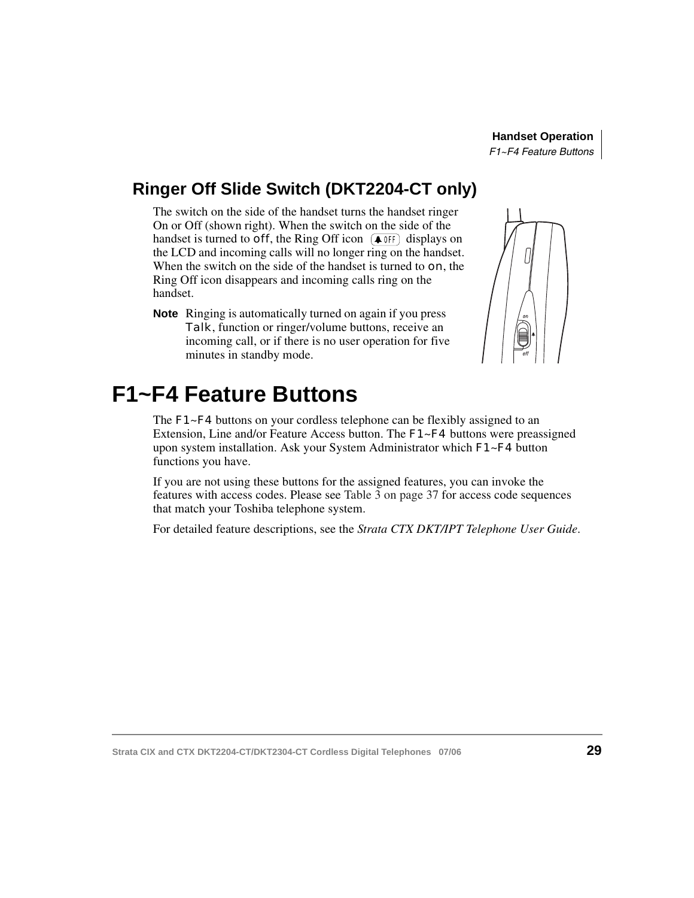## Ringer Off Slide Switch (DKT2204-CT only)

The switch on the side of the handset turns the handset ringer On or Off (shown right). When the switch on the side of the handset is turned to `off`, the Ring Off icon displays on the LCD and incoming calls will no longer ring on the handset. When the switch on the side of the handset is turned to `on`, the Ring Off icon disappears and incoming calls ring on the handset.

**Note** Ringing is automatically turned on again if you press `Talk`, function or ringer/volume buttons, receive an incoming call, or if there is no user operation for five minutes in standby mode.

# F1~F4 Feature Buttons

The `F1~F4` buttons on your cordless telephone can be flexibly assigned to an Extension, Line and/or Feature Access button. The `F1~F4` buttons were preassigned upon system installation. Ask your System Administrator which `F1~F4` button functions you have.

If you are not using these buttons for the assigned features, you can invoke the features with access codes. Please see Table 3 on page 37 for access code sequences that match your Toshiba telephone system.

For detailed feature descriptions, see the *Strata CTX DKT/IPT Telephone User Guide*.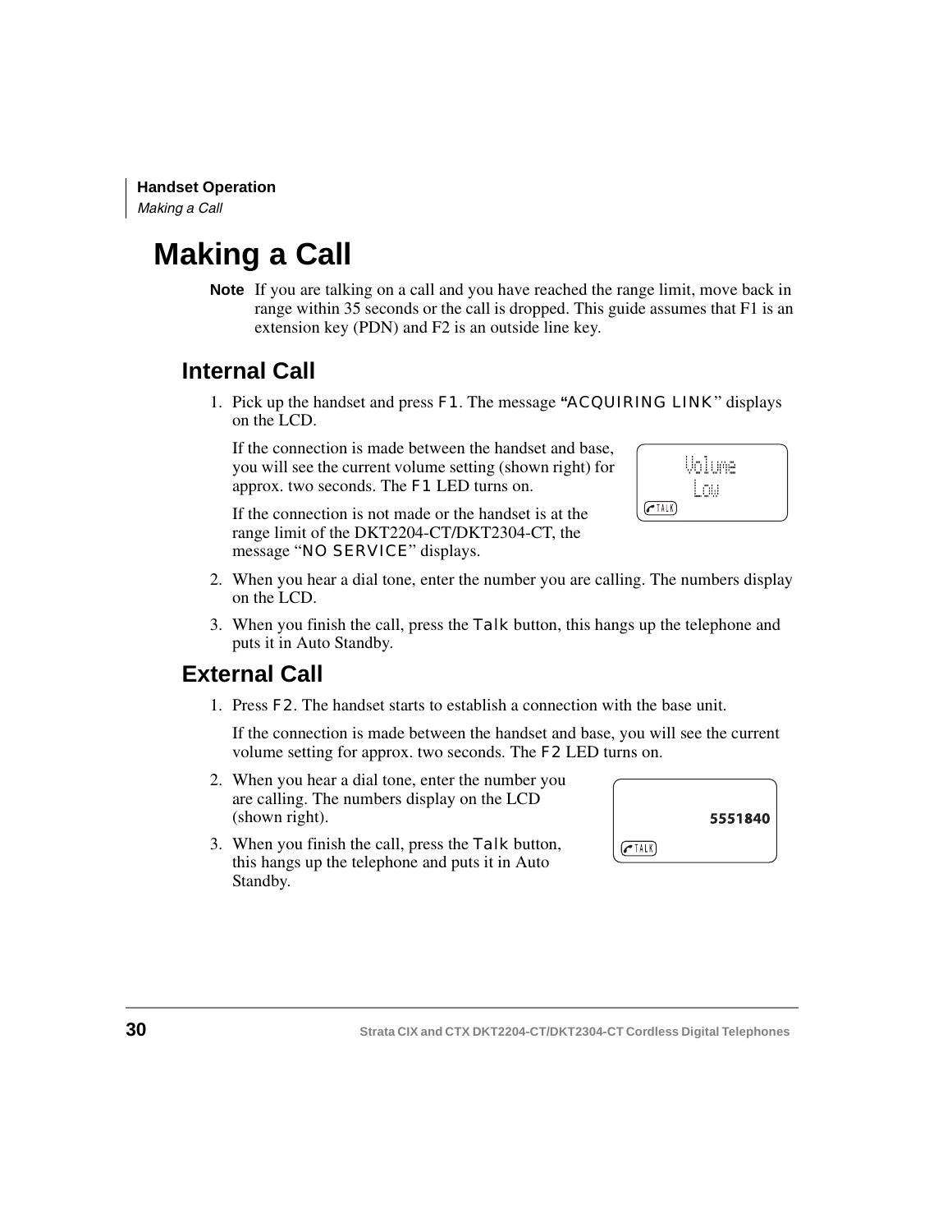# Making a Call

**Note** If you are talking on a call and you have reached the range limit, move back in range within 35 seconds or the call is dropped. This guide assumes that F1 is an extension key (PDN) and F2 is an outside line key.

## Internal Call

1. Pick up the handset and press F1. The message "ACQUIRING LINK" displays on the LCD.

   If the connection is made between the handset and base, you will see the current volume setting (shown right) for approx. two seconds. The F1 LED turns on.

   Volume
   Low
   TALK

   If the connection is not made or the handset is at the range limit of the DKT2204-CT/DKT2304-CT, the message "NO SERVICE" displays.

2. When you hear a dial tone, enter the number you are calling. The numbers display on the LCD.
3. When you finish the call, press the Talk button, this hangs up the telephone and puts it in Auto Standby.

## External Call

1. Press F2. The handset starts to establish a connection with the base unit.

   If the connection is made between the handset and base, you will see the current volume setting for approx. two seconds. The F2 LED turns on.

2. When you hear a dial tone, enter the number you are calling. The numbers display on the LCD (shown right).
3. When you finish the call, press the Talk button, this hangs up the telephone and puts it in Auto Standby.

5551840
TALK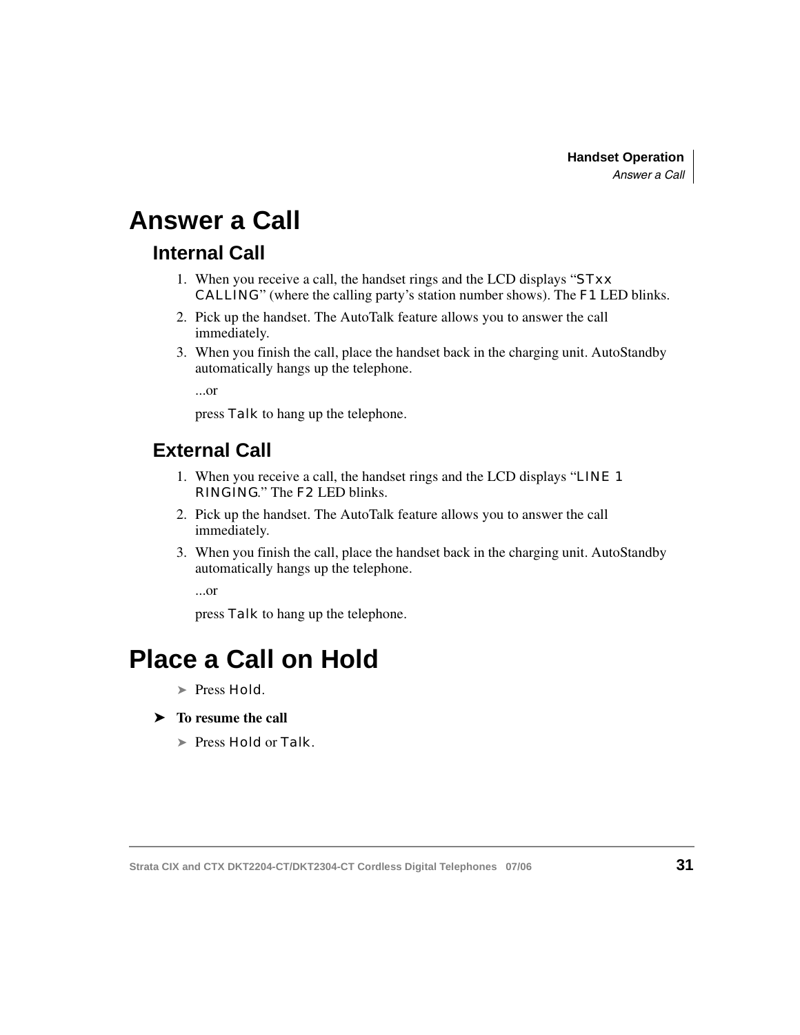# Answer a Call

## Internal Call

1. When you receive a call, the handset rings and the LCD displays "STxx CALLING" (where the calling party's station number shows). The F1 LED blinks.
2. Pick up the handset. The AutoTalk feature allows you to answer the call immediately.
3. When you finish the call, place the handset back in the charging unit. AutoStandby automatically hangs up the telephone.

   ...or

   press Talk to hang up the telephone.

## External Call

1. When you receive a call, the handset rings and the LCD displays "LINE 1 RINGING." The F2 LED blinks.
2. Pick up the handset. The AutoTalk feature allows you to answer the call immediately.
3. When you finish the call, place the handset back in the charging unit. AutoStandby automatically hangs up the telephone.

   ...or

   press Talk to hang up the telephone.

# Place a Call on Hold

➤ Press Hold.

➤ **To resume the call**

➤ Press Hold or Talk.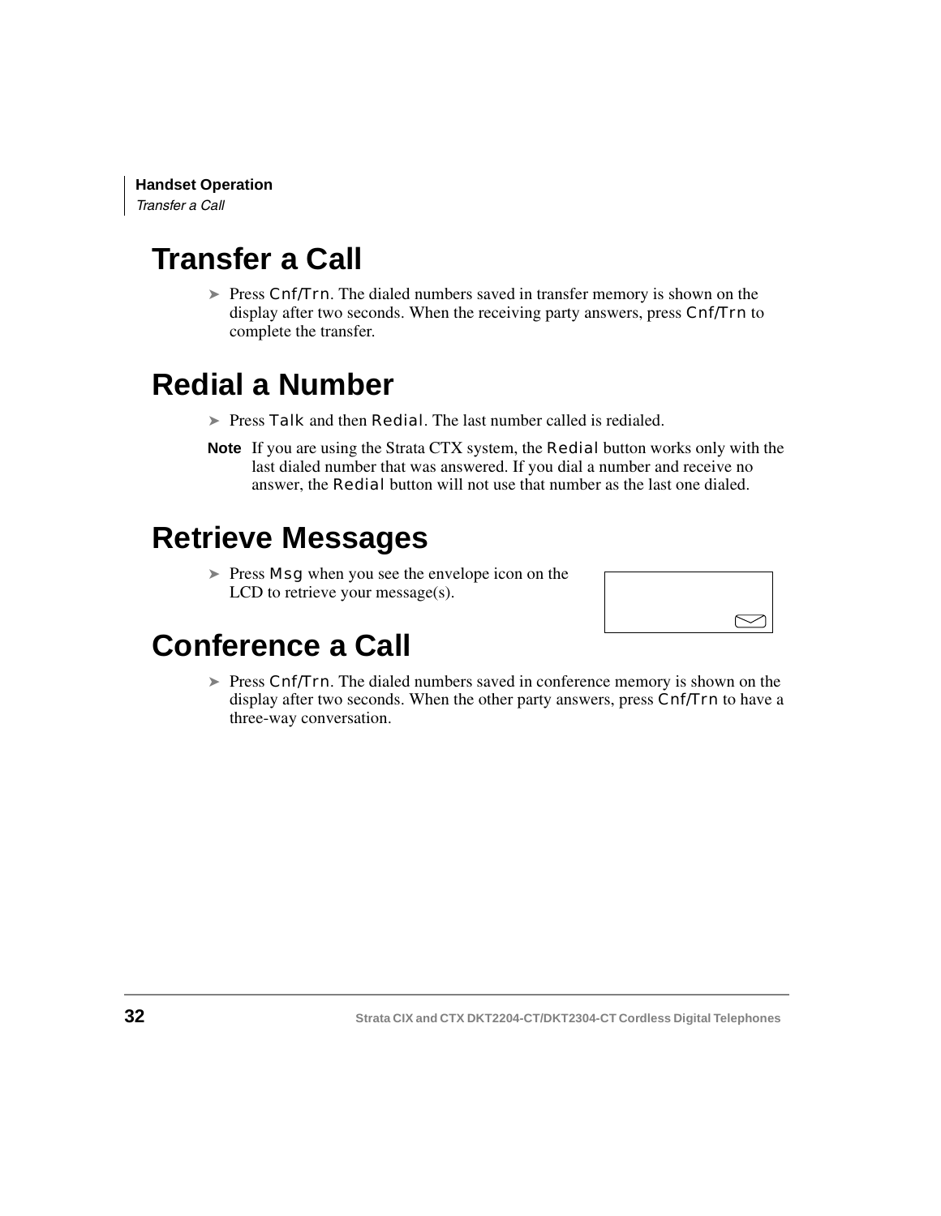# Transfer a Call

➤ Press Cnf/Trn. The dialed numbers saved in transfer memory is shown on the display after two seconds. When the receiving party answers, press Cnf/Trn to complete the transfer.

# Redial a Number

➤ Press Talk and then Redial. The last number called is redialed.

**Note** If you are using the Strata CTX system, the Redial button works only with the last dialed number that was answered. If you dial a number and receive no answer, the Redial button will not use that number as the last one dialed.

# Retrieve Messages

➤ Press Msg when you see the envelope icon on the LCD to retrieve your message(s).

# Conference a Call

➤ Press Cnf/Trn. The dialed numbers saved in conference memory is shown on the display after two seconds. When the other party answers, press Cnf/Trn to have a three-way conversation.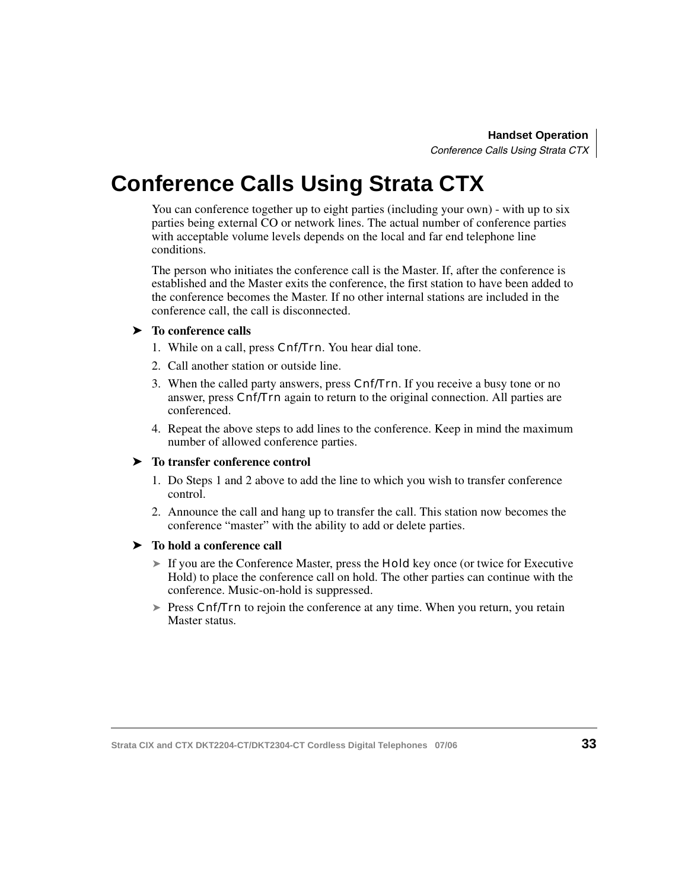# Conference Calls Using Strata CTX

You can conference together up to eight parties (including your own) - with up to six parties being external CO or network lines. The actual number of conference parties with acceptable volume levels depends on the local and far end telephone line conditions.

The person who initiates the conference call is the Master. If, after the conference is established and the Master exits the conference, the first station to have been added to the conference becomes the Master. If no other internal stations are included in the conference call, the call is disconnected.

➤ **To conference calls**

1. While on a call, press Cnf/Trn. You hear dial tone.
2. Call another station or outside line.
3. When the called party answers, press Cnf/Trn. If you receive a busy tone or no answer, press Cnf/Trn again to return to the original connection. All parties are conferenced.
4. Repeat the above steps to add lines to the conference. Keep in mind the maximum number of allowed conference parties.

➤ **To transfer conference control**

1. Do Steps 1 and 2 above to add the line to which you wish to transfer conference control.
2. Announce the call and hang up to transfer the call. This station now becomes the conference “master” with the ability to add or delete parties.

➤ **To hold a conference call**

- ➤ If you are the Conference Master, press the Hold key once (or twice for Executive Hold) to place the conference call on hold. The other parties can continue with the conference. Music-on-hold is suppressed.
- ➤ Press Cnf/Trn to rejoin the conference at any time. When you return, you retain Master status.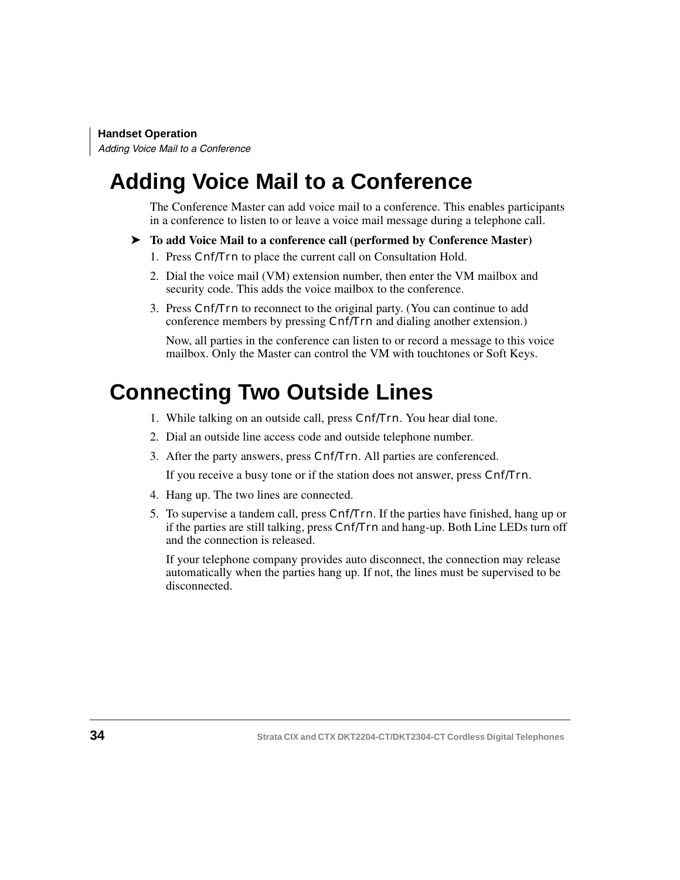# Adding Voice Mail to a Conference

The Conference Master can add voice mail to a conference. This enables participants in a conference to listen to or leave a voice mail message during a telephone call.

➤ **To add Voice Mail to a conference call (performed by Conference Master)**

1. Press Cnf/Trn to place the current call on Consultation Hold.
2. Dial the voice mail (VM) extension number, then enter the VM mailbox and security code. This adds the voice mailbox to the conference.
3. Press Cnf/Trn to reconnect to the original party. (You can continue to add conference members by pressing Cnf/Trn and dialing another extension.)

   Now, all parties in the conference can listen to or record a message to this voice mailbox. Only the Master can control the VM with touchtones or Soft Keys.

# Connecting Two Outside Lines

1. While talking on an outside call, press Cnf/Trn. You hear dial tone.
2. Dial an outside line access code and outside telephone number.
3. After the party answers, press Cnf/Trn. All parties are conferenced.

   If you receive a busy tone or if the station does not answer, press Cnf/Trn.
4. Hang up. The two lines are connected.
5. To supervise a tandem call, press Cnf/Trn. If the parties have finished, hang up or if the parties are still talking, press Cnf/Trn and hang-up. Both Line LEDs turn off and the connection is released.

   If your telephone company provides auto disconnect, the connection may release automatically when the parties hang up. If not, the lines must be supervised to be disconnected.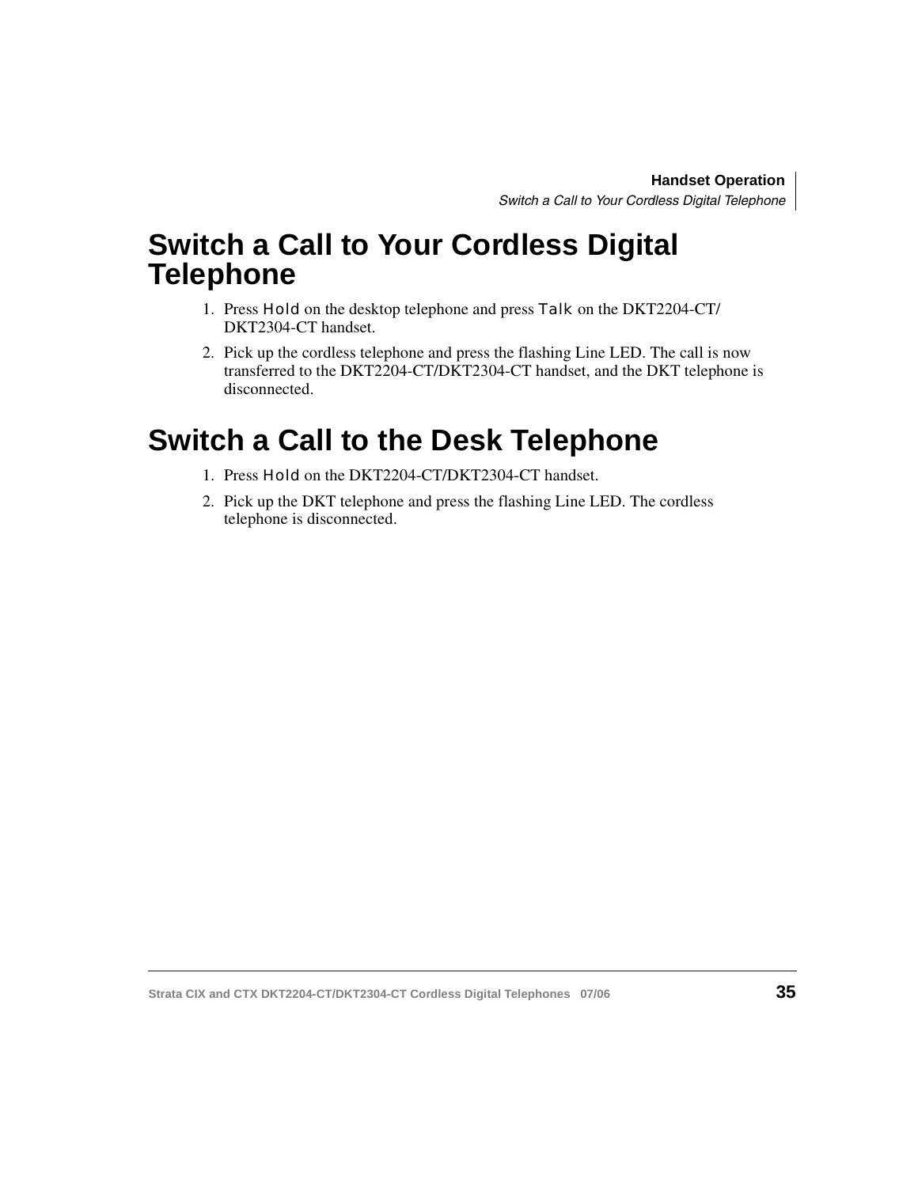# Switch a Call to Your Cordless Digital Telephone

1. Press Hold on the desktop telephone and press Talk on the DKT2204-CT/DKT2304-CT handset.
2. Pick up the cordless telephone and press the flashing Line LED. The call is now transferred to the DKT2204-CT/DKT2304-CT handset, and the DKT telephone is disconnected.

# Switch a Call to the Desk Telephone

1. Press Hold on the DKT2204-CT/DKT2304-CT handset.
2. Pick up the DKT telephone and press the flashing Line LED. The cordless telephone is disconnected.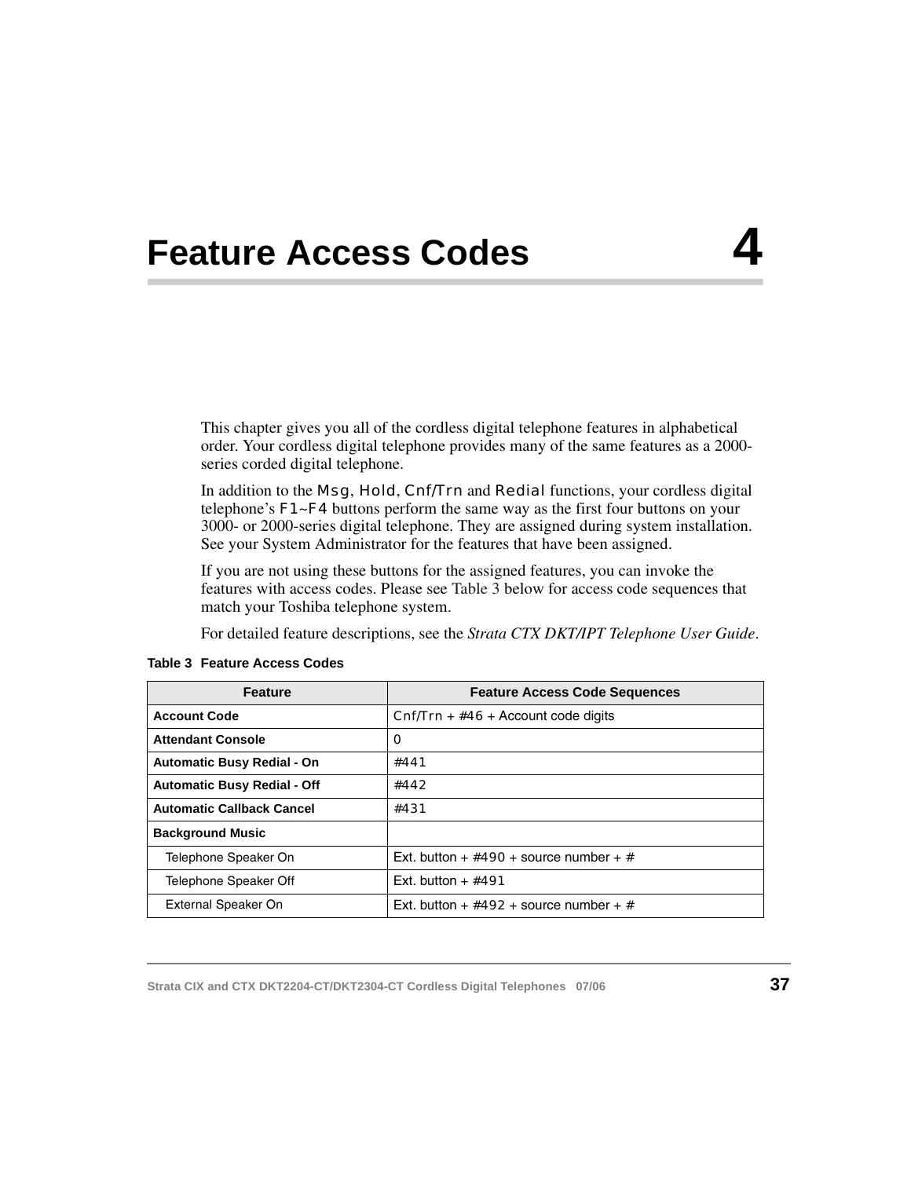# Feature Access Codes 4

This chapter gives you all of the cordless digital telephone features in alphabetical order. Your cordless digital telephone provides many of the same features as a 2000-series corded digital telephone.

In addition to the Msg, Hold, Cnf/Trn and Redial functions, your cordless digital telephone's F1~F4 buttons perform the same way as the first four buttons on your 3000- or 2000-series digital telephone. They are assigned during system installation. See your System Administrator for the features that have been assigned.

If you are not using these buttons for the assigned features, you can invoke the features with access codes. Please see Table 3 below for access code sequences that match your Toshiba telephone system.

For detailed feature descriptions, see the *Strata CTX DKT/IPT Telephone User Guide*.

**Table 3 Feature Access Codes**

| Feature | Feature Access Code Sequences |
|---|---|
| **Account Code** | Cnf/Trn + #46 + Account code digits |
| **Attendant Console** | 0 |
| **Automatic Busy Redial - On** | #441 |
| **Automatic Busy Redial - Off** | #442 |
| **Automatic Callback Cancel** | #431 |
| **Background Music** | |
| Telephone Speaker On | Ext. button + #490 + source number + # |
| Telephone Speaker Off | Ext. button + #491 |
| External Speaker On | Ext. button + #492 + source number + # |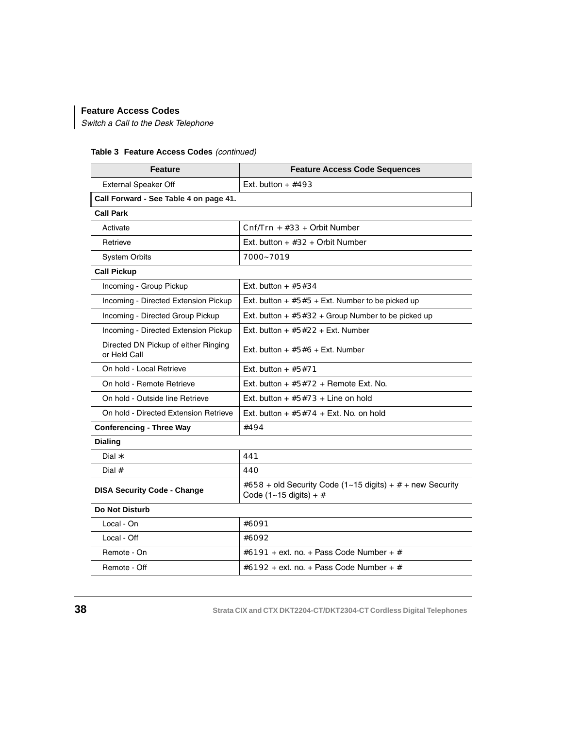## Feature Access Codes

*Switch a Call to the Desk Telephone*

**Table 3 Feature Access Codes** *(continued)*

| Feature | Feature Access Code Sequences |
| --- | --- |
| External Speaker Off | Ext. button + #493 |
| **Call Forward - See Table 4 on page 41.** | |
| **Call Park** | |
| Activate | Cnf/Trn + #33 + Orbit Number |
| Retrieve | Ext. button + #32 + Orbit Number |
| System Orbits | 7000~7019 |
| **Call Pickup** | |
| Incoming - Group Pickup | Ext. button + #5#34 |
| Incoming - Directed Extension Pickup | Ext. button + #5#5 + Ext. Number to be picked up |
| Incoming - Directed Group Pickup | Ext. button + #5#32 + Group Number to be picked up |
| Incoming - Directed Extension Pickup | Ext. button + #5#22 + Ext. Number |
| Directed DN Pickup of either Ringing or Held Call | Ext. button + #5#6 + Ext. Number |
| On hold - Local Retrieve | Ext. button + #5#71 |
| On hold - Remote Retrieve | Ext. button + #5#72 + Remote Ext. No. |
| On hold - Outside line Retrieve | Ext. button + #5#73 + Line on hold |
| On hold - Directed Extension Retrieve | Ext. button + #5#74 + Ext. No. on hold |
| **Conferencing - Three Way** | #494 |
| **Dialing** | |
| Dial ∗ | 441 |
| Dial # | 440 |
| **DISA Security Code - Change** | #658 + old Security Code (1~15 digits) + # + new Security Code (1~15 digits) + # |
| **Do Not Disturb** | |
| Local - On | #6091 |
| Local - Off | #6092 |
| Remote - On | #6191 + ext. no. + Pass Code Number + # |
| Remote - Off | #6192 + ext. no. + Pass Code Number + # |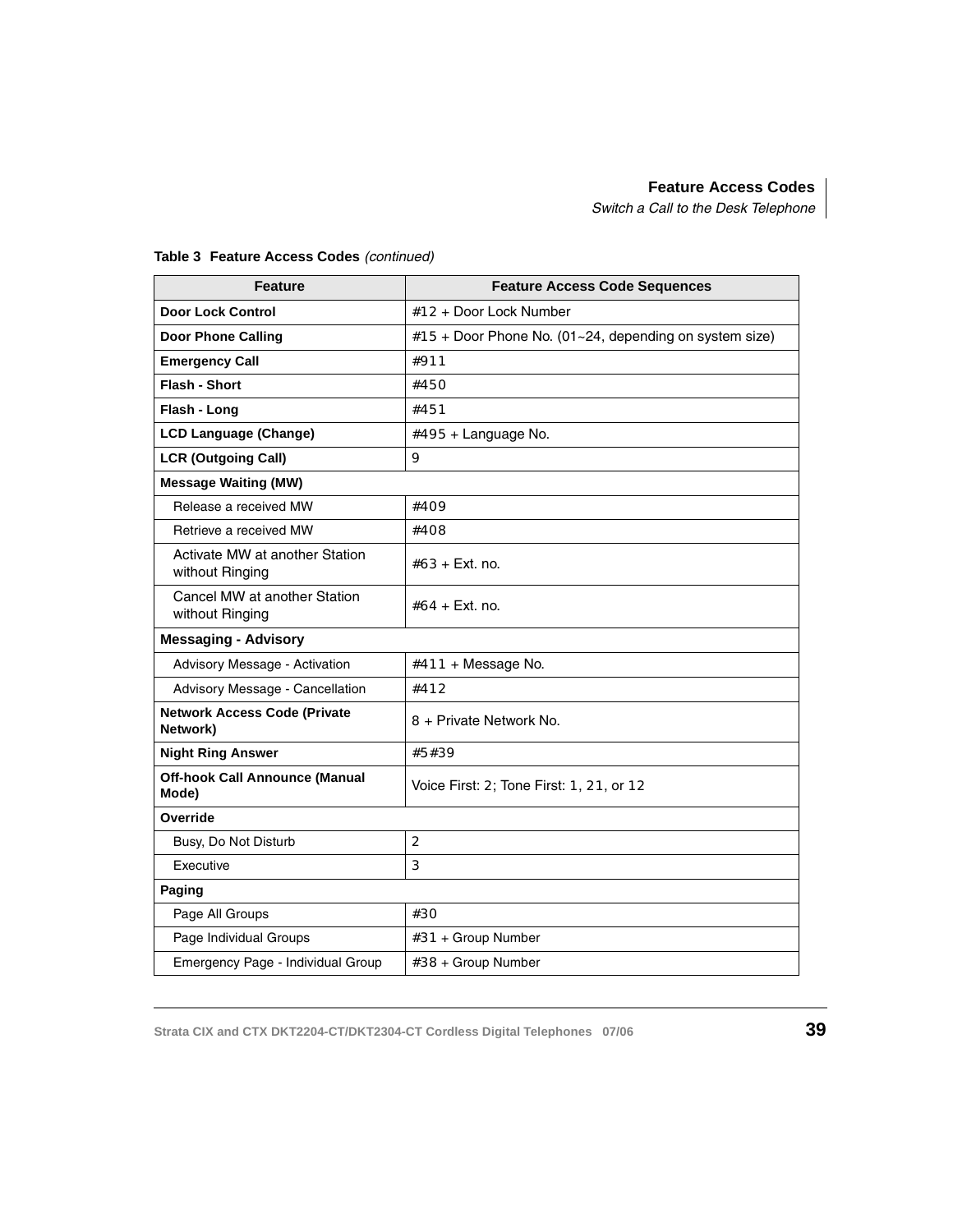**Table 3 Feature Access Codes** *(continued)*

| Feature | Feature Access Code Sequences |
|---|---|
| **Door Lock Control** | #12 + Door Lock Number |
| **Door Phone Calling** | #15 + Door Phone No. (01~24, depending on system size) |
| **Emergency Call** | #911 |
| **Flash - Short** | #450 |
| **Flash - Long** | #451 |
| **LCD Language (Change)** | #495 + Language No. |
| **LCR (Outgoing Call)** | 9 |
| **Message Waiting (MW)** | |
| Release a received MW | #409 |
| Retrieve a received MW | #408 |
| Activate MW at another Station without Ringing | #63 + Ext. no. |
| Cancel MW at another Station without Ringing | #64 + Ext. no. |
| **Messaging - Advisory** | |
| Advisory Message - Activation | #411 + Message No. |
| Advisory Message - Cancellation | #412 |
| **Network Access Code (Private Network)** | 8 + Private Network No. |
| **Night Ring Answer** | #5#39 |
| **Off-hook Call Announce (Manual Mode)** | Voice First: 2; Tone First: 1, 21, or 12 |
| **Override** | |
| Busy, Do Not Disturb | 2 |
| Executive | 3 |
| **Paging** | |
| Page All Groups | #30 |
| Page Individual Groups | #31 + Group Number |
| Emergency Page - Individual Group | #38 + Group Number |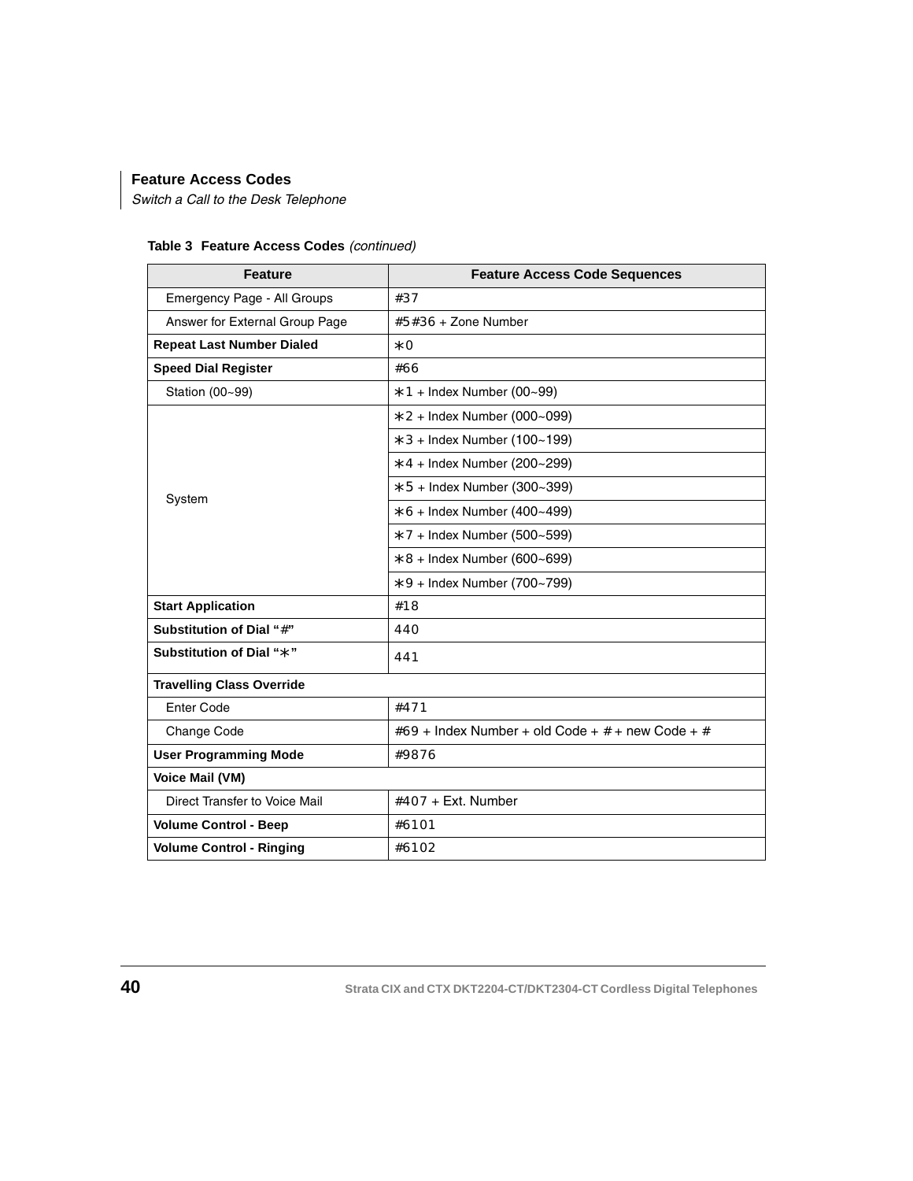**Table 3 Feature Access Codes** *(continued)*

| Feature | Feature Access Code Sequences |
|---|---|
| Emergency Page - All Groups | #37 |
| Answer for External Group Page | #5#36 + Zone Number |
| **Repeat Last Number Dialed** | *0 |
| **Speed Dial Register** | #66 |
| Station (00~99) | *1 + Index Number (00~99) |
| System | *2 + Index Number (000~099) |
| | *3 + Index Number (100~199) |
| | *4 + Index Number (200~299) |
| | *5 + Index Number (300~399) |
| | *6 + Index Number (400~499) |
| | *7 + Index Number (500~599) |
| | *8 + Index Number (600~699) |
| | *9 + Index Number (700~799) |
| **Start Application** | #18 |
| **Substitution of Dial "#"** | 440 |
| **Substitution of Dial "*"** | 441 |
| **Travelling Class Override** | |
| Enter Code | #471 |
| Change Code | #69 + Index Number + old Code + # + new Code + # |
| **User Programming Mode** | #9876 |
| **Voice Mail (VM)** | |
| Direct Transfer to Voice Mail | #407 + Ext. Number |
| **Volume Control - Beep** | #6101 |
| **Volume Control - Ringing** | #6102 |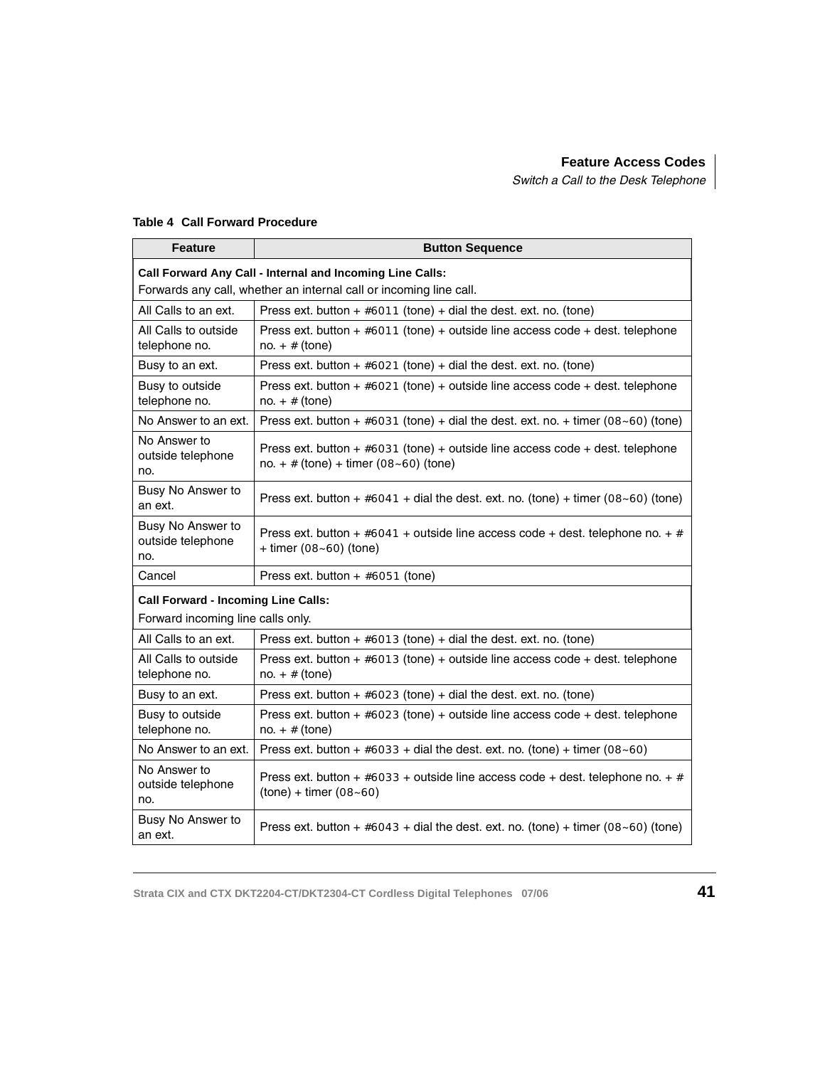**Table 4 Call Forward Procedure**

| Feature | Button Sequence |
|---|---|
| **Call Forward Any Call - Internal and Incoming Line Calls:** Forwards any call, whether an internal call or incoming line call. | |
| All Calls to an ext. | Press ext. button + #6011 (tone) + dial the dest. ext. no. (tone) |
| All Calls to outside telephone no. | Press ext. button + #6011 (tone) + outside line access code + dest. telephone no. + # (tone) |
| Busy to an ext. | Press ext. button + #6021 (tone) + dial the dest. ext. no. (tone) |
| Busy to outside telephone no. | Press ext. button + #6021 (tone) + outside line access code + dest. telephone no. + # (tone) |
| No Answer to an ext. | Press ext. button + #6031 (tone) + dial the dest. ext. no. + timer (08~60) (tone) |
| No Answer to outside telephone no. | Press ext. button + #6031 (tone) + outside line access code + dest. telephone no. + # (tone) + timer (08~60) (tone) |
| Busy No Answer to an ext. | Press ext. button + #6041 + dial the dest. ext. no. (tone) + timer (08~60) (tone) |
| Busy No Answer to outside telephone no. | Press ext. button + #6041 + outside line access code + dest. telephone no. + # + timer (08~60) (tone) |
| Cancel | Press ext. button + #6051 (tone) |
| **Call Forward - Incoming Line Calls:** Forward incoming line calls only. | |
| All Calls to an ext. | Press ext. button + #6013 (tone) + dial the dest. ext. no. (tone) |
| All Calls to outside telephone no. | Press ext. button + #6013 (tone) + outside line access code + dest. telephone no. + # (tone) |
| Busy to an ext. | Press ext. button + #6023 (tone) + dial the dest. ext. no. (tone) |
| Busy to outside telephone no. | Press ext. button + #6023 (tone) + outside line access code + dest. telephone no. + # (tone) |
| No Answer to an ext. | Press ext. button + #6033 + dial the dest. ext. no. (tone) + timer (08~60) |
| No Answer to outside telephone no. | Press ext. button + #6033 + outside line access code + dest. telephone no. + # (tone) + timer (08~60) |
| Busy No Answer to an ext. | Press ext. button + #6043 + dial the dest. ext. no. (tone) + timer (08~60) (tone) |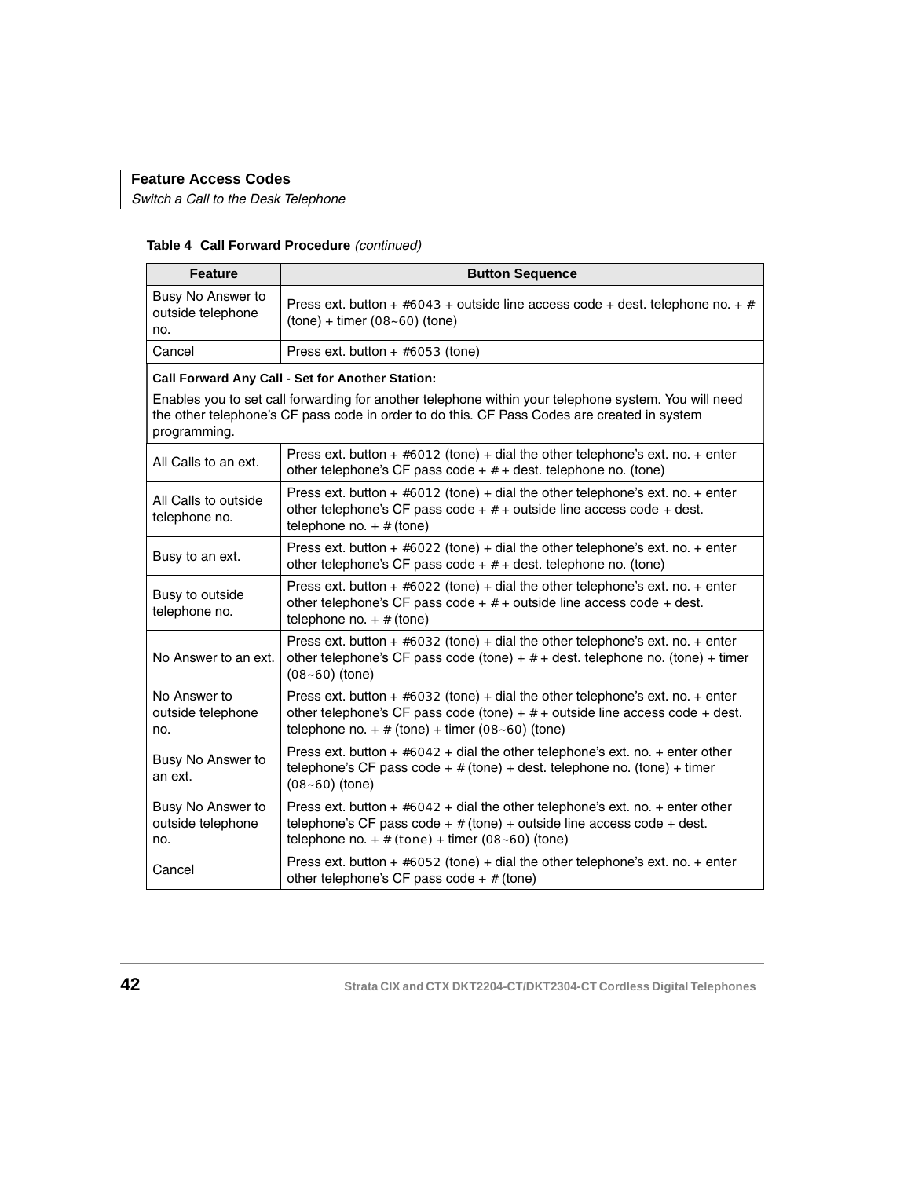**Table 4 Call Forward Procedure** *(continued)*

| Feature | Button Sequence |
|---|---|
| Busy No Answer to outside telephone no. | Press ext. button + #6043 + outside line access code + dest. telephone no. + # (tone) + timer (08~60) (tone) |
| Cancel | Press ext. button + #6053 (tone) |
| **Call Forward Any Call - Set for Another Station:** Enables you to set call forwarding for another telephone within your telephone system. You will need the other telephone's CF pass code in order to do this. CF Pass Codes are created in system programming. | |
| All Calls to an ext. | Press ext. button + #6012 (tone) + dial the other telephone's ext. no. + enter other telephone's CF pass code + # + dest. telephone no. (tone) |
| All Calls to outside telephone no. | Press ext. button + #6012 (tone) + dial the other telephone's ext. no. + enter other telephone's CF pass code + # + outside line access code + dest. telephone no. + # (tone) |
| Busy to an ext. | Press ext. button + #6022 (tone) + dial the other telephone's ext. no. + enter other telephone's CF pass code + # + dest. telephone no. (tone) |
| Busy to outside telephone no. | Press ext. button + #6022 (tone) + dial the other telephone's ext. no. + enter other telephone's CF pass code + # + outside line access code + dest. telephone no. + # (tone) |
| No Answer to an ext. | Press ext. button + #6032 (tone) + dial the other telephone's ext. no. + enter other telephone's CF pass code (tone) + # + dest. telephone no. (tone) + timer (08~60) (tone) |
| No Answer to outside telephone no. | Press ext. button + #6032 (tone) + dial the other telephone's ext. no. + enter other telephone's CF pass code (tone) + # + outside line access code + dest. telephone no. + # (tone) + timer (08~60) (tone) |
| Busy No Answer to an ext. | Press ext. button + #6042 + dial the other telephone's ext. no. + enter other telephone's CF pass code + # (tone) + dest. telephone no. (tone) + timer (08~60) (tone) |
| Busy No Answer to outside telephone no. | Press ext. button + #6042 + dial the other telephone's ext. no. + enter other telephone's CF pass code + # (tone) + outside line access code + dest. telephone no. + # (tone) + timer (08~60) (tone) |
| Cancel | Press ext. button + #6052 (tone) + dial the other telephone's ext. no. + enter other telephone's CF pass code + # (tone) |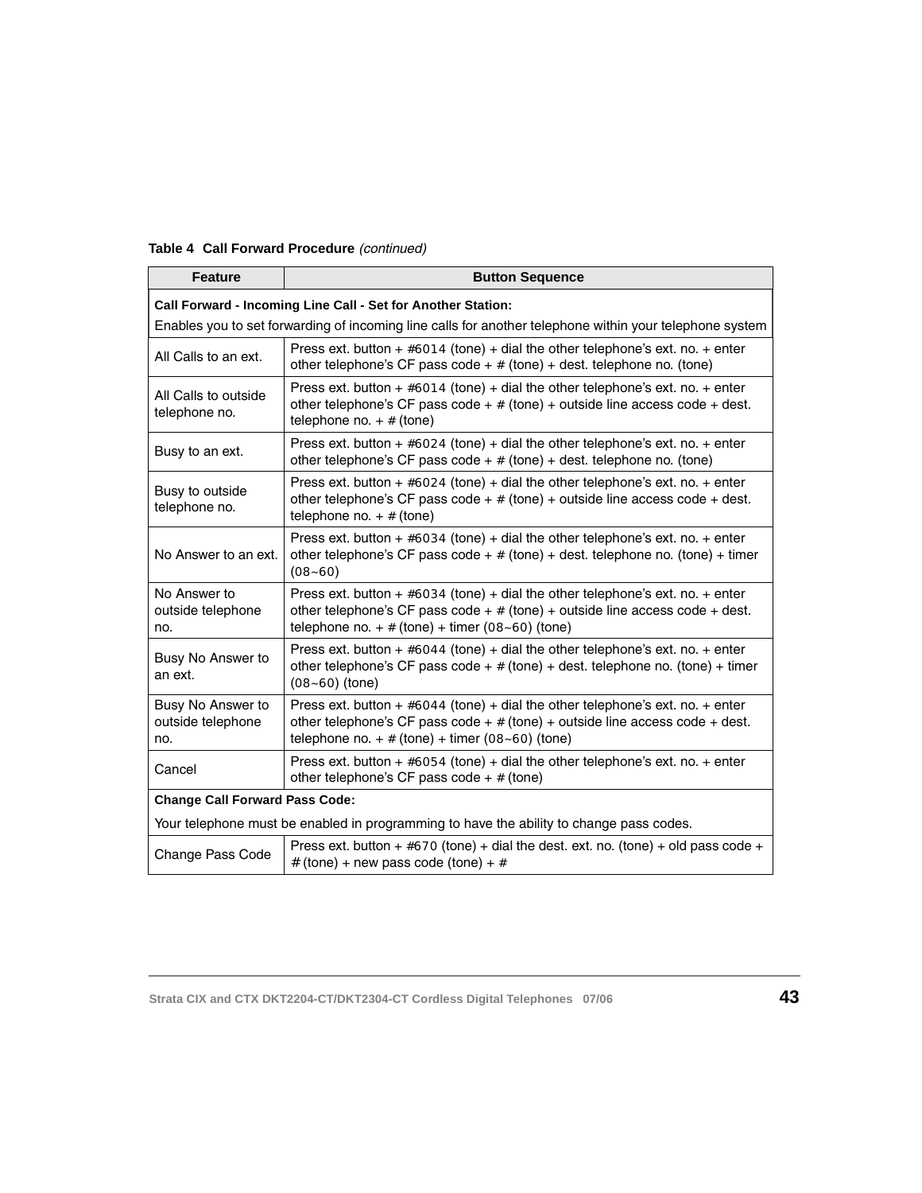**Table 4 Call Forward Procedure** *(continued)*

| Feature | Button Sequence |
|---|---|
| **Call Forward - Incoming Line Call - Set for Another Station:** Enables you to set forwarding of incoming line calls for another telephone within your telephone system | |
| All Calls to an ext. | Press ext. button + #6014 (tone) + dial the other telephone's ext. no. + enter other telephone's CF pass code + # (tone) + dest. telephone no. (tone) |
| All Calls to outside telephone no. | Press ext. button + #6014 (tone) + dial the other telephone's ext. no. + enter other telephone's CF pass code + # (tone) + outside line access code + dest. telephone no. + # (tone) |
| Busy to an ext. | Press ext. button + #6024 (tone) + dial the other telephone's ext. no. + enter other telephone's CF pass code + # (tone) + dest. telephone no. (tone) |
| Busy to outside telephone no. | Press ext. button + #6024 (tone) + dial the other telephone's ext. no. + enter other telephone's CF pass code + # (tone) + outside line access code + dest. telephone no. + # (tone) |
| No Answer to an ext. | Press ext. button + #6034 (tone) + dial the other telephone's ext. no. + enter other telephone's CF pass code + # (tone) + dest. telephone no. (tone) + timer (08~60) |
| No Answer to outside telephone no. | Press ext. button + #6034 (tone) + dial the other telephone's ext. no. + enter other telephone's CF pass code + # (tone) + outside line access code + dest. telephone no. + # (tone) + timer (08~60) (tone) |
| Busy No Answer to an ext. | Press ext. button + #6044 (tone) + dial the other telephone's ext. no. + enter other telephone's CF pass code + # (tone) + dest. telephone no. (tone) + timer (08~60) (tone) |
| Busy No Answer to outside telephone no. | Press ext. button + #6044 (tone) + dial the other telephone's ext. no. + enter other telephone's CF pass code + # (tone) + outside line access code + dest. telephone no. + # (tone) + timer (08~60) (tone) |
| Cancel | Press ext. button + #6054 (tone) + dial the other telephone's ext. no. + enter other telephone's CF pass code + # (tone) |
| **Change Call Forward Pass Code:** Your telephone must be enabled in programming to have the ability to change pass codes. | |
| Change Pass Code | Press ext. button + #670 (tone) + dial the dest. ext. no. (tone) + old pass code + # (tone) + new pass code (tone) + # |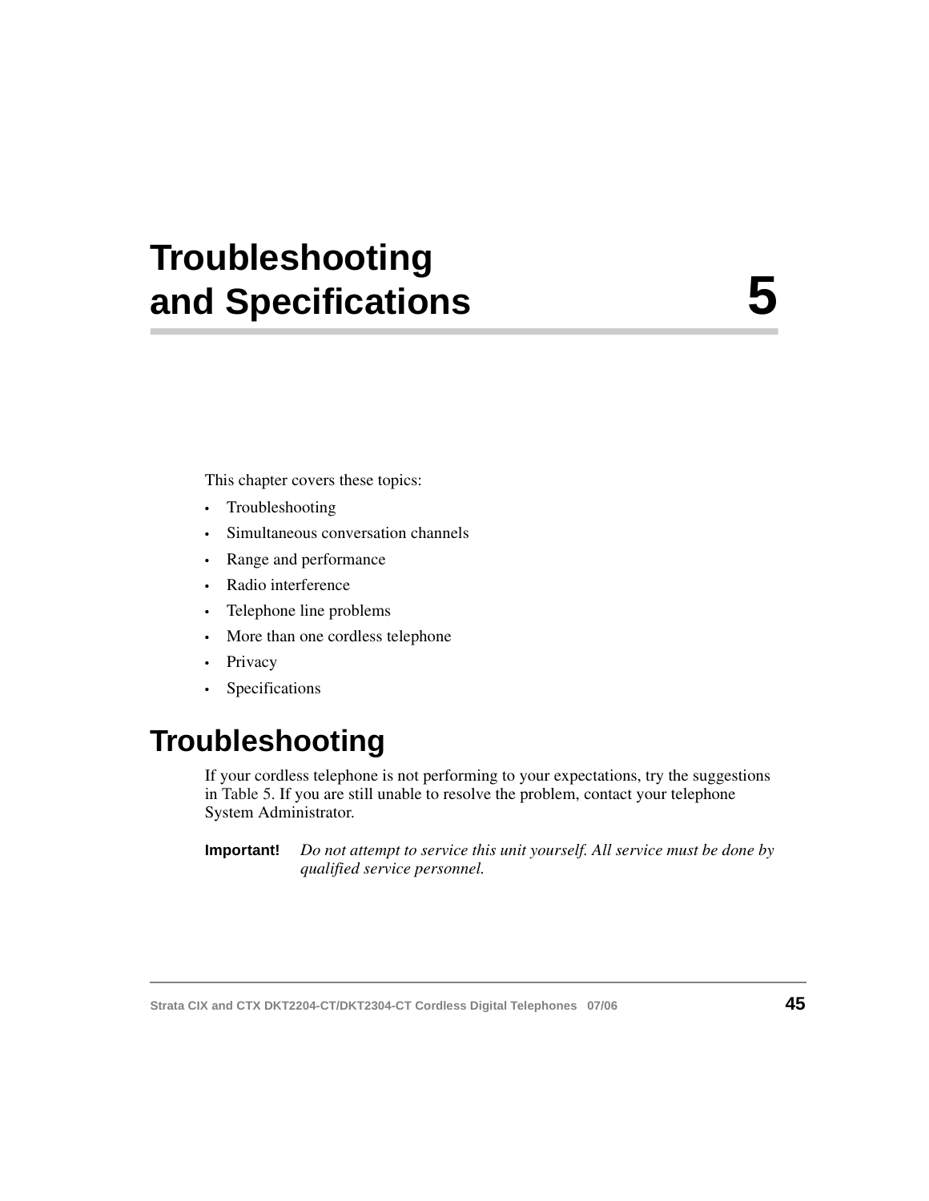# Troubleshooting and Specifications 5

This chapter covers these topics:

- Troubleshooting
- Simultaneous conversation channels
- Range and performance
- Radio interference
- Telephone line problems
- More than one cordless telephone
- Privacy
- Specifications

## Troubleshooting

If your cordless telephone is not performing to your expectations, try the suggestions in Table 5. If you are still unable to resolve the problem, contact your telephone System Administrator.

**Important!** *Do not attempt to service this unit yourself. All service must be done by qualified service personnel.*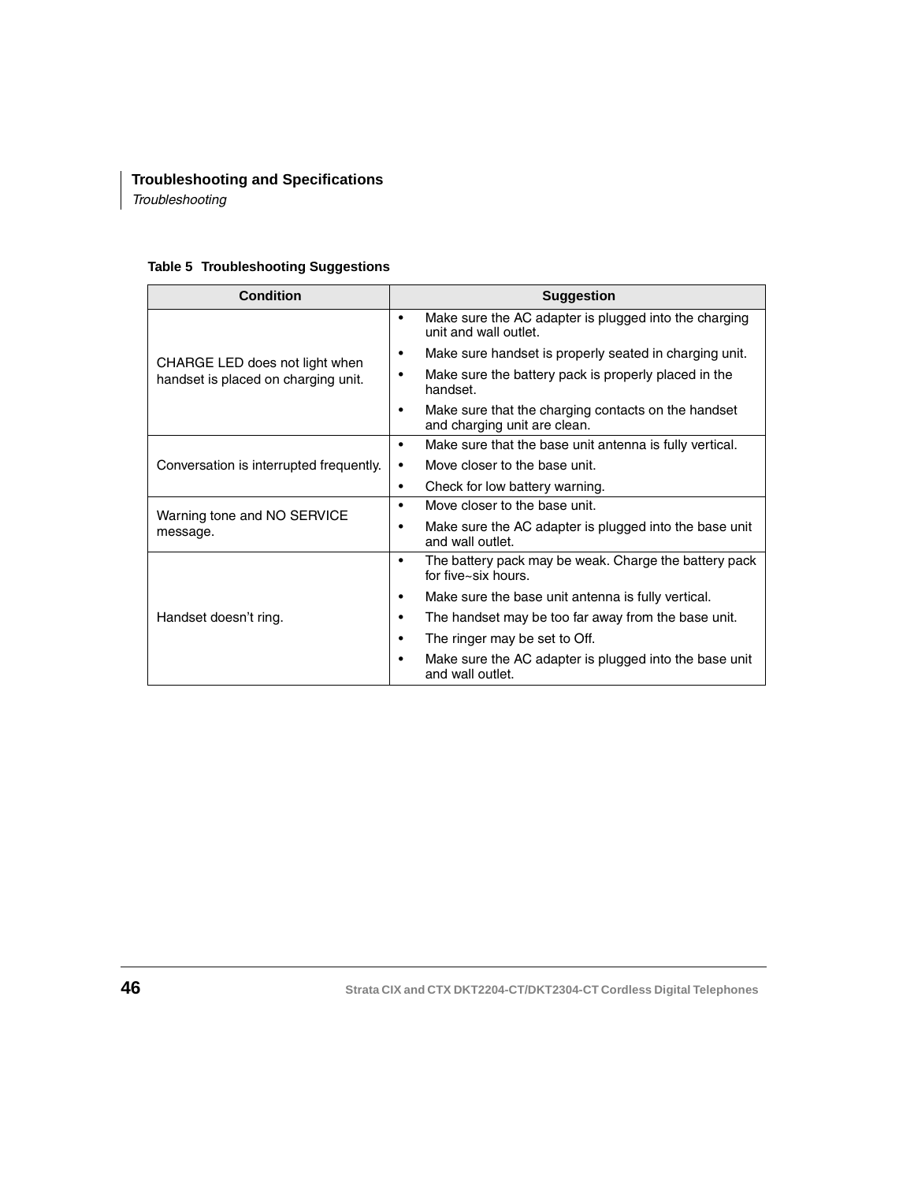**Troubleshooting and Specifications**

*Troubleshooting*

**Table 5 Troubleshooting Suggestions**

| Condition | Suggestion |
|---|---|
| CHARGE LED does not light when handset is placed on charging unit. | • Make sure the AC adapter is plugged into the charging unit and wall outlet.<br>• Make sure handset is properly seated in charging unit.<br>• Make sure the battery pack is properly placed in the handset.<br>• Make sure that the charging contacts on the handset and charging unit are clean. |
| Conversation is interrupted frequently. | • Make sure that the base unit antenna is fully vertical.<br>• Move closer to the base unit.<br>• Check for low battery warning. |
| Warning tone and NO SERVICE message. | • Move closer to the base unit.<br>• Make sure the AC adapter is plugged into the base unit and wall outlet. |
| Handset doesn't ring. | • The battery pack may be weak. Charge the battery pack for five~six hours.<br>• Make sure the base unit antenna is fully vertical.<br>• The handset may be too far away from the base unit.<br>• The ringer may be set to Off.<br>• Make sure the AC adapter is plugged into the base unit and wall outlet. |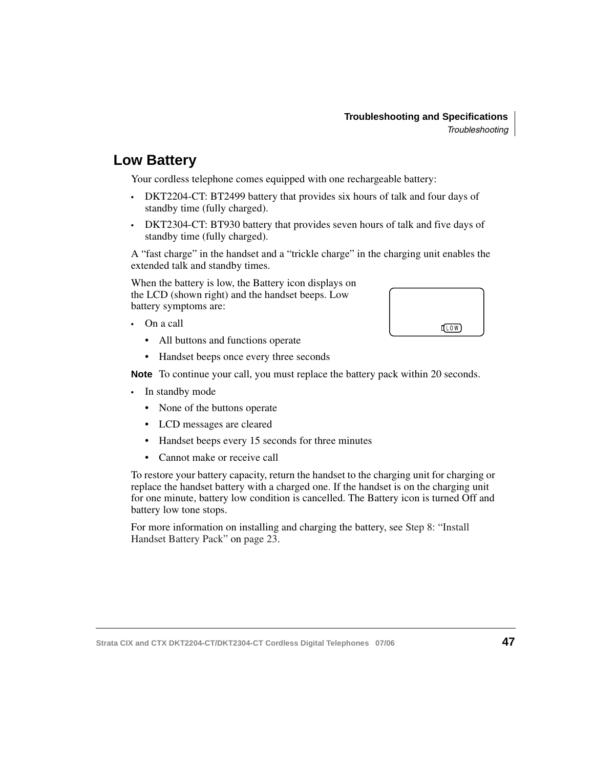## Low Battery

Your cordless telephone comes equipped with one rechargeable battery:

- DKT2204-CT: BT2499 battery that provides six hours of talk and four days of standby time (fully charged).
- DKT2304-CT: BT930 battery that provides seven hours of talk and five days of standby time (fully charged).

A "fast charge" in the handset and a "trickle charge" in the charging unit enables the extended talk and standby times.

When the battery is low, the Battery icon displays on the LCD (shown right) and the handset beeps. Low battery symptoms are:

- On a call
  - All buttons and functions operate
  - Handset beeps once every three seconds

**Note** To continue your call, you must replace the battery pack within 20 seconds.

- In standby mode
  - None of the buttons operate
  - LCD messages are cleared
  - Handset beeps every 15 seconds for three minutes
  - Cannot make or receive call

To restore your battery capacity, return the handset to the charging unit for charging or replace the handset battery with a charged one. If the handset is on the charging unit for one minute, battery low condition is cancelled. The Battery icon is turned Off and battery low tone stops.

For more information on installing and charging the battery, see Step 8: "Install Handset Battery Pack" on page 23.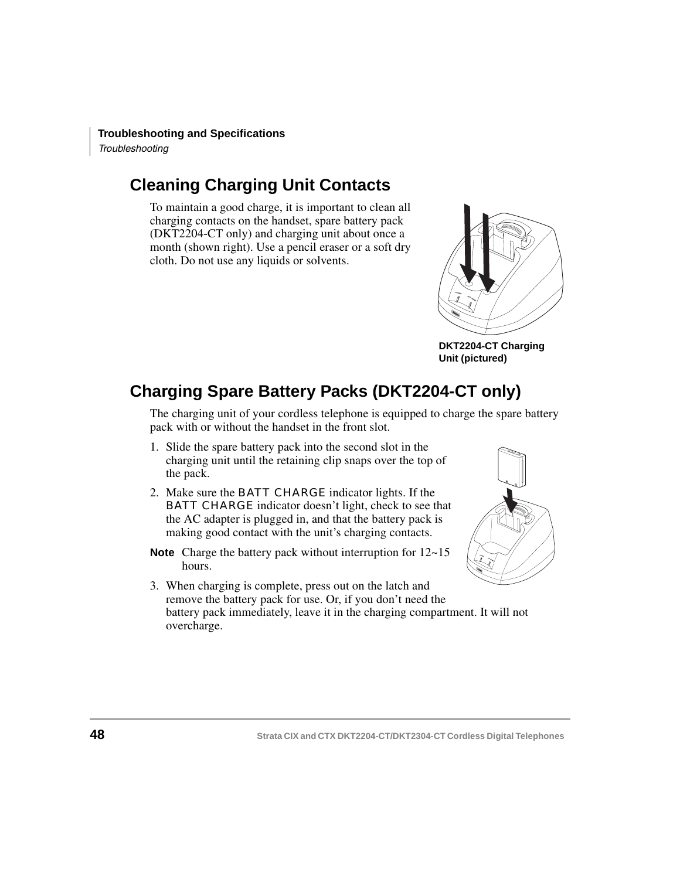## Cleaning Charging Unit Contacts

To maintain a good charge, it is important to clean all charging contacts on the handset, spare battery pack (DKT2204-CT only) and charging unit about once a month (shown right). Use a pencil eraser or a soft dry cloth. Do not use any liquids or solvents.

**DKT2204-CT Charging Unit (pictured)**

## Charging Spare Battery Packs (DKT2204-CT only)

The charging unit of your cordless telephone is equipped to charge the spare battery pack with or without the handset in the front slot.

1. Slide the spare battery pack into the second slot in the charging unit until the retaining clip snaps over the top of the pack.
2. Make sure the BATT CHARGE indicator lights. If the BATT CHARGE indicator doesn't light, check to see that the AC adapter is plugged in, and that the battery pack is making good contact with the unit's charging contacts.

**Note** Charge the battery pack without interruption for 12~15 hours.

3. When charging is complete, press out on the latch and remove the battery pack for use. Or, if you don't need the battery pack immediately, leave it in the charging compartment. It will not overcharge.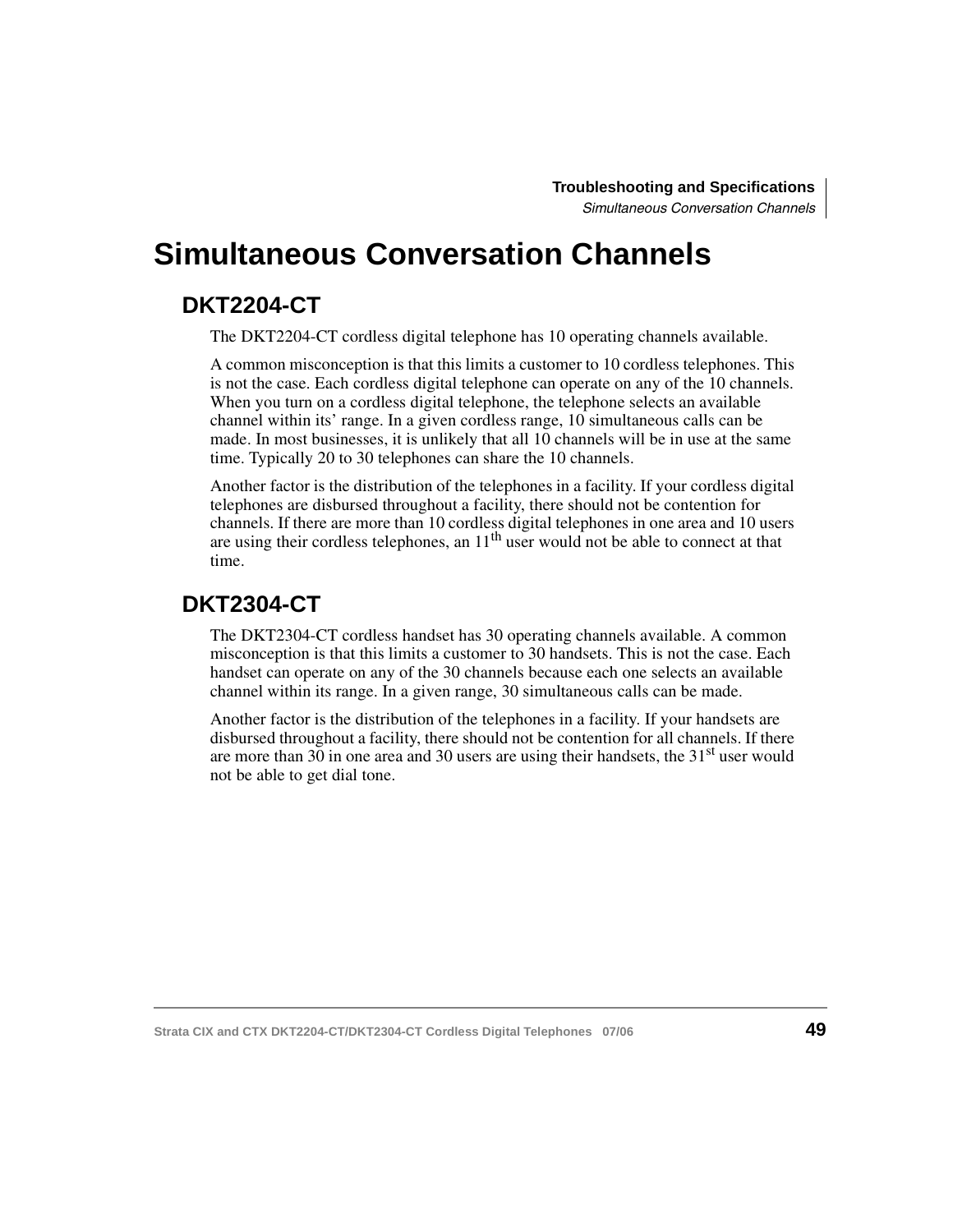# Simultaneous Conversation Channels

## DKT2204-CT

The DKT2204-CT cordless digital telephone has 10 operating channels available.

A common misconception is that this limits a customer to 10 cordless telephones. This is not the case. Each cordless digital telephone can operate on any of the 10 channels. When you turn on a cordless digital telephone, the telephone selects an available channel within its' range. In a given cordless range, 10 simultaneous calls can be made. In most businesses, it is unlikely that all 10 channels will be in use at the same time. Typically 20 to 30 telephones can share the 10 channels.

Another factor is the distribution of the telephones in a facility. If your cordless digital telephones are disbursed throughout a facility, there should not be contention for channels. If there are more than 10 cordless digital telephones in one area and 10 users are using their cordless telephones, an 11th user would not be able to connect at that time.

## DKT2304-CT

The DKT2304-CT cordless handset has 30 operating channels available. A common misconception is that this limits a customer to 30 handsets. This is not the case. Each handset can operate on any of the 30 channels because each one selects an available channel within its range. In a given range, 30 simultaneous calls can be made.

Another factor is the distribution of the telephones in a facility. If your handsets are disbursed throughout a facility, there should not be contention for all channels. If there are more than 30 in one area and 30 users are using their handsets, the 31st user would not be able to get dial tone.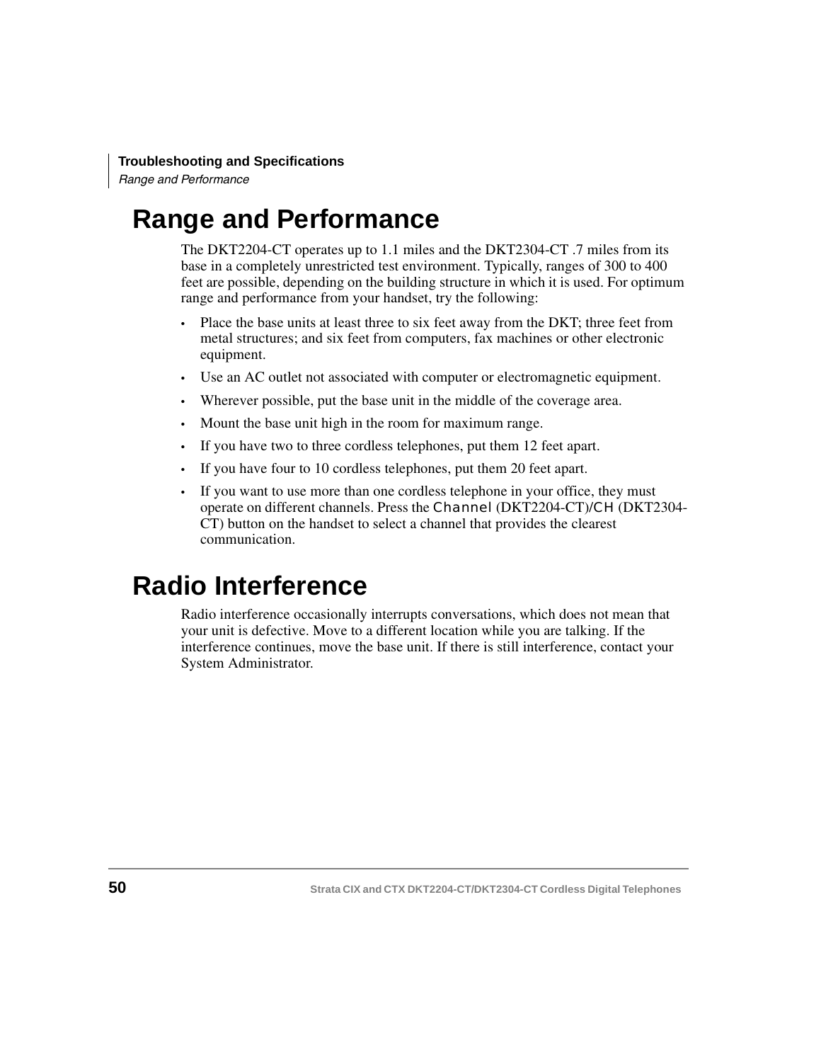# Range and Performance

The DKT2204-CT operates up to 1.1 miles and the DKT2304-CT .7 miles from its base in a completely unrestricted test environment. Typically, ranges of 300 to 400 feet are possible, depending on the building structure in which it is used. For optimum range and performance from your handset, try the following:

- Place the base units at least three to six feet away from the DKT; three feet from metal structures; and six feet from computers, fax machines or other electronic equipment.
- Use an AC outlet not associated with computer or electromagnetic equipment.
- Wherever possible, put the base unit in the middle of the coverage area.
- Mount the base unit high in the room for maximum range.
- If you have two to three cordless telephones, put them 12 feet apart.
- If you have four to 10 cordless telephones, put them 20 feet apart.
- If you want to use more than one cordless telephone in your office, they must operate on different channels. Press the Channel (DKT2204-CT)/CH (DKT2304-CT) button on the handset to select a channel that provides the clearest communication.

# Radio Interference

Radio interference occasionally interrupts conversations, which does not mean that your unit is defective. Move to a different location while you are talking. If the interference continues, move the base unit. If there is still interference, contact your System Administrator.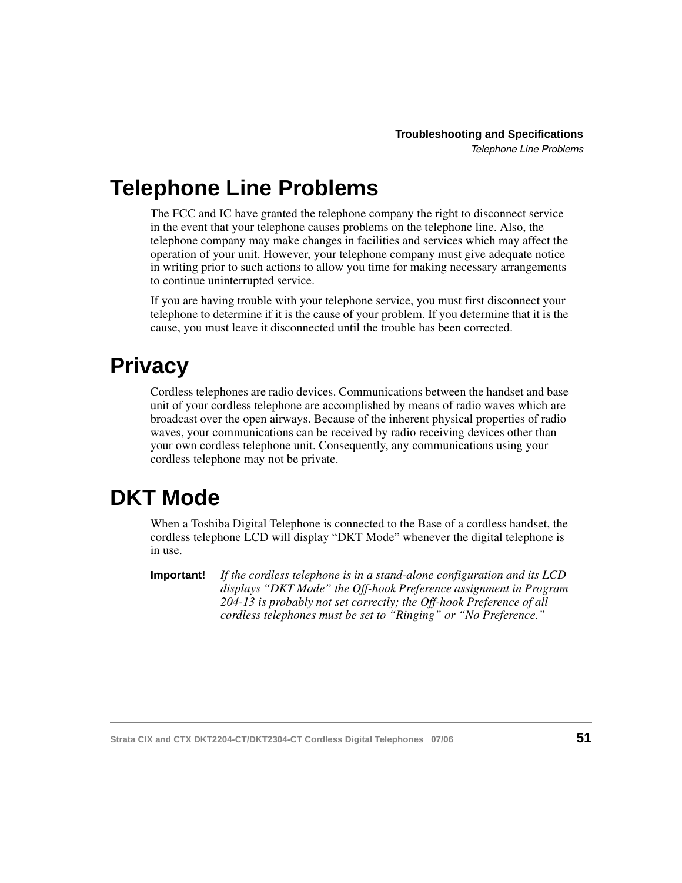# Telephone Line Problems

The FCC and IC have granted the telephone company the right to disconnect service in the event that your telephone causes problems on the telephone line. Also, the telephone company may make changes in facilities and services which may affect the operation of your unit. However, your telephone company must give adequate notice in writing prior to such actions to allow you time for making necessary arrangements to continue uninterrupted service.

If you are having trouble with your telephone service, you must first disconnect your telephone to determine if it is the cause of your problem. If you determine that it is the cause, you must leave it disconnected until the trouble has been corrected.

# Privacy

Cordless telephones are radio devices. Communications between the handset and base unit of your cordless telephone are accomplished by means of radio waves which are broadcast over the open airways. Because of the inherent physical properties of radio waves, your communications can be received by radio receiving devices other than your own cordless telephone unit. Consequently, any communications using your cordless telephone may not be private.

# DKT Mode

When a Toshiba Digital Telephone is connected to the Base of a cordless handset, the cordless telephone LCD will display "DKT Mode" whenever the digital telephone is in use.

**Important!** *If the cordless telephone is in a stand-alone configuration and its LCD displays "DKT Mode" the Off-hook Preference assignment in Program 204-13 is probably not set correctly; the Off-hook Preference of all cordless telephones must be set to "Ringing" or "No Preference."*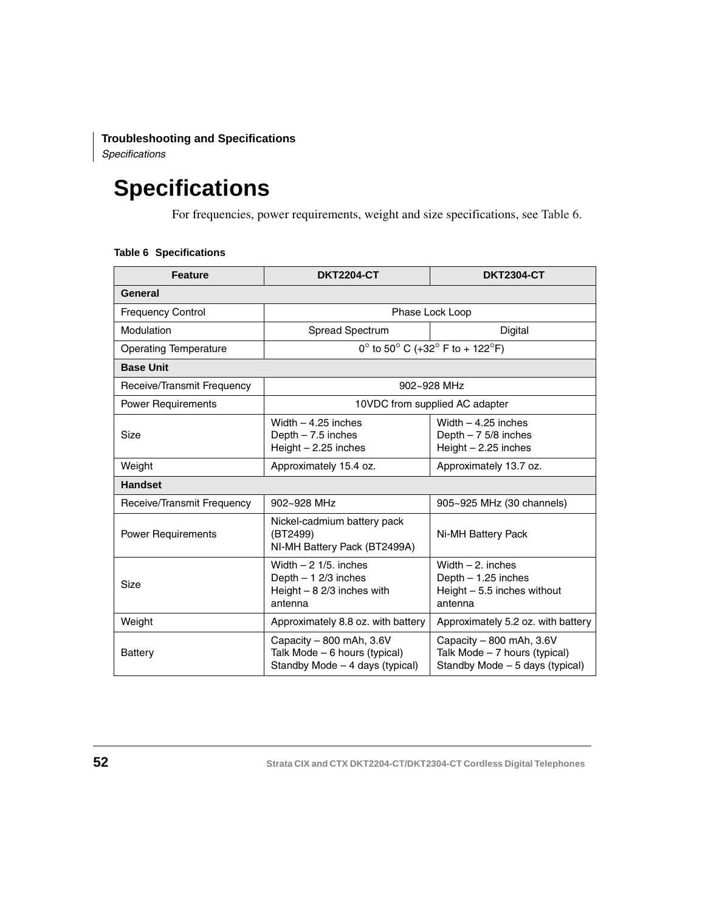# Specifications

For frequencies, power requirements, weight and size specifications, see Table 6.

**Table 6 Specifications**

| Feature | DKT2204-CT | DKT2304-CT |
|---|---|---|
| **General** | | |
| Frequency Control | Phase Lock Loop | |
| Modulation | Spread Spectrum | Digital |
| Operating Temperature | 0° to 50° C (+32° F to + 122°F) | |
| **Base Unit** | | |
| Receive/Transmit Frequency | 902~928 MHz | |
| Power Requirements | 10VDC from supplied AC adapter | |
| Size | Width – 4.25 inches<br>Depth – 7.5 inches<br>Height – 2.25 inches | Width – 4.25 inches<br>Depth – 7 5/8 inches<br>Height – 2.25 inches |
| Weight | Approximately 15.4 oz. | Approximately 13.7 oz. |
| **Handset** | | |
| Receive/Transmit Frequency | 902~928 MHz | 905~925 MHz (30 channels) |
| Power Requirements | Nickel-cadmium battery pack (BT2499)<br>NI-MH Battery Pack (BT2499A) | Ni-MH Battery Pack |
| Size | Width – 2 1/5. inches<br>Depth – 1 2/3 inches<br>Height – 8 2/3 inches with antenna | Width – 2. inches<br>Depth – 1.25 inches<br>Height – 5.5 inches without antenna |
| Weight | Approximately 8.8 oz. with battery | Approximately 5.2 oz. with battery |
| Battery | Capacity – 800 mAh, 3.6V<br>Talk Mode – 6 hours (typical)<br>Standby Mode – 4 days (typical) | Capacity – 800 mAh, 3.6V<br>Talk Mode – 7 hours (typical)<br>Standby Mode – 5 days (typical) |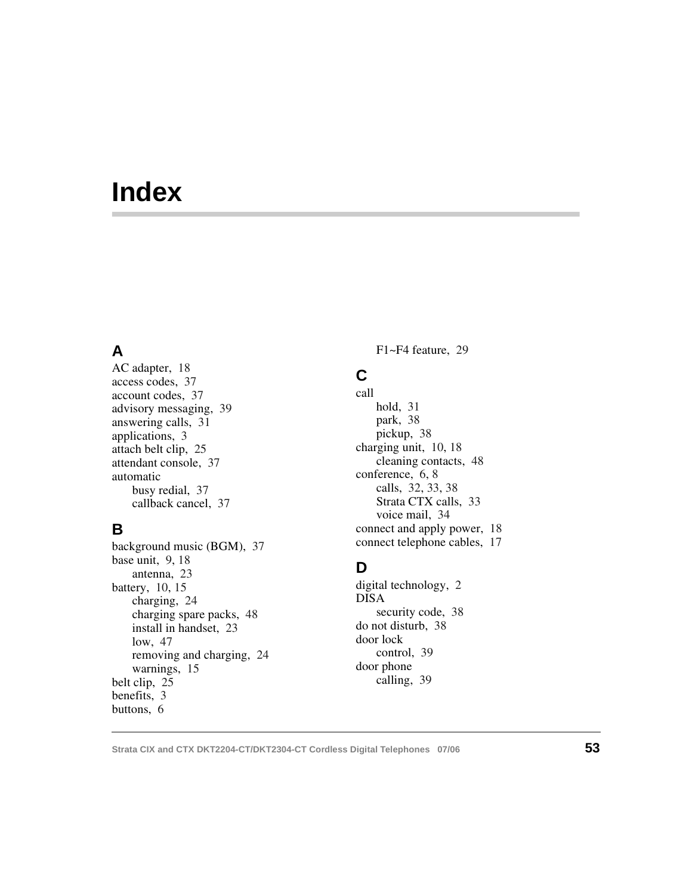# Index

## A

AC adapter, 18
access codes, 37
account codes, 37
advisory messaging, 39
answering calls, 31
applications, 3
attach belt clip, 25
attendant console, 37
automatic
    busy redial, 37
    callback cancel, 37

## B

background music (BGM), 37
base unit, 9, 18
    antenna, 23
battery, 10, 15
    charging, 24
    charging spare packs, 48
    install in handset, 23
    low, 47
    removing and charging, 24
    warnings, 15
belt clip, 25
benefits, 3
buttons, 6
    F1~F4 feature, 29

## C

call
    hold, 31
    park, 38
    pickup, 38
charging unit, 10, 18
    cleaning contacts, 48
conference, 6, 8
    calls, 32, 33, 38
    Strata CTX calls, 33
    voice mail, 34
connect and apply power, 18
connect telephone cables, 17

## D

digital technology, 2
DISA
    security code, 38
do not disturb, 38
door lock
    control, 39
door phone
    calling, 39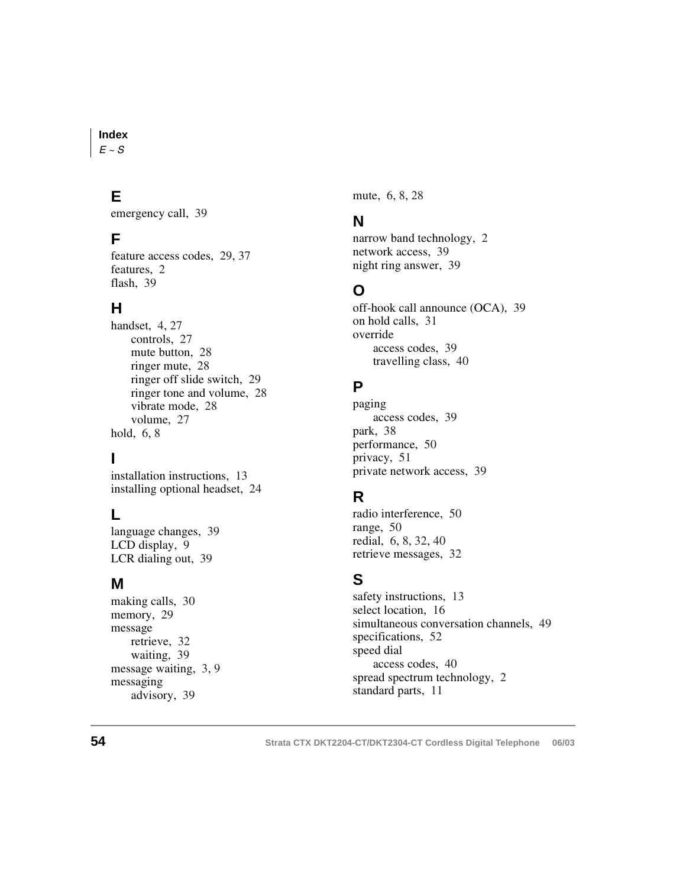## E

emergency call, 39

## F

feature access codes, 29, 37
features, 2
flash, 39

## H

handset, 4, 27
- controls, 27
- mute button, 28
- ringer mute, 28
- ringer off slide switch, 29
- ringer tone and volume, 28
- vibrate mode, 28
- volume, 27

hold, 6, 8

## I

installation instructions, 13
installing optional headset, 24

## L

language changes, 39
LCD display, 9
LCR dialing out, 39

## M

making calls, 30
memory, 29
message
- retrieve, 32
- waiting, 39

message waiting, 3, 9
messaging
- advisory, 39

mute, 6, 8, 28

## N

narrow band technology, 2
network access, 39
night ring answer, 39

## O

off-hook call announce (OCA), 39
on hold calls, 31
override
- access codes, 39
- travelling class, 40

## P

paging
- access codes, 39

park, 38
performance, 50
privacy, 51
private network access, 39

## R

radio interference, 50
range, 50
redial, 6, 8, 32, 40
retrieve messages, 32

## S

safety instructions, 13
select location, 16
simultaneous conversation channels, 49
specifications, 52
speed dial
- access codes, 40

spread spectrum technology, 2
standard parts, 11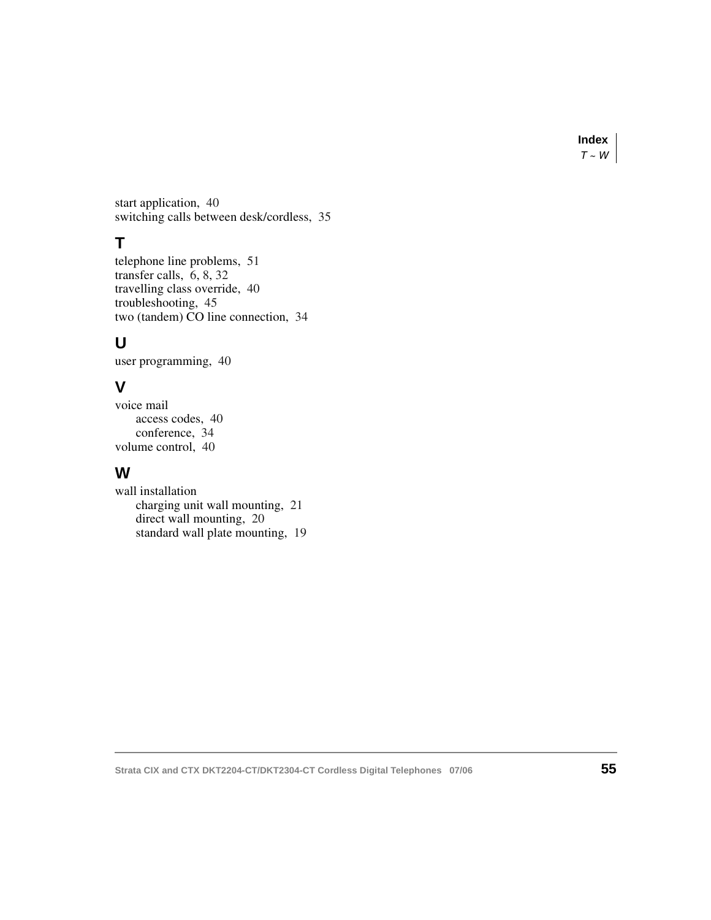start application, 40
switching calls between desk/cordless, 35

## T

telephone line problems, 51
transfer calls, 6, 8, 32
travelling class override, 40
troubleshooting, 45
two (tandem) CO line connection, 34

## U

user programming, 40

## V

voice mail
- access codes, 40
- conference, 34

volume control, 40

## W

wall installation
- charging unit wall mounting, 21
- direct wall mounting, 20
- standard wall plate mounting, 19